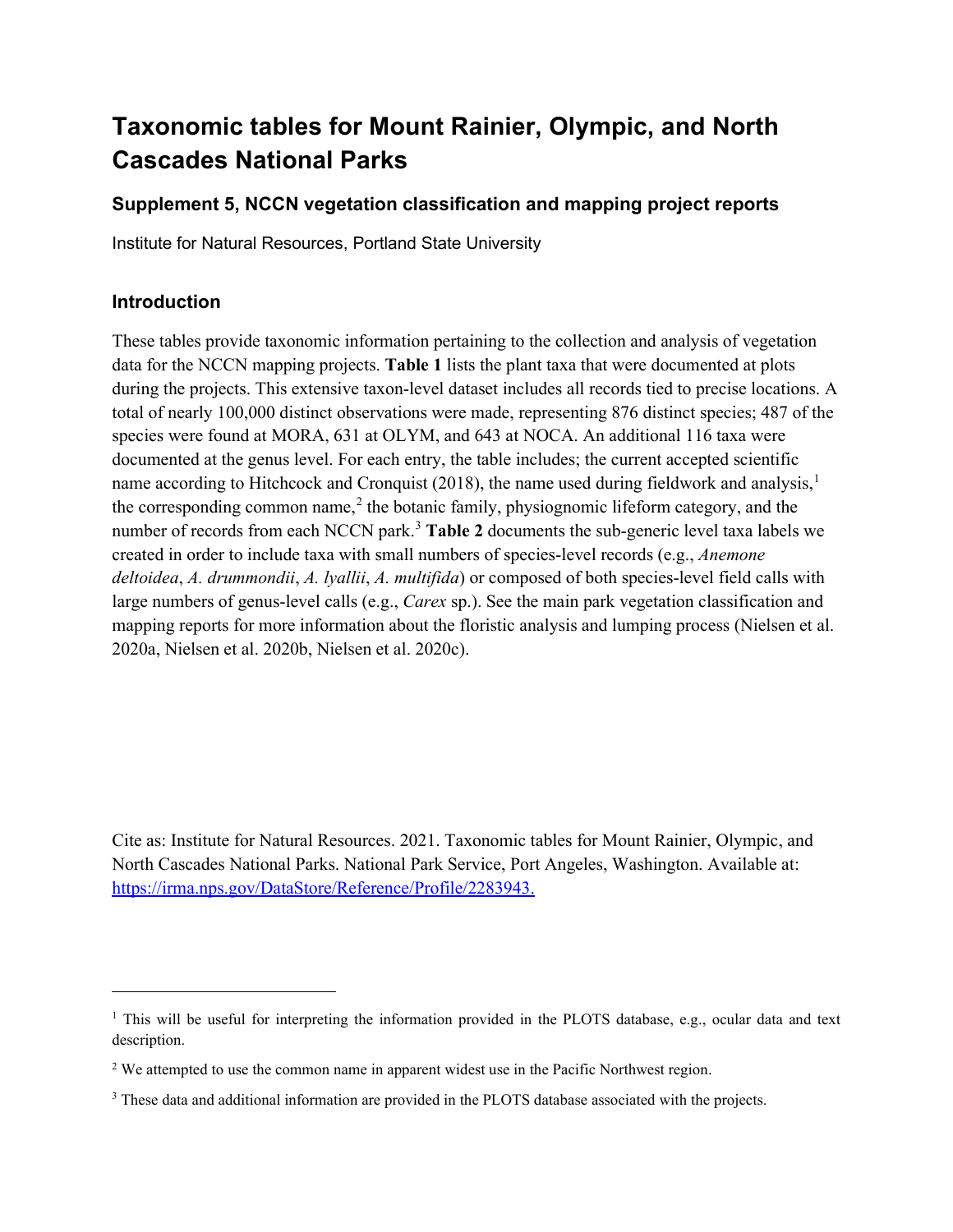# Taxonomic tables for Mount Rainier, Olympic, and North Cascades National Parks

### Supplement 5, NCCN vegetation classification and mapping project reports

Institute for Natural Resources, Portland State University

## Introduction

These tables provide taxonomic information pertaining to the collection and analysis of vegetation data for the NCCN mapping projects. **Table 1** lists the plant taxa that were documented at plots during the projects. This extensive taxon-level dataset includes all records tied to precise locations. A total of nearly 100,000 distinct observations were made, representing 876 distinct species; 487 of the species were found at MORA, 631 at OLYM, and 643 at NOCA. An additional 116 taxa were documented at the genus level. For each entry, the table includes; the current accepted scientific name according to Hitchcock and Cronquist (2018), the name used during fieldwork and analysis,[1] the corresponding common name,[2] the botanic family, physiognomic lifeform category, and the number of records from each NCCN park.[3] **Table 2** documents the sub-generic level taxa labels we created in order to include taxa with small numbers of species-level records (e.g., *Anemone deltoidea*, *A. drummondii*, *A. lyallii*, *A. multifida*) or composed of both species-level field calls with large numbers of genus-level calls (e.g., *Carex* sp.). See the main park vegetation classification and mapping reports for more information about the floristic analysis and lumping process (Nielsen et al. 2020a, Nielsen et al. 2020b, Nielsen et al. 2020c).

Cite as: Institute for Natural Resources. 2021. Taxonomic tables for Mount Rainier, Olympic, and North Cascades National Parks. National Park Service, Port Angeles, Washington. Available at: https://irma.nps.gov/DataStore/Reference/Profile/2283943.

---

[1] This will be useful for interpreting the information provided in the PLOTS database, e.g., ocular data and text description.

[2] We attempted to use the common name in apparent widest use in the Pacific Northwest region.

[3] These data and additional information are provided in the PLOTS database associated with the projects.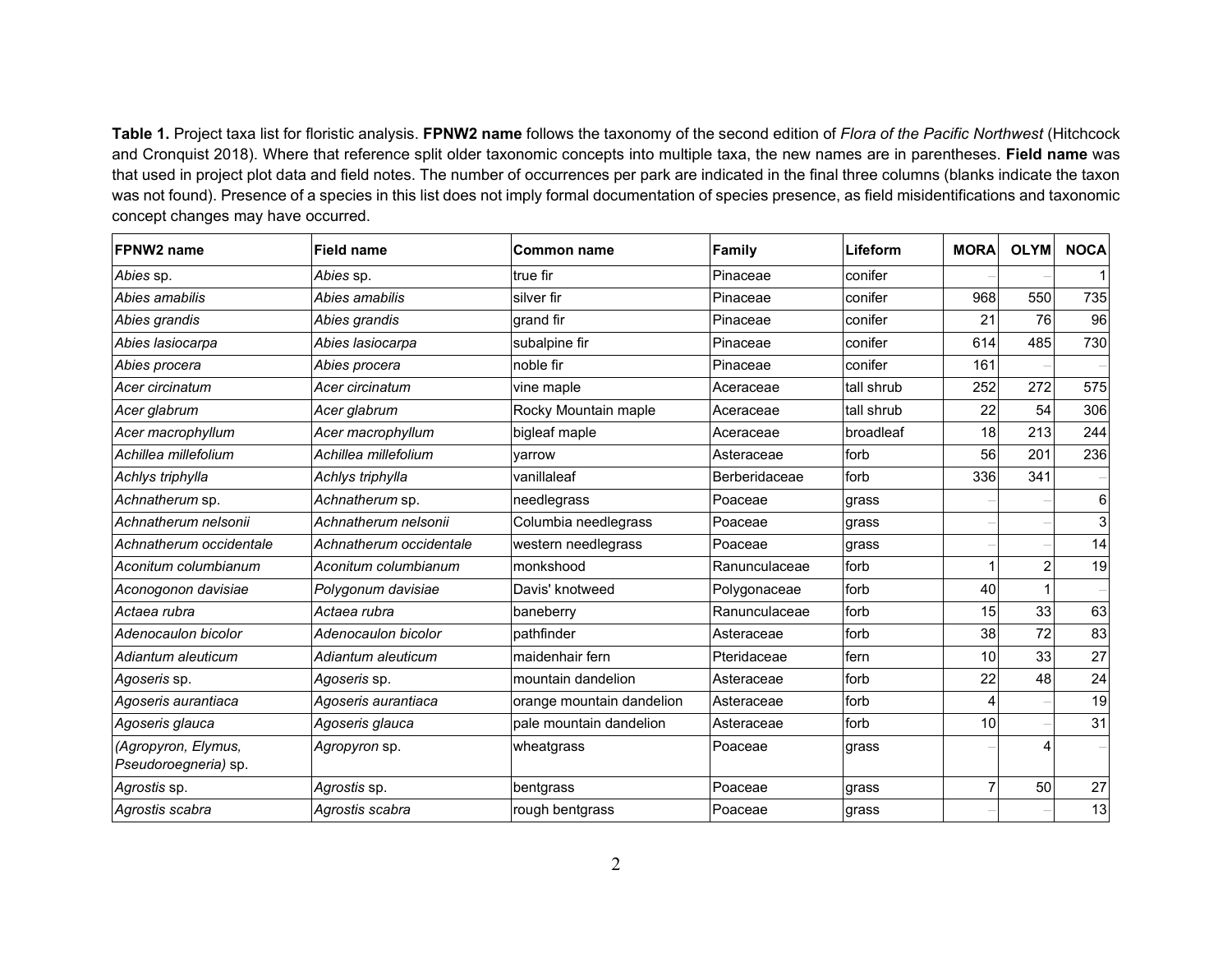**Table 1.** Project taxa list for floristic analysis. **FPNW2 name** follows the taxonomy of the second edition of *Flora of the Pacific Northwest* (Hitchcock and Cronquist 2018). Where that reference split older taxonomic concepts into multiple taxa, the new names are in parentheses. **Field name** was that used in project plot data and field notes. The number of occurrences per park are indicated in the final three columns (blanks indicate the taxon was not found). Presence of a species in this list does not imply formal documentation of species presence, as field misidentifications and taxonomic concept changes may have occurred.

| FPNW2 name | Field name | Common name | Family | Lifeform | MORA | OLYM | NOCA |
|---|---|---|---|---|---|---|---|
| *Abies* sp. | *Abies* sp. | true fir | Pinaceae | conifer | – | – | 1 |
| *Abies amabilis* | *Abies amabilis* | silver fir | Pinaceae | conifer | 968 | 550 | 735 |
| *Abies grandis* | *Abies grandis* | grand fir | Pinaceae | conifer | 21 | 76 | 96 |
| *Abies lasiocarpa* | *Abies lasiocarpa* | subalpine fir | Pinaceae | conifer | 614 | 485 | 730 |
| *Abies procera* | *Abies procera* | noble fir | Pinaceae | conifer | 161 | – | – |
| *Acer circinatum* | *Acer circinatum* | vine maple | Aceraceae | tall shrub | 252 | 272 | 575 |
| *Acer glabrum* | *Acer glabrum* | Rocky Mountain maple | Aceraceae | tall shrub | 22 | 54 | 306 |
| *Acer macrophyllum* | *Acer macrophyllum* | bigleaf maple | Aceraceae | broadleaf | 18 | 213 | 244 |
| *Achillea millefolium* | *Achillea millefolium* | yarrow | Asteraceae | forb | 56 | 201 | 236 |
| *Achlys triphylla* | *Achlys triphylla* | vanillaleaf | Berberidaceae | forb | 336 | 341 | – |
| *Achnatherum* sp. | *Achnatherum* sp. | needlegrass | Poaceae | grass | – | – | 6 |
| *Achnatherum nelsonii* | *Achnatherum nelsonii* | Columbia needlegrass | Poaceae | grass | – | – | 3 |
| *Achnatherum occidentale* | *Achnatherum occidentale* | western needlegrass | Poaceae | grass | – | – | 14 |
| *Aconitum columbianum* | *Aconitum columbianum* | monkshood | Ranunculaceae | forb | 1 | 2 | 19 |
| *Aconogonon davisiae* | *Polygonum davisiae* | Davis' knotweed | Polygonaceae | forb | 40 | 1 | – |
| *Actaea rubra* | *Actaea rubra* | baneberry | Ranunculaceae | forb | 15 | 33 | 63 |
| *Adenocaulon bicolor* | *Adenocaulon bicolor* | pathfinder | Asteraceae | forb | 38 | 72 | 83 |
| *Adiantum aleuticum* | *Adiantum aleuticum* | maidenhair fern | Pteridaceae | fern | 10 | 33 | 27 |
| *Agoseris* sp. | *Agoseris* sp. | mountain dandelion | Asteraceae | forb | 22 | 48 | 24 |
| *Agoseris aurantiaca* | *Agoseris aurantiaca* | orange mountain dandelion | Asteraceae | forb | 4 | – | 19 |
| *Agoseris glauca* | *Agoseris glauca* | pale mountain dandelion | Asteraceae | forb | 10 | – | 31 |
| *(Agropyron, Elymus, Pseudoroegneria)* sp. | *Agropyron* sp. | wheatgrass | Poaceae | grass | – | 4 | – |
| *Agrostis* sp. | *Agrostis* sp. | bentgrass | Poaceae | grass | 7 | 50 | 27 |
| *Agrostis scabra* | *Agrostis scabra* | rough bentgrass | Poaceae | grass | – | – | 13 |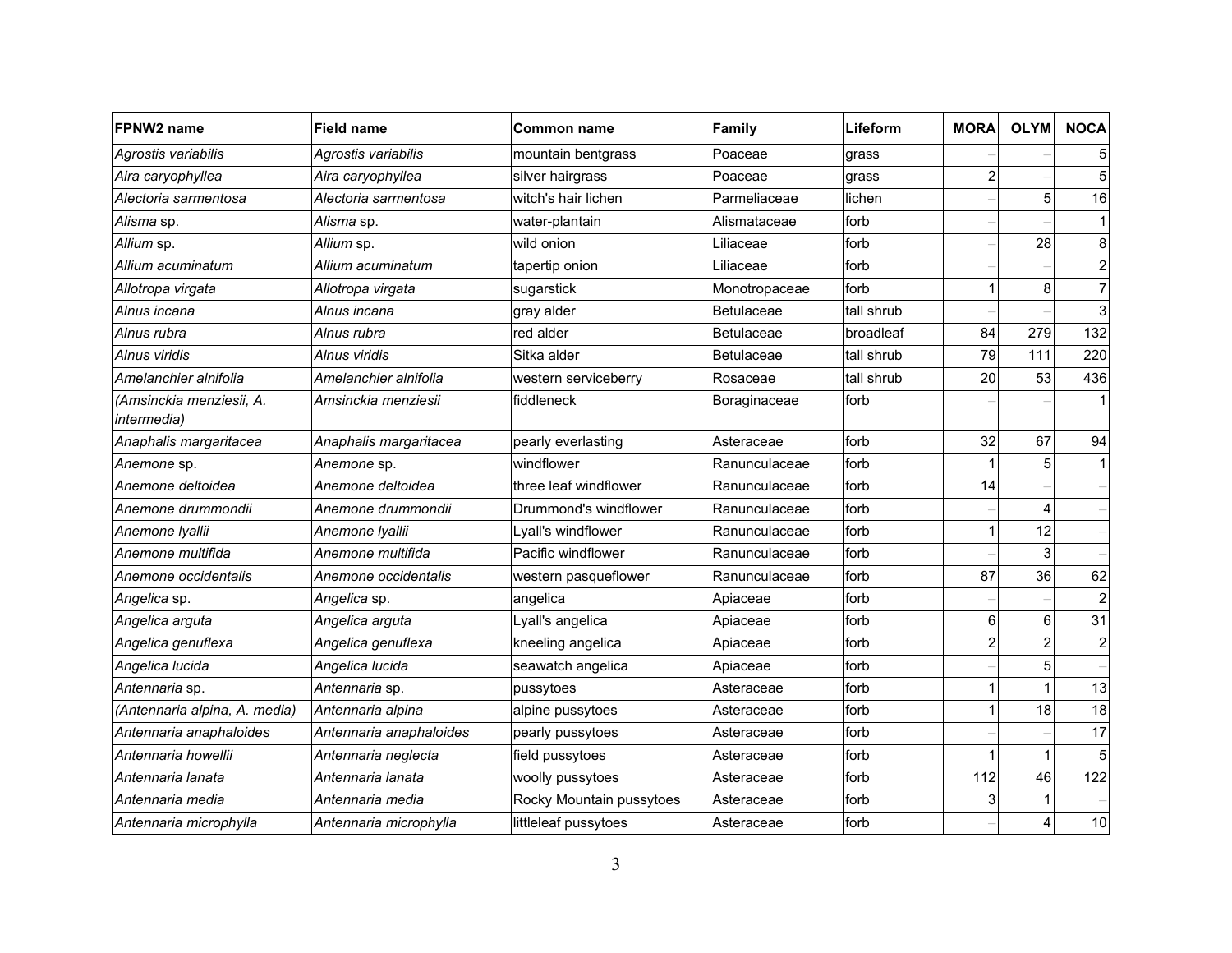| FPNW2 name | Field name | Common name | Family | Lifeform | MORA | OLYM | NOCA |
|---|---|---|---|---|---|---|---|
| *Agrostis variabilis* | *Agrostis variabilis* | mountain bentgrass | Poaceae | grass | – | – | 5 |
| *Aira caryophyllea* | *Aira caryophyllea* | silver hairgrass | Poaceae | grass | 2 | – | 5 |
| *Alectoria sarmentosa* | *Alectoria sarmentosa* | witch's hair lichen | Parmeliaceae | lichen | – | 5 | 16 |
| *Alisma* sp. | *Alisma* sp. | water-plantain | Alismataceae | forb | – | – | 1 |
| *Allium* sp. | *Allium* sp. | wild onion | Liliaceae | forb | – | 28 | 8 |
| *Allium acuminatum* | *Allium acuminatum* | tapertip onion | Liliaceae | forb | – | – | 2 |
| *Allotropa virgata* | *Allotropa virgata* | sugarstick | Monotropaceae | forb | 1 | 8 | 7 |
| *Alnus incana* | *Alnus incana* | gray alder | Betulaceae | tall shrub | – | – | 3 |
| *Alnus rubra* | *Alnus rubra* | red alder | Betulaceae | broadleaf | 84 | 279 | 132 |
| *Alnus viridis* | *Alnus viridis* | Sitka alder | Betulaceae | tall shrub | 79 | 111 | 220 |
| *Amelanchier alnifolia* | *Amelanchier alnifolia* | western serviceberry | Rosaceae | tall shrub | 20 | 53 | 436 |
| *(Amsinckia menziesii, A. intermedia)* | *Amsinckia menziesii* | fiddleneck | Boraginaceae | forb | – | – | 1 |
| *Anaphalis margaritacea* | *Anaphalis margaritacea* | pearly everlasting | Asteraceae | forb | 32 | 67 | 94 |
| *Anemone* sp. | *Anemone* sp. | windflower | Ranunculaceae | forb | 1 | 5 | 1 |
| *Anemone deltoidea* | *Anemone deltoidea* | three leaf windflower | Ranunculaceae | forb | 14 | – | – |
| *Anemone drummondii* | *Anemone drummondii* | Drummond's windflower | Ranunculaceae | forb | – | 4 | – |
| *Anemone lyallii* | *Anemone lyallii* | Lyall's windflower | Ranunculaceae | forb | 1 | 12 | – |
| *Anemone multifida* | *Anemone multifida* | Pacific windflower | Ranunculaceae | forb | – | 3 | – |
| *Anemone occidentalis* | *Anemone occidentalis* | western pasqueflower | Ranunculaceae | forb | 87 | 36 | 62 |
| *Angelica* sp. | *Angelica* sp. | angelica | Apiaceae | forb | – | – | 2 |
| *Angelica arguta* | *Angelica arguta* | Lyall's angelica | Apiaceae | forb | 6 | 6 | 31 |
| *Angelica genuflexa* | *Angelica genuflexa* | kneeling angelica | Apiaceae | forb | 2 | 2 | 2 |
| *Angelica lucida* | *Angelica lucida* | seawatch angelica | Apiaceae | forb | – | 5 | – |
| *Antennaria* sp. | *Antennaria* sp. | pussytoes | Asteraceae | forb | 1 | 1 | 13 |
| *(Antennaria alpina, A. media)* | *Antennaria alpina* | alpine pussytoes | Asteraceae | forb | 1 | 18 | 18 |
| *Antennaria anaphaloides* | *Antennaria anaphaloides* | pearly pussytoes | Asteraceae | forb | – | – | 17 |
| *Antennaria howellii* | *Antennaria neglecta* | field pussytoes | Asteraceae | forb | 1 | 1 | 5 |
| *Antennaria lanata* | *Antennaria lanata* | woolly pussytoes | Asteraceae | forb | 112 | 46 | 122 |
| *Antennaria media* | *Antennaria media* | Rocky Mountain pussytoes | Asteraceae | forb | 3 | 1 | – |
| *Antennaria microphylla* | *Antennaria microphylla* | littleleaf pussytoes | Asteraceae | forb | – | 4 | 10 |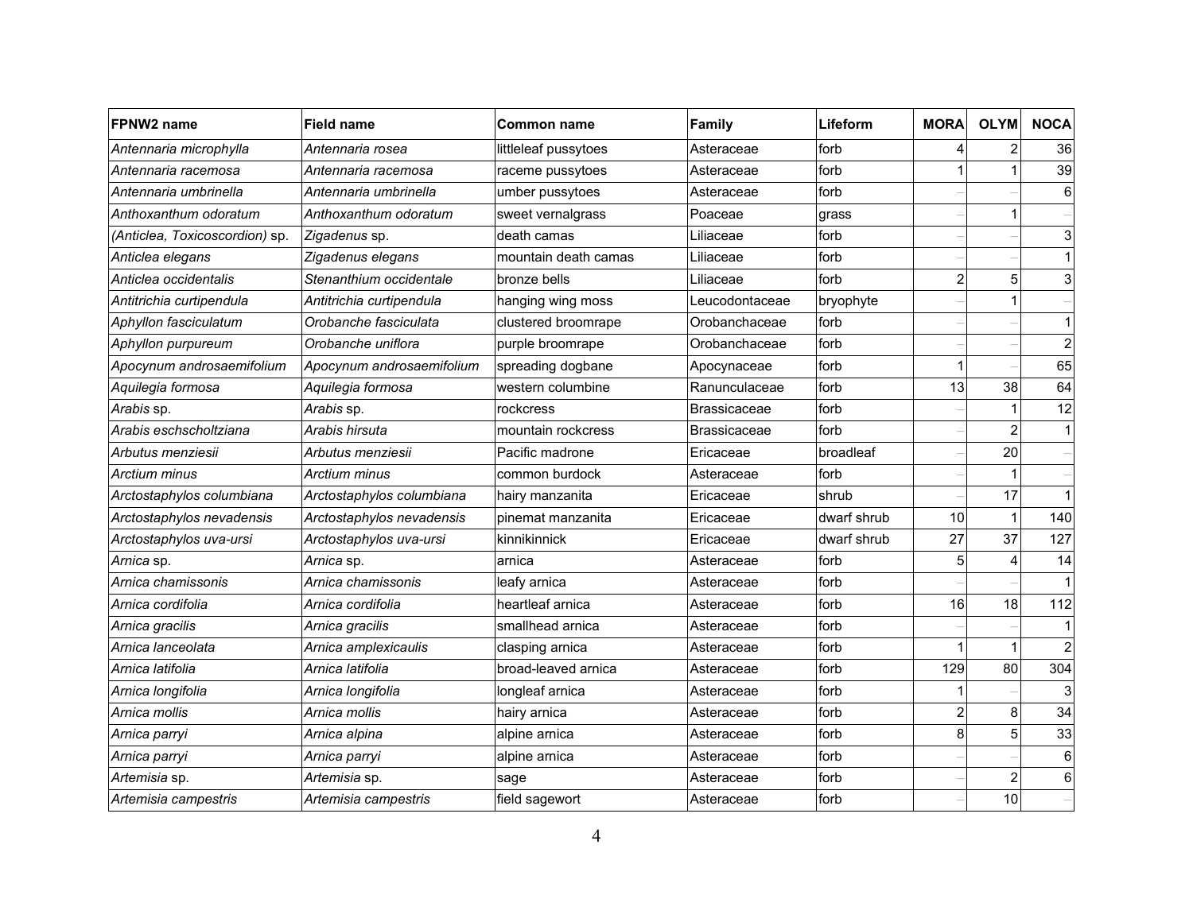| FPNW2 name | Field name | Common name | Family | Lifeform | MORA | OLYM | NOCA |
|---|---|---|---|---|---|---|---|
| *Antennaria microphylla* | *Antennaria rosea* | littleleaf pussytoes | Asteraceae | forb | 4 | 2 | 36 |
| *Antennaria racemosa* | *Antennaria racemosa* | raceme pussytoes | Asteraceae | forb | 1 | 1 | 39 |
| *Antennaria umbrinella* | *Antennaria umbrinella* | umber pussytoes | Asteraceae | forb | – | – | 6 |
| *Anthoxanthum odoratum* | *Anthoxanthum odoratum* | sweet vernalgrass | Poaceae | grass | – | 1 | – |
| *(Anticlea, Toxicoscordion)* sp. | *Zigadenus* sp. | death camas | Liliaceae | forb | – | – | 3 |
| *Anticlea elegans* | *Zigadenus elegans* | mountain death camas | Liliaceae | forb | – | – | 1 |
| *Anticlea occidentalis* | *Stenanthium occidentale* | bronze bells | Liliaceae | forb | 2 | 5 | 3 |
| *Antitrichia curtipendula* | *Antitrichia curtipendula* | hanging wing moss | Leucodontaceae | bryophyte | – | 1 | – |
| *Aphyllon fasciculatum* | *Orobanche fasciculata* | clustered broomrape | Orobanchaceae | forb | – | – | 1 |
| *Aphyllon purpureum* | *Orobanche uniflora* | purple broomrape | Orobanchaceae | forb | – | – | 2 |
| *Apocynum androsaemifolium* | *Apocynum androsaemifolium* | spreading dogbane | Apocynaceae | forb | 1 | – | 65 |
| *Aquilegia formosa* | *Aquilegia formosa* | western columbine | Ranunculaceae | forb | 13 | 38 | 64 |
| *Arabis* sp. | *Arabis* sp. | rockcress | Brassicaceae | forb | – | 1 | 12 |
| *Arabis eschscholtziana* | *Arabis hirsuta* | mountain rockcress | Brassicaceae | forb | – | 2 | 1 |
| *Arbutus menziesii* | *Arbutus menziesii* | Pacific madrone | Ericaceae | broadleaf | – | 20 | – |
| *Arctium minus* | *Arctium minus* | common burdock | Asteraceae | forb | – | 1 | – |
| *Arctostaphylos columbiana* | *Arctostaphylos columbiana* | hairy manzanita | Ericaceae | shrub | – | 17 | 1 |
| *Arctostaphylos nevadensis* | *Arctostaphylos nevadensis* | pinemat manzanita | Ericaceae | dwarf shrub | 10 | 1 | 140 |
| *Arctostaphylos uva-ursi* | *Arctostaphylos uva-ursi* | kinnikinnick | Ericaceae | dwarf shrub | 27 | 37 | 127 |
| *Arnica* sp. | *Arnica* sp. | arnica | Asteraceae | forb | 5 | 4 | 14 |
| *Arnica chamissonis* | *Arnica chamissonis* | leafy arnica | Asteraceae | forb | – | – | 1 |
| *Arnica cordifolia* | *Arnica cordifolia* | heartleaf arnica | Asteraceae | forb | 16 | 18 | 112 |
| *Arnica gracilis* | *Arnica gracilis* | smallhead arnica | Asteraceae | forb | – | – | 1 |
| *Arnica lanceolata* | *Arnica amplexicaulis* | clasping arnica | Asteraceae | forb | 1 | 1 | 2 |
| *Arnica latifolia* | *Arnica latifolia* | broad-leaved arnica | Asteraceae | forb | 129 | 80 | 304 |
| *Arnica longifolia* | *Arnica longifolia* | longleaf arnica | Asteraceae | forb | 1 | – | 3 |
| *Arnica mollis* | *Arnica mollis* | hairy arnica | Asteraceae | forb | 2 | 8 | 34 |
| *Arnica parryi* | *Arnica alpina* | alpine arnica | Asteraceae | forb | 8 | 5 | 33 |
| *Arnica parryi* | *Arnica parryi* | alpine arnica | Asteraceae | forb | – | – | 6 |
| *Artemisia* sp. | *Artemisia* sp. | sage | Asteraceae | forb | – | 2 | 6 |
| *Artemisia campestris* | *Artemisia campestris* | field sagewort | Asteraceae | forb | – | 10 | – |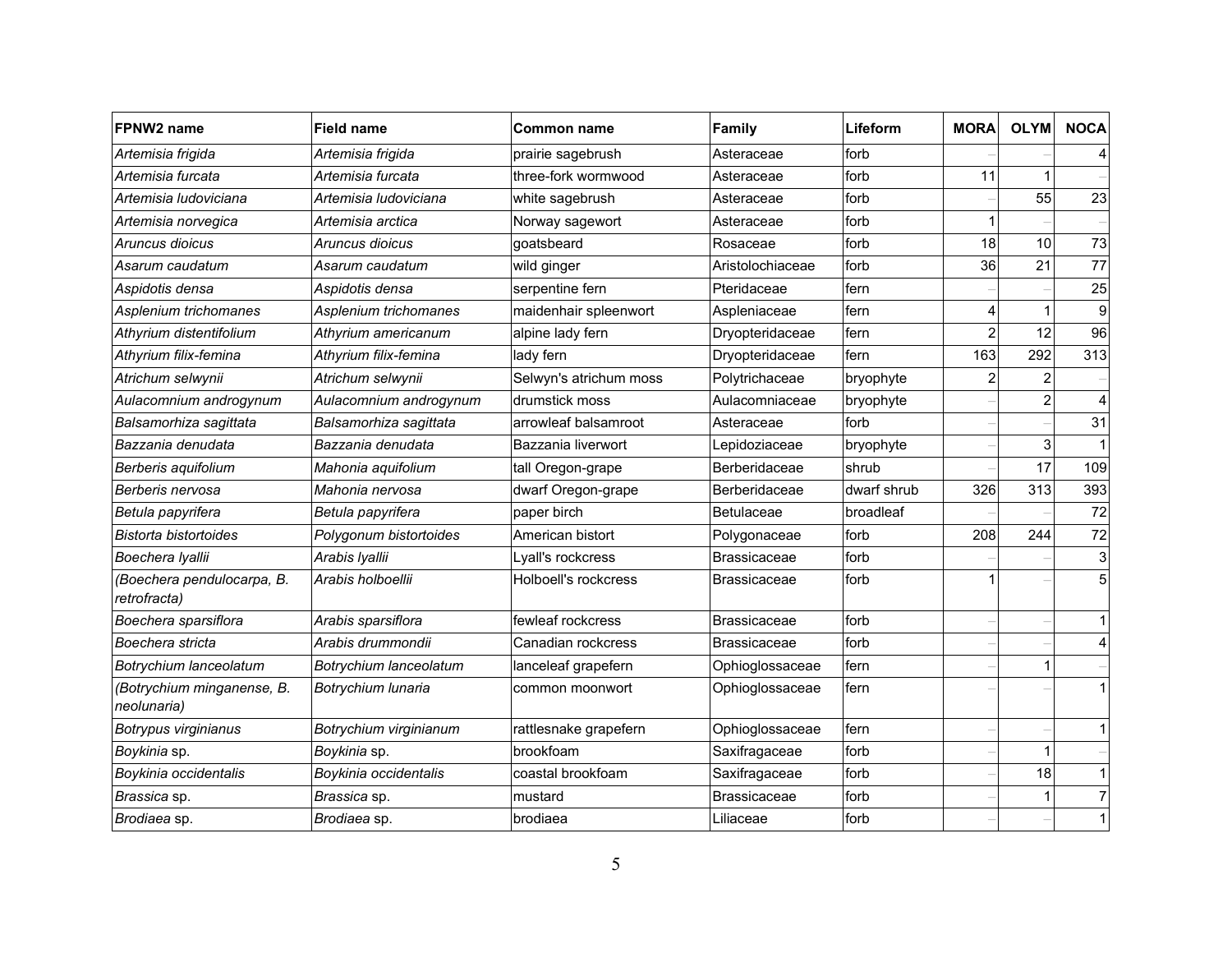| FPNW2 name | Field name | Common name | Family | Lifeform | MORA | OLYM | NOCA |
|---|---|---|---|---|---|---|---|
| *Artemisia frigida* | *Artemisia frigida* | prairie sagebrush | Asteraceae | forb | – | – | 4 |
| *Artemisia furcata* | *Artemisia furcata* | three-fork wormwood | Asteraceae | forb | 11 | 1 | – |
| *Artemisia ludoviciana* | *Artemisia ludoviciana* | white sagebrush | Asteraceae | forb | – | 55 | 23 |
| *Artemisia norvegica* | *Artemisia arctica* | Norway sagewort | Asteraceae | forb | 1 | – | – |
| *Aruncus dioicus* | *Aruncus dioicus* | goatsbeard | Rosaceae | forb | 18 | 10 | 73 |
| *Asarum caudatum* | *Asarum caudatum* | wild ginger | Aristolochiaceae | forb | 36 | 21 | 77 |
| *Aspidotis densa* | *Aspidotis densa* | serpentine fern | Pteridaceae | fern | – | – | 25 |
| *Asplenium trichomanes* | *Asplenium trichomanes* | maidenhair spleenwort | Aspleniaceae | fern | 4 | 1 | 9 |
| *Athyrium distentifolium* | *Athyrium americanum* | alpine lady fern | Dryopteridaceae | fern | 2 | 12 | 96 |
| *Athyrium filix-femina* | *Athyrium filix-femina* | lady fern | Dryopteridaceae | fern | 163 | 292 | 313 |
| *Atrichum selwynii* | *Atrichum selwynii* | Selwyn's atrichum moss | Polytrichaceae | bryophyte | 2 | 2 | – |
| *Aulacomnium androgynum* | *Aulacomnium androgynum* | drumstick moss | Aulacomniaceae | bryophyte | – | 2 | 4 |
| *Balsamorhiza sagittata* | *Balsamorhiza sagittata* | arrowleaf balsamroot | Asteraceae | forb | – | – | 31 |
| *Bazzania denudata* | *Bazzania denudata* | Bazzania liverwort | Lepidoziaceae | bryophyte | – | 3 | 1 |
| *Berberis aquifolium* | *Mahonia aquifolium* | tall Oregon-grape | Berberidaceae | shrub | – | 17 | 109 |
| *Berberis nervosa* | *Mahonia nervosa* | dwarf Oregon-grape | Berberidaceae | dwarf shrub | 326 | 313 | 393 |
| *Betula papyrifera* | *Betula papyrifera* | paper birch | Betulaceae | broadleaf | – | – | 72 |
| *Bistorta bistortoides* | *Polygonum bistortoides* | American bistort | Polygonaceae | forb | 208 | 244 | 72 |
| *Boechera lyallii* | *Arabis lyallii* | Lyall's rockcress | Brassicaceae | forb | – | – | 3 |
| *(Boechera pendulocarpa, B. retrofracta)* | *Arabis holboellii* | Holboell's rockcress | Brassicaceae | forb | 1 | – | 5 |
| *Boechera sparsiflora* | *Arabis sparsiflora* | fewleaf rockcress | Brassicaceae | forb | – | – | 1 |
| *Boechera stricta* | *Arabis drummondii* | Canadian rockcress | Brassicaceae | forb | – | – | 4 |
| *Botrychium lanceolatum* | *Botrychium lanceolatum* | lanceleaf grapefern | Ophioglossaceae | fern | – | 1 | – |
| *(Botrychium minganense, B. neolunaria)* | *Botrychium lunaria* | common moonwort | Ophioglossaceae | fern | – | – | 1 |
| *Botrypus virginianus* | *Botrychium virginianum* | rattlesnake grapefern | Ophioglossaceae | fern | – | – | 1 |
| *Boykinia* sp. | *Boykinia* sp. | brookfoam | Saxifragaceae | forb | – | 1 | – |
| *Boykinia occidentalis* | *Boykinia occidentalis* | coastal brookfoam | Saxifragaceae | forb | – | 18 | 1 |
| *Brassica* sp. | *Brassica* sp. | mustard | Brassicaceae | forb | – | 1 | 7 |
| *Brodiaea* sp. | *Brodiaea* sp. | brodiaea | Liliaceae | forb | – | – | 1 |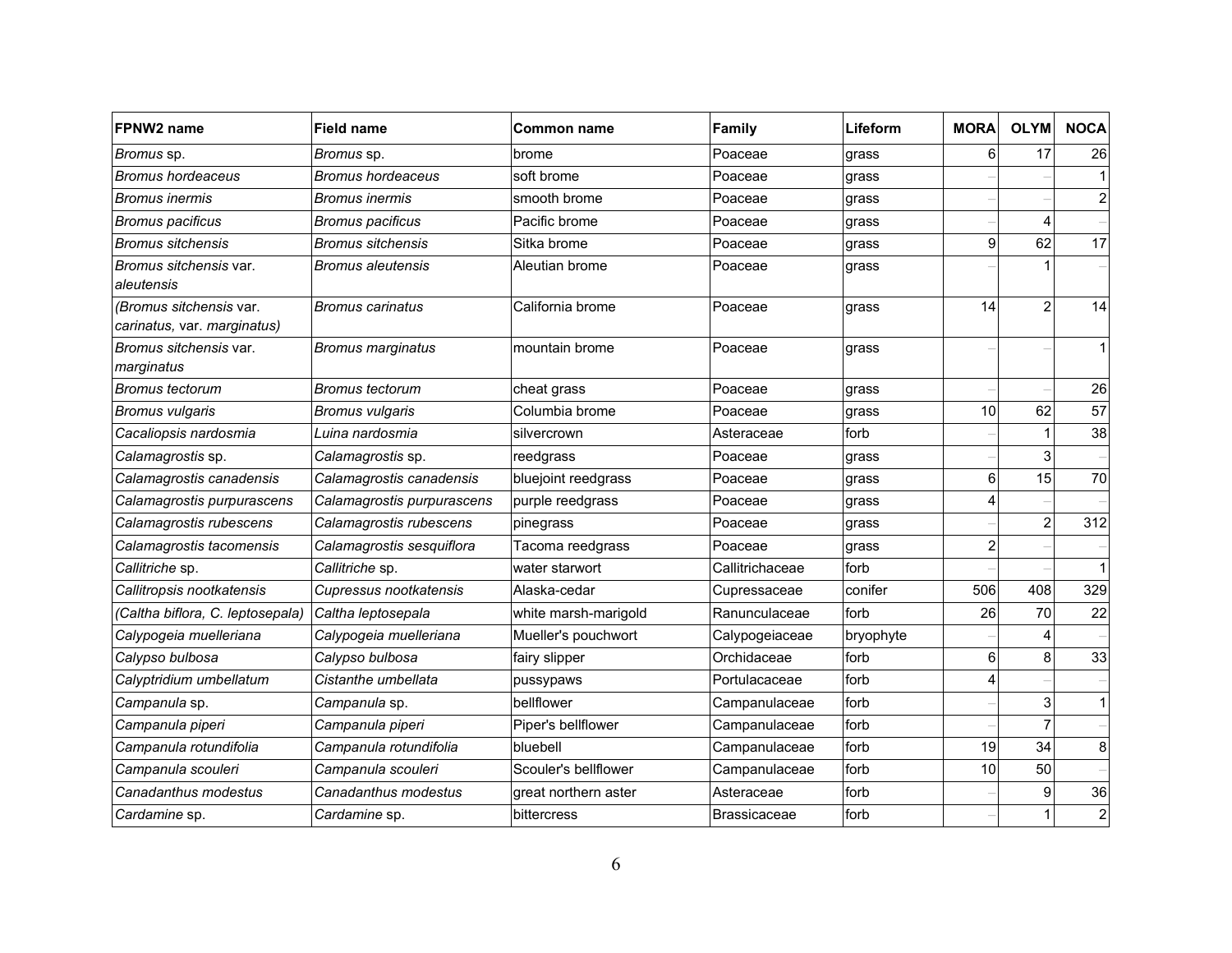| FPNW2 name | Field name | Common name | Family | Lifeform | MORA | OLYM | NOCA |
|---|---|---|---|---|---|---|---|
| *Bromus* sp. | *Bromus* sp. | brome | Poaceae | grass | 6 | 17 | 26 |
| *Bromus hordeaceus* | *Bromus hordeaceus* | soft brome | Poaceae | grass | – | – | 1 |
| *Bromus inermis* | *Bromus inermis* | smooth brome | Poaceae | grass | – | – | 2 |
| *Bromus pacificus* | *Bromus pacificus* | Pacific brome | Poaceae | grass | – | 4 | – |
| *Bromus sitchensis* | *Bromus sitchensis* | Sitka brome | Poaceae | grass | 9 | 62 | 17 |
| *Bromus sitchensis* var. *aleutensis* | *Bromus aleutensis* | Aleutian brome | Poaceae | grass | – | 1 | – |
| (*Bromus sitchensis* var. *carinatus*, var. *marginatus*) | *Bromus carinatus* | California brome | Poaceae | grass | 14 | 2 | 14 |
| *Bromus sitchensis* var. *marginatus* | *Bromus marginatus* | mountain brome | Poaceae | grass | – | – | 1 |
| *Bromus tectorum* | *Bromus tectorum* | cheat grass | Poaceae | grass | – | – | 26 |
| *Bromus vulgaris* | *Bromus vulgaris* | Columbia brome | Poaceae | grass | 10 | 62 | 57 |
| *Cacaliopsis nardosmia* | *Luina nardosmia* | silvercrown | Asteraceae | forb | – | 1 | 38 |
| *Calamagrostis* sp. | *Calamagrostis* sp. | reedgrass | Poaceae | grass | – | 3 | – |
| *Calamagrostis canadensis* | *Calamagrostis canadensis* | bluejoint reedgrass | Poaceae | grass | 6 | 15 | 70 |
| *Calamagrostis purpurascens* | *Calamagrostis purpurascens* | purple reedgrass | Poaceae | grass | 4 | – | – |
| *Calamagrostis rubescens* | *Calamagrostis rubescens* | pinegrass | Poaceae | grass | – | 2 | 312 |
| *Calamagrostis tacomensis* | *Calamagrostis sesquiflora* | Tacoma reedgrass | Poaceae | grass | 2 | – | – |
| *Callitriche* sp. | *Callitriche* sp. | water starwort | Callitrichaceae | forb | – | – | 1 |
| *Callitropsis nootkatensis* | *Cupressus nootkatensis* | Alaska-cedar | Cupressaceae | conifer | 506 | 408 | 329 |
| (*Caltha biflora*, *C. leptosepala*) | *Caltha leptosepala* | white marsh-marigold | Ranunculaceae | forb | 26 | 70 | 22 |
| *Calypogeia muelleriana* | *Calypogeia muelleriana* | Mueller's pouchwort | Calypogeiaceae | bryophyte | – | 4 | – |
| *Calypso bulbosa* | *Calypso bulbosa* | fairy slipper | Orchidaceae | forb | 6 | 8 | 33 |
| *Calyptridium umbellatum* | *Cistanthe umbellata* | pussypaws | Portulacaceae | forb | 4 | – | – |
| *Campanula* sp. | *Campanula* sp. | bellflower | Campanulaceae | forb | – | 3 | 1 |
| *Campanula piperi* | *Campanula piperi* | Piper's bellflower | Campanulaceae | forb | – | 7 | – |
| *Campanula rotundifolia* | *Campanula rotundifolia* | bluebell | Campanulaceae | forb | 19 | 34 | 8 |
| *Campanula scouleri* | *Campanula scouleri* | Scouler's bellflower | Campanulaceae | forb | 10 | 50 | – |
| *Canadanthus modestus* | *Canadanthus modestus* | great northern aster | Asteraceae | forb | – | 9 | 36 |
| *Cardamine* sp. | *Cardamine* sp. | bittercress | Brassicaceae | forb | – | 1 | 2 |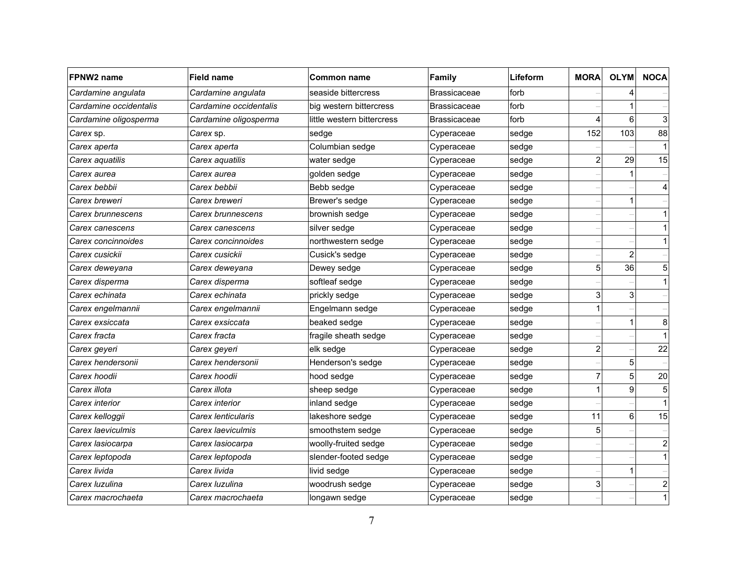| FPNW2 name | Field name | Common name | Family | Lifeform | MORA | OLYM | NOCA |
|---|---|---|---|---|---|---|---|
| *Cardamine angulata* | *Cardamine angulata* | seaside bittercress | Brassicaceae | forb | – | 4 | – |
| *Cardamine occidentalis* | *Cardamine occidentalis* | big western bittercress | Brassicaceae | forb | – | 1 | – |
| *Cardamine oligosperma* | *Cardamine oligosperma* | little western bittercress | Brassicaceae | forb | 4 | 6 | 3 |
| *Carex* sp. | *Carex* sp. | sedge | Cyperaceae | sedge | 152 | 103 | 88 |
| *Carex aperta* | *Carex aperta* | Columbian sedge | Cyperaceae | sedge | – | – | 1 |
| *Carex aquatilis* | *Carex aquatilis* | water sedge | Cyperaceae | sedge | 2 | 29 | 15 |
| *Carex aurea* | *Carex aurea* | golden sedge | Cyperaceae | sedge | – | 1 | – |
| *Carex bebbii* | *Carex bebbii* | Bebb sedge | Cyperaceae | sedge | – | – | 4 |
| *Carex breweri* | *Carex breweri* | Brewer's sedge | Cyperaceae | sedge | – | 1 | – |
| *Carex brunnescens* | *Carex brunnescens* | brownish sedge | Cyperaceae | sedge | – | – | 1 |
| *Carex canescens* | *Carex canescens* | silver sedge | Cyperaceae | sedge | – | – | 1 |
| *Carex concinnoides* | *Carex concinnoides* | northwestern sedge | Cyperaceae | sedge | – | – | 1 |
| *Carex cusickii* | *Carex cusickii* | Cusick's sedge | Cyperaceae | sedge | – | 2 | – |
| *Carex deweyana* | *Carex deweyana* | Dewey sedge | Cyperaceae | sedge | 5 | 36 | 5 |
| *Carex disperma* | *Carex disperma* | softleaf sedge | Cyperaceae | sedge | – | – | 1 |
| *Carex echinata* | *Carex echinata* | prickly sedge | Cyperaceae | sedge | 3 | 3 | – |
| *Carex engelmannii* | *Carex engelmannii* | Engelmann sedge | Cyperaceae | sedge | 1 | – | – |
| *Carex exsiccata* | *Carex exsiccata* | beaked sedge | Cyperaceae | sedge | – | 1 | 8 |
| *Carex fracta* | *Carex fracta* | fragile sheath sedge | Cyperaceae | sedge | – | – | 1 |
| *Carex geyeri* | *Carex geyeri* | elk sedge | Cyperaceae | sedge | 2 | – | 22 |
| *Carex hendersonii* | *Carex hendersonii* | Henderson's sedge | Cyperaceae | sedge | – | 5 | – |
| *Carex hoodii* | *Carex hoodii* | hood sedge | Cyperaceae | sedge | 7 | 5 | 20 |
| *Carex illota* | *Carex illota* | sheep sedge | Cyperaceae | sedge | 1 | 9 | 5 |
| *Carex interior* | *Carex interior* | inland sedge | Cyperaceae | sedge | – | – | 1 |
| *Carex kelloggii* | *Carex lenticularis* | lakeshore sedge | Cyperaceae | sedge | 11 | 6 | 15 |
| *Carex laeviculmis* | *Carex laeviculmis* | smoothstem sedge | Cyperaceae | sedge | 5 | – | – |
| *Carex lasiocarpa* | *Carex lasiocarpa* | woolly-fruited sedge | Cyperaceae | sedge | – | – | 2 |
| *Carex leptopoda* | *Carex leptopoda* | slender-footed sedge | Cyperaceae | sedge | – | – | 1 |
| *Carex livida* | *Carex livida* | livid sedge | Cyperaceae | sedge | – | 1 | – |
| *Carex luzulina* | *Carex luzulina* | woodrush sedge | Cyperaceae | sedge | 3 | – | 2 |
| *Carex macrochaeta* | *Carex macrochaeta* | longawn sedge | Cyperaceae | sedge | – | – | 1 |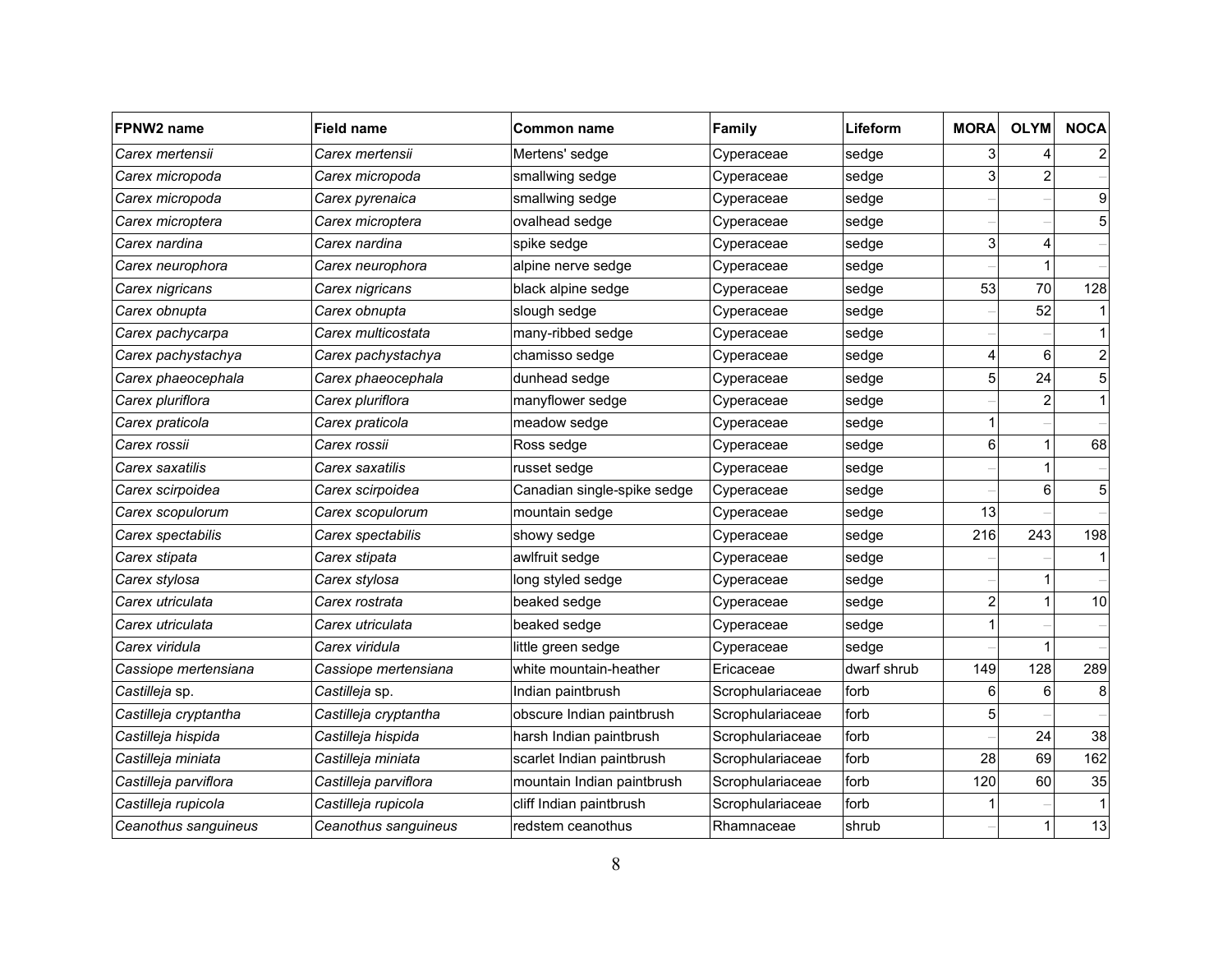| FPNW2 name | Field name | Common name | Family | Lifeform | MORA | OLYM | NOCA |
|---|---|---|---|---|---|---|---|
| *Carex mertensii* | *Carex mertensii* | Mertens' sedge | Cyperaceae | sedge | 3 | 4 | 2 |
| *Carex micropoda* | *Carex micropoda* | smallwing sedge | Cyperaceae | sedge | 3 | 2 | – |
| *Carex micropoda* | *Carex pyrenaica* | smallwing sedge | Cyperaceae | sedge | – | – | 9 |
| *Carex microptera* | *Carex microptera* | ovalhead sedge | Cyperaceae | sedge | – | – | 5 |
| *Carex nardina* | *Carex nardina* | spike sedge | Cyperaceae | sedge | 3 | 4 | – |
| *Carex neurophora* | *Carex neurophora* | alpine nerve sedge | Cyperaceae | sedge | – | 1 | – |
| *Carex nigricans* | *Carex nigricans* | black alpine sedge | Cyperaceae | sedge | 53 | 70 | 128 |
| *Carex obnupta* | *Carex obnupta* | slough sedge | Cyperaceae | sedge | – | 52 | 1 |
| *Carex pachycarpa* | *Carex multicostata* | many-ribbed sedge | Cyperaceae | sedge | – | – | 1 |
| *Carex pachystachya* | *Carex pachystachya* | chamisso sedge | Cyperaceae | sedge | 4 | 6 | 2 |
| *Carex phaeocephala* | *Carex phaeocephala* | dunhead sedge | Cyperaceae | sedge | 5 | 24 | 5 |
| *Carex pluriflora* | *Carex pluriflora* | manyflower sedge | Cyperaceae | sedge | – | 2 | 1 |
| *Carex praticola* | *Carex praticola* | meadow sedge | Cyperaceae | sedge | 1 | – | – |
| *Carex rossii* | *Carex rossii* | Ross sedge | Cyperaceae | sedge | 6 | 1 | 68 |
| *Carex saxatilis* | *Carex saxatilis* | russet sedge | Cyperaceae | sedge | – | 1 | – |
| *Carex scirpoidea* | *Carex scirpoidea* | Canadian single-spike sedge | Cyperaceae | sedge | – | 6 | 5 |
| *Carex scopulorum* | *Carex scopulorum* | mountain sedge | Cyperaceae | sedge | 13 | – | – |
| *Carex spectabilis* | *Carex spectabilis* | showy sedge | Cyperaceae | sedge | 216 | 243 | 198 |
| *Carex stipata* | *Carex stipata* | awlfruit sedge | Cyperaceae | sedge | – | – | 1 |
| *Carex stylosa* | *Carex stylosa* | long styled sedge | Cyperaceae | sedge | – | 1 | – |
| *Carex utriculata* | *Carex rostrata* | beaked sedge | Cyperaceae | sedge | 2 | 1 | 10 |
| *Carex utriculata* | *Carex utriculata* | beaked sedge | Cyperaceae | sedge | 1 | – | – |
| *Carex viridula* | *Carex viridula* | little green sedge | Cyperaceae | sedge | – | 1 | – |
| *Cassiope mertensiana* | *Cassiope mertensiana* | white mountain-heather | Ericaceae | dwarf shrub | 149 | 128 | 289 |
| *Castilleja* sp. | *Castilleja* sp. | Indian paintbrush | Scrophulariaceae | forb | 6 | 6 | 8 |
| *Castilleja cryptantha* | *Castilleja cryptantha* | obscure Indian paintbrush | Scrophulariaceae | forb | 5 | – | – |
| *Castilleja hispida* | *Castilleja hispida* | harsh Indian paintbrush | Scrophulariaceae | forb | – | 24 | 38 |
| *Castilleja miniata* | *Castilleja miniata* | scarlet Indian paintbrush | Scrophulariaceae | forb | 28 | 69 | 162 |
| *Castilleja parviflora* | *Castilleja parviflora* | mountain Indian paintbrush | Scrophulariaceae | forb | 120 | 60 | 35 |
| *Castilleja rupicola* | *Castilleja rupicola* | cliff Indian paintbrush | Scrophulariaceae | forb | 1 | – | 1 |
| *Ceanothus sanguineus* | *Ceanothus sanguineus* | redstem ceanothus | Rhamnaceae | shrub | – | 1 | 13 |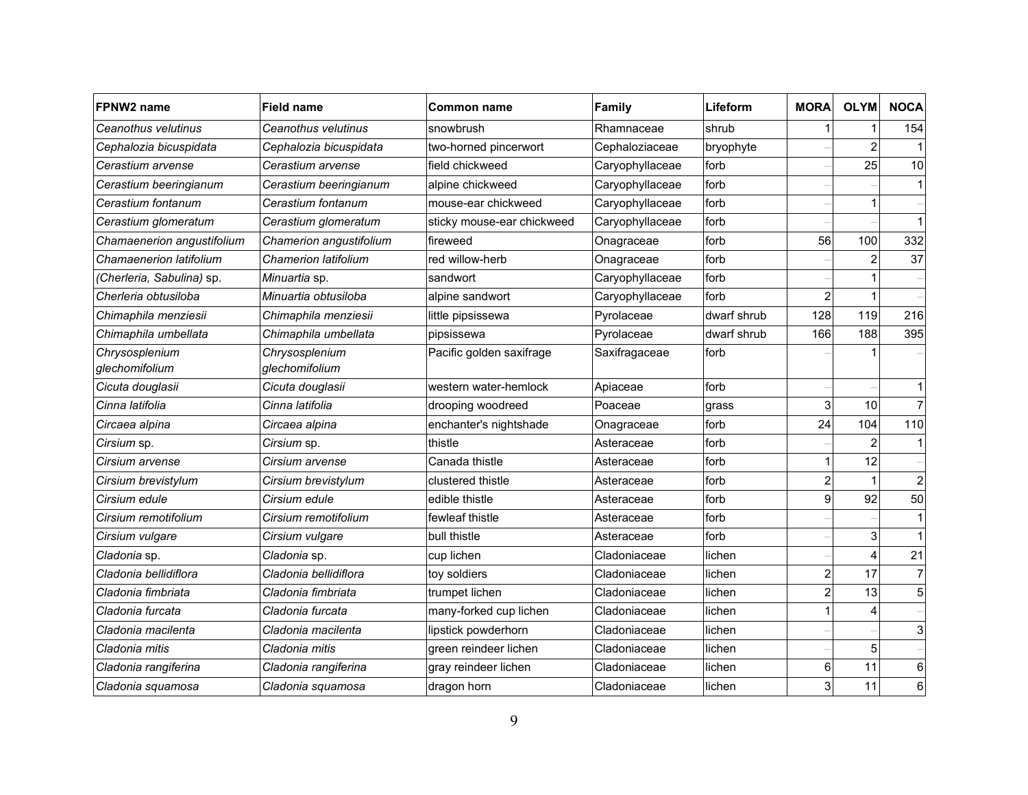| FPNW2 name | Field name | Common name | Family | Lifeform | MORA | OLYM | NOCA |
|---|---|---|---|---|---|---|---|
| *Ceanothus velutinus* | *Ceanothus velutinus* | snowbrush | Rhamnaceae | shrub | 1 | 1 | 154 |
| *Cephalozia bicuspidata* | *Cephalozia bicuspidata* | two-horned pincerwort | Cephaloziaceae | bryophyte | – | 2 | 1 |
| *Cerastium arvense* | *Cerastium arvense* | field chickweed | Caryophyllaceae | forb | – | 25 | 10 |
| *Cerastium beeringianum* | *Cerastium beeringianum* | alpine chickweed | Caryophyllaceae | forb | – | – | 1 |
| *Cerastium fontanum* | *Cerastium fontanum* | mouse-ear chickweed | Caryophyllaceae | forb | – | 1 | – |
| *Cerastium glomeratum* | *Cerastium glomeratum* | sticky mouse-ear chickweed | Caryophyllaceae | forb | – | – | 1 |
| *Chamaenerion angustifolium* | *Chamerion angustifolium* | fireweed | Onagraceae | forb | 56 | 100 | 332 |
| *Chamaenerion latifolium* | *Chamerion latifolium* | red willow-herb | Onagraceae | forb | – | 2 | 37 |
| (*Cherleria, Sabulina*) sp. | *Minuartia* sp. | sandwort | Caryophyllaceae | forb | – | 1 | – |
| *Cherleria obtusiloba* | *Minuartia obtusiloba* | alpine sandwort | Caryophyllaceae | forb | 2 | 1 | – |
| *Chimaphila menziesii* | *Chimaphila menziesii* | little pipsissewa | Pyrolaceae | dwarf shrub | 128 | 119 | 216 |
| *Chimaphila umbellata* | *Chimaphila umbellata* | pipsissewa | Pyrolaceae | dwarf shrub | 166 | 188 | 395 |
| *Chrysosplenium glechomifolium* | *Chrysosplenium glechomifolium* | Pacific golden saxifrage | Saxifragaceae | forb | – | 1 | – |
| *Cicuta douglasii* | *Cicuta douglasii* | western water-hemlock | Apiaceae | forb | – | – | 1 |
| *Cinna latifolia* | *Cinna latifolia* | drooping woodreed | Poaceae | grass | 3 | 10 | 7 |
| *Circaea alpina* | *Circaea alpina* | enchanter's nightshade | Onagraceae | forb | 24 | 104 | 110 |
| *Cirsium* sp. | *Cirsium* sp. | thistle | Asteraceae | forb | – | 2 | 1 |
| *Cirsium arvense* | *Cirsium arvense* | Canada thistle | Asteraceae | forb | 1 | 12 | – |
| *Cirsium brevistylum* | *Cirsium brevistylum* | clustered thistle | Asteraceae | forb | 2 | 1 | 2 |
| *Cirsium edule* | *Cirsium edule* | edible thistle | Asteraceae | forb | 9 | 92 | 50 |
| *Cirsium remotifolium* | *Cirsium remotifolium* | fewleaf thistle | Asteraceae | forb | – | – | 1 |
| *Cirsium vulgare* | *Cirsium vulgare* | bull thistle | Asteraceae | forb | – | 3 | 1 |
| *Cladonia* sp. | *Cladonia* sp. | cup lichen | Cladoniaceae | lichen | – | 4 | 21 |
| *Cladonia bellidiflora* | *Cladonia bellidiflora* | toy soldiers | Cladoniaceae | lichen | 2 | 17 | 7 |
| *Cladonia fimbriata* | *Cladonia fimbriata* | trumpet lichen | Cladoniaceae | lichen | 2 | 13 | 5 |
| *Cladonia furcata* | *Cladonia furcata* | many-forked cup lichen | Cladoniaceae | lichen | 1 | 4 | – |
| *Cladonia macilenta* | *Cladonia macilenta* | lipstick powderhorn | Cladoniaceae | lichen | – | – | 3 |
| *Cladonia mitis* | *Cladonia mitis* | green reindeer lichen | Cladoniaceae | lichen | – | 5 | – |
| *Cladonia rangiferina* | *Cladonia rangiferina* | gray reindeer lichen | Cladoniaceae | lichen | 6 | 11 | 6 |
| *Cladonia squamosa* | *Cladonia squamosa* | dragon horn | Cladoniaceae | lichen | 3 | 11 | 6 |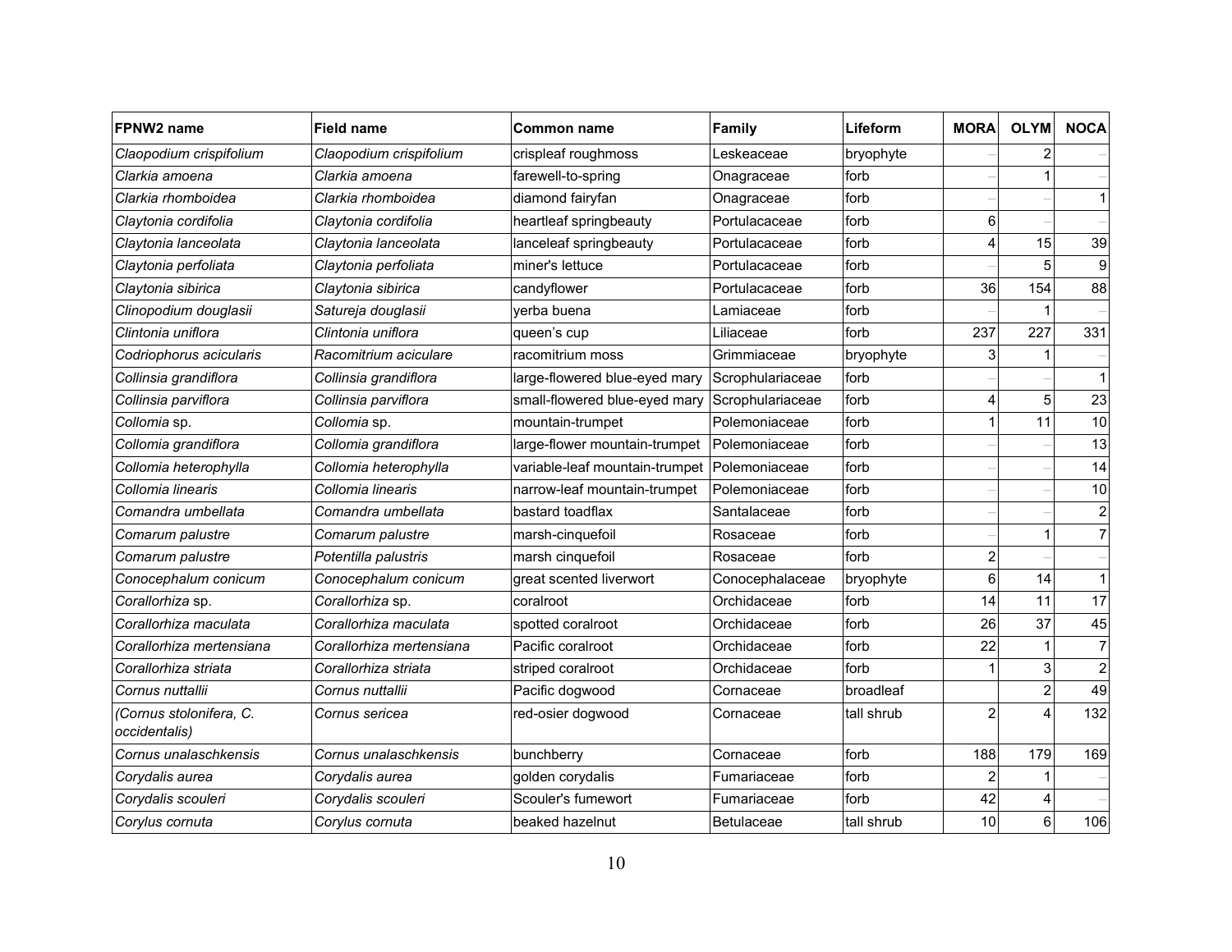| FPNW2 name | Field name | Common name | Family | Lifeform | MORA | OLYM | NOCA |
|---|---|---|---|---|---|---|---|
| *Claopodium crispifolium* | *Claopodium crispifolium* | crispleaf roughmoss | Leskeaceae | bryophyte | – | 2 | – |
| *Clarkia amoena* | *Clarkia amoena* | farewell-to-spring | Onagraceae | forb | – | 1 | – |
| *Clarkia rhomboidea* | *Clarkia rhomboidea* | diamond fairyfan | Onagraceae | forb | – | – | 1 |
| *Claytonia cordifolia* | *Claytonia cordifolia* | heartleaf springbeauty | Portulacaceae | forb | 6 | – | – |
| *Claytonia lanceolata* | *Claytonia lanceolata* | lanceleaf springbeauty | Portulacaceae | forb | 4 | 15 | 39 |
| *Claytonia perfoliata* | *Claytonia perfoliata* | miner's lettuce | Portulacaceae | forb | – | 5 | 9 |
| *Claytonia sibirica* | *Claytonia sibirica* | candyflower | Portulacaceae | forb | 36 | 154 | 88 |
| *Clinopodium douglasii* | *Satureja douglasii* | yerba buena | Lamiaceae | forb | – | 1 | – |
| *Clintonia uniflora* | *Clintonia uniflora* | queen's cup | Liliaceae | forb | 237 | 227 | 331 |
| *Codriophorus acicularis* | *Racomitrium aciculare* | racomitrium moss | Grimmiaceae | bryophyte | 3 | 1 | – |
| *Collinsia grandiflora* | *Collinsia grandiflora* | large-flowered blue-eyed mary | Scrophulariaceae | forb | – | – | 1 |
| *Collinsia parviflora* | *Collinsia parviflora* | small-flowered blue-eyed mary | Scrophulariaceae | forb | 4 | 5 | 23 |
| *Collomia* sp. | *Collomia* sp. | mountain-trumpet | Polemoniaceae | forb | 1 | 11 | 10 |
| *Collomia grandiflora* | *Collomia grandiflora* | large-flower mountain-trumpet | Polemoniaceae | forb | – | – | 13 |
| *Collomia heterophylla* | *Collomia heterophylla* | variable-leaf mountain-trumpet | Polemoniaceae | forb | – | – | 14 |
| *Collomia linearis* | *Collomia linearis* | narrow-leaf mountain-trumpet | Polemoniaceae | forb | – | – | 10 |
| *Comandra umbellata* | *Comandra umbellata* | bastard toadflax | Santalaceae | forb | – | – | 2 |
| *Comarum palustre* | *Comarum palustre* | marsh-cinquefoil | Rosaceae | forb | – | 1 | 7 |
| *Comarum palustre* | *Potentilla palustris* | marsh cinquefoil | Rosaceae | forb | 2 | – | – |
| *Conocephalum conicum* | *Conocephalum conicum* | great scented liverwort | Conocephalaceae | bryophyte | 6 | 14 | 1 |
| *Corallorhiza* sp. | *Corallorhiza* sp. | coralroot | Orchidaceae | forb | 14 | 11 | 17 |
| *Corallorhiza maculata* | *Corallorhiza maculata* | spotted coralroot | Orchidaceae | forb | 26 | 37 | 45 |
| *Corallorhiza mertensiana* | *Corallorhiza mertensiana* | Pacific coralroot | Orchidaceae | forb | 22 | 1 | 7 |
| *Corallorhiza striata* | *Corallorhiza striata* | striped coralroot | Orchidaceae | forb | 1 | 3 | 2 |
| *Cornus nuttallii* | *Cornus nuttallii* | Pacific dogwood | Cornaceae | broadleaf | | 2 | 49 |
| *(Cornus stolonifera, C. occidentalis)* | *Cornus sericea* | red-osier dogwood | Cornaceae | tall shrub | 2 | 4 | 132 |
| *Cornus unalaschkensis* | *Cornus unalaschkensis* | bunchberry | Cornaceae | forb | 188 | 179 | 169 |
| *Corydalis aurea* | *Corydalis aurea* | golden corydalis | Fumariaceae | forb | 2 | 1 | – |
| *Corydalis scouleri* | *Corydalis scouleri* | Scouler's fumewort | Fumariaceae | forb | 42 | 4 | – |
| *Corylus cornuta* | *Corylus cornuta* | beaked hazelnut | Betulaceae | tall shrub | 10 | 6 | 106 |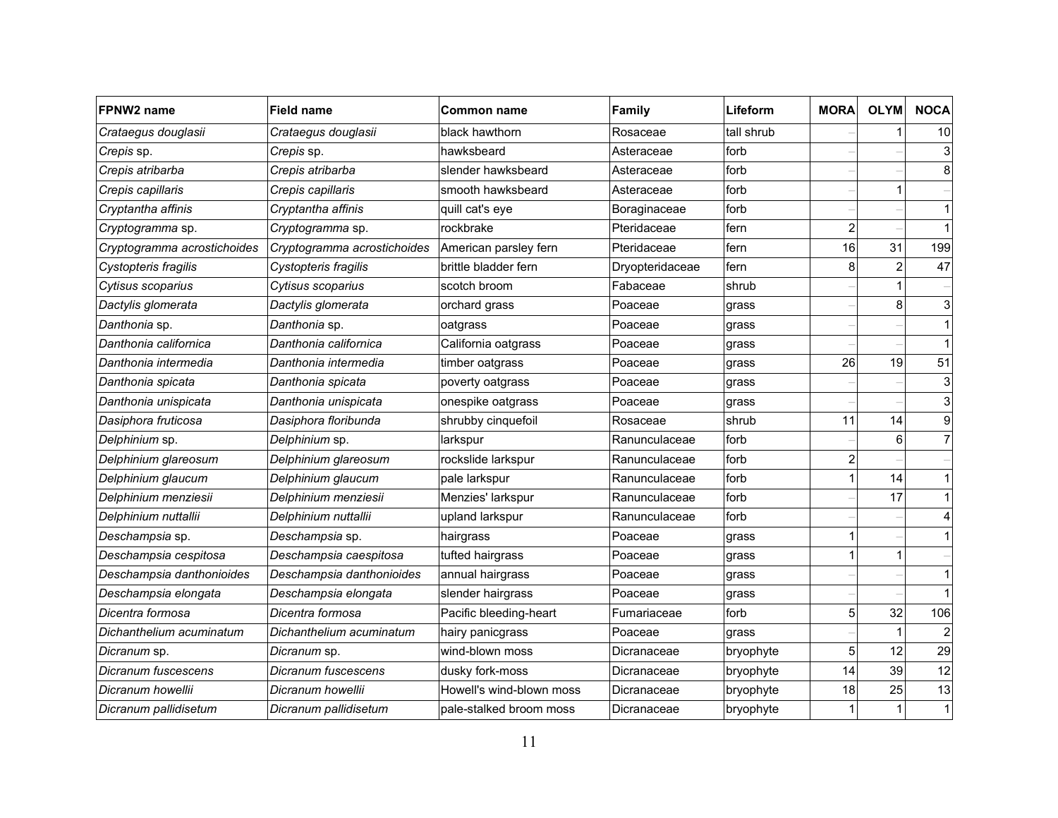| FPNW2 name | Field name | Common name | Family | Lifeform | MORA | OLYM | NOCA |
|---|---|---|---|---|---|---|---|
| *Crataegus douglasii* | *Crataegus douglasii* | black hawthorn | Rosaceae | tall shrub | – | 1 | 10 |
| *Crepis* sp. | *Crepis* sp. | hawksbeard | Asteraceae | forb | – | – | 3 |
| *Crepis atribarba* | *Crepis atribarba* | slender hawksbeard | Asteraceae | forb | – | – | 8 |
| *Crepis capillaris* | *Crepis capillaris* | smooth hawksbeard | Asteraceae | forb | – | 1 | – |
| *Cryptantha affinis* | *Cryptantha affinis* | quill cat's eye | Boraginaceae | forb | – | – | 1 |
| *Cryptogramma* sp. | *Cryptogramma* sp. | rockbrake | Pteridaceae | fern | 2 | – | 1 |
| *Cryptogramma acrostichoides* | *Cryptogramma acrostichoides* | American parsley fern | Pteridaceae | fern | 16 | 31 | 199 |
| *Cystopteris fragilis* | *Cystopteris fragilis* | brittle bladder fern | Dryopteridaceae | fern | 8 | 2 | 47 |
| *Cytisus scoparius* | *Cytisus scoparius* | scotch broom | Fabaceae | shrub | – | 1 | – |
| *Dactylis glomerata* | *Dactylis glomerata* | orchard grass | Poaceae | grass | – | 8 | 3 |
| *Danthonia* sp. | *Danthonia* sp. | oatgrass | Poaceae | grass | – | – | 1 |
| *Danthonia californica* | *Danthonia californica* | California oatgrass | Poaceae | grass | – | – | 1 |
| *Danthonia intermedia* | *Danthonia intermedia* | timber oatgrass | Poaceae | grass | 26 | 19 | 51 |
| *Danthonia spicata* | *Danthonia spicata* | poverty oatgrass | Poaceae | grass | – | – | 3 |
| *Danthonia unispicata* | *Danthonia unispicata* | onespike oatgrass | Poaceae | grass | – | – | 3 |
| *Dasiphora fruticosa* | *Dasiphora floribunda* | shrubby cinquefoil | Rosaceae | shrub | 11 | 14 | 9 |
| *Delphinium* sp. | *Delphinium* sp. | larkspur | Ranunculaceae | forb | – | 6 | 7 |
| *Delphinium glareosum* | *Delphinium glareosum* | rockslide larkspur | Ranunculaceae | forb | 2 | – | – |
| *Delphinium glaucum* | *Delphinium glaucum* | pale larkspur | Ranunculaceae | forb | 1 | 14 | 1 |
| *Delphinium menziesii* | *Delphinium menziesii* | Menzies' larkspur | Ranunculaceae | forb | – | 17 | 1 |
| *Delphinium nuttallii* | *Delphinium nuttallii* | upland larkspur | Ranunculaceae | forb | – | – | 4 |
| *Deschampsia* sp. | *Deschampsia* sp. | hairgrass | Poaceae | grass | 1 | – | 1 |
| *Deschampsia cespitosa* | *Deschampsia caespitosa* | tufted hairgrass | Poaceae | grass | 1 | 1 | – |
| *Deschampsia danthonioides* | *Deschampsia danthonioides* | annual hairgrass | Poaceae | grass | – | – | 1 |
| *Deschampsia elongata* | *Deschampsia elongata* | slender hairgrass | Poaceae | grass | – | – | 1 |
| *Dicentra formosa* | *Dicentra formosa* | Pacific bleeding-heart | Fumariaceae | forb | 5 | 32 | 106 |
| *Dichanthelium acuminatum* | *Dichanthelium acuminatum* | hairy panicgrass | Poaceae | grass | – | 1 | 2 |
| *Dicranum* sp. | *Dicranum* sp. | wind-blown moss | Dicranaceae | bryophyte | 5 | 12 | 29 |
| *Dicranum fuscescens* | *Dicranum fuscescens* | dusky fork-moss | Dicranaceae | bryophyte | 14 | 39 | 12 |
| *Dicranum howellii* | *Dicranum howellii* | Howell's wind-blown moss | Dicranaceae | bryophyte | 18 | 25 | 13 |
| *Dicranum pallidisetum* | *Dicranum pallidisetum* | pale-stalked broom moss | Dicranaceae | bryophyte | 1 | 1 | 1 |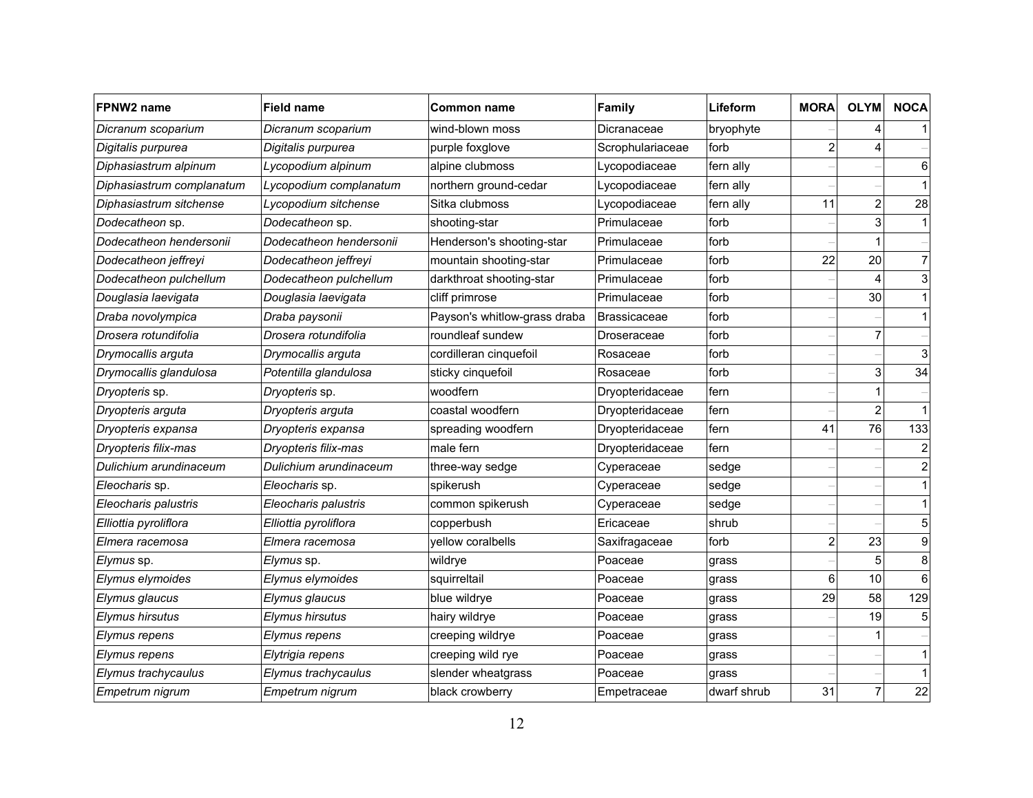| FPNW2 name | Field name | Common name | Family | Lifeform | MORA | OLYM | NOCA |
|---|---|---|---|---|---|---|---|
| *Dicranum scoparium* | *Dicranum scoparium* | wind-blown moss | Dicranaceae | bryophyte | – | 4 | 1 |
| *Digitalis purpurea* | *Digitalis purpurea* | purple foxglove | Scrophulariaceae | forb | 2 | 4 | – |
| *Diphasiastrum alpinum* | *Lycopodium alpinum* | alpine clubmoss | Lycopodiaceae | fern ally | – | – | 6 |
| *Diphasiastrum complanatum* | *Lycopodium complanatum* | northern ground-cedar | Lycopodiaceae | fern ally | – | – | 1 |
| *Diphasiastrum sitchense* | *Lycopodium sitchense* | Sitka clubmoss | Lycopodiaceae | fern ally | 11 | 2 | 28 |
| *Dodecatheon* sp. | *Dodecatheon* sp. | shooting-star | Primulaceae | forb | – | 3 | 1 |
| *Dodecatheon hendersonii* | *Dodecatheon hendersonii* | Henderson's shooting-star | Primulaceae | forb | – | 1 | – |
| *Dodecatheon jeffreyi* | *Dodecatheon jeffreyi* | mountain shooting-star | Primulaceae | forb | 22 | 20 | 7 |
| *Dodecatheon pulchellum* | *Dodecatheon pulchellum* | darkthroat shooting-star | Primulaceae | forb | – | 4 | 3 |
| *Douglasia laevigata* | *Douglasia laevigata* | cliff primrose | Primulaceae | forb | – | 30 | 1 |
| *Draba novolympica* | *Draba paysonii* | Payson's whitlow-grass draba | Brassicaceae | forb | – | – | 1 |
| *Drosera rotundifolia* | *Drosera rotundifolia* | roundleaf sundew | Droseraceae | forb | – | 7 | – |
| *Drymocallis arguta* | *Drymocallis arguta* | cordilleran cinquefoil | Rosaceae | forb | – | – | 3 |
| *Drymocallis glandulosa* | *Potentilla glandulosa* | sticky cinquefoil | Rosaceae | forb | – | 3 | 34 |
| *Dryopteris* sp. | *Dryopteris* sp. | woodfern | Dryopteridaceae | fern | – | 1 | – |
| *Dryopteris arguta* | *Dryopteris arguta* | coastal woodfern | Dryopteridaceae | fern | – | 2 | 1 |
| *Dryopteris expansa* | *Dryopteris expansa* | spreading woodfern | Dryopteridaceae | fern | 41 | 76 | 133 |
| *Dryopteris filix-mas* | *Dryopteris filix-mas* | male fern | Dryopteridaceae | fern | – | – | 2 |
| *Dulichium arundinaceum* | *Dulichium arundinaceum* | three-way sedge | Cyperaceae | sedge | – | – | 2 |
| *Eleocharis* sp. | *Eleocharis* sp. | spikerush | Cyperaceae | sedge | – | – | 1 |
| *Eleocharis palustris* | *Eleocharis palustris* | common spikerush | Cyperaceae | sedge | – | – | 1 |
| *Elliottia pyroliflora* | *Elliottia pyroliflora* | copperbush | Ericaceae | shrub | – | – | 5 |
| *Elmera racemosa* | *Elmera racemosa* | yellow coralbells | Saxifragaceae | forb | 2 | 23 | 9 |
| *Elymus* sp. | *Elymus* sp. | wildrye | Poaceae | grass | – | 5 | 8 |
| *Elymus elymoides* | *Elymus elymoides* | squirreltail | Poaceae | grass | 6 | 10 | 6 |
| *Elymus glaucus* | *Elymus glaucus* | blue wildrye | Poaceae | grass | 29 | 58 | 129 |
| *Elymus hirsutus* | *Elymus hirsutus* | hairy wildrye | Poaceae | grass | – | 19 | 5 |
| *Elymus repens* | *Elymus repens* | creeping wildrye | Poaceae | grass | – | 1 | – |
| *Elymus repens* | *Elytrigia repens* | creeping wild rye | Poaceae | grass | – | – | 1 |
| *Elymus trachycaulus* | *Elymus trachycaulus* | slender wheatgrass | Poaceae | grass | – | – | 1 |
| *Empetrum nigrum* | *Empetrum nigrum* | black crowberry | Empetraceae | dwarf shrub | 31 | 7 | 22 |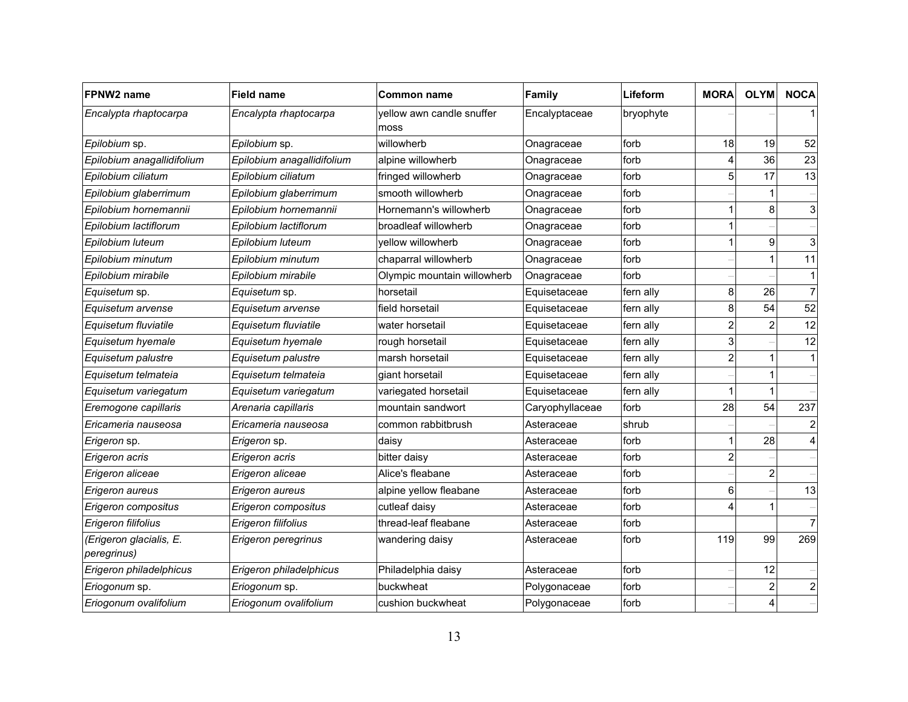| FPNW2 name | Field name | Common name | Family | Lifeform | MORA | OLYM | NOCA |
|---|---|---|---|---|---|---|---|
| *Encalypta rhaptocarpa* | *Encalypta rhaptocarpa* | yellow awn candle snuffer moss | Encalyptaceae | bryophyte | – | – | 1 |
| *Epilobium* sp. | *Epilobium* sp. | willowherb | Onagraceae | forb | 18 | 19 | 52 |
| *Epilobium anagallidifolium* | *Epilobium anagallidifolium* | alpine willowherb | Onagraceae | forb | 4 | 36 | 23 |
| *Epilobium ciliatum* | *Epilobium ciliatum* | fringed willowherb | Onagraceae | forb | 5 | 17 | 13 |
| *Epilobium glaberrimum* | *Epilobium glaberrimum* | smooth willowherb | Onagraceae | forb | – | 1 | – |
| *Epilobium hornemannii* | *Epilobium hornemannii* | Hornemann's willowherb | Onagraceae | forb | 1 | 8 | 3 |
| *Epilobium lactiflorum* | *Epilobium lactiflorum* | broadleaf willowherb | Onagraceae | forb | 1 | – | – |
| *Epilobium luteum* | *Epilobium luteum* | yellow willowherb | Onagraceae | forb | 1 | 9 | 3 |
| *Epilobium minutum* | *Epilobium minutum* | chaparral willowherb | Onagraceae | forb | – | 1 | 11 |
| *Epilobium mirabile* | *Epilobium mirabile* | Olympic mountain willowherb | Onagraceae | forb | – | – | 1 |
| *Equisetum* sp. | *Equisetum* sp. | horsetail | Equisetaceae | fern ally | 8 | 26 | 7 |
| *Equisetum arvense* | *Equisetum arvense* | field horsetail | Equisetaceae | fern ally | 8 | 54 | 52 |
| *Equisetum fluviatile* | *Equisetum fluviatile* | water horsetail | Equisetaceae | fern ally | 2 | 2 | 12 |
| *Equisetum hyemale* | *Equisetum hyemale* | rough horsetail | Equisetaceae | fern ally | 3 | – | 12 |
| *Equisetum palustre* | *Equisetum palustre* | marsh horsetail | Equisetaceae | fern ally | 2 | 1 | 1 |
| *Equisetum telmateia* | *Equisetum telmateia* | giant horsetail | Equisetaceae | fern ally | – | 1 | – |
| *Equisetum variegatum* | *Equisetum variegatum* | variegated horsetail | Equisetaceae | fern ally | 1 | 1 | – |
| *Eremogone capillaris* | *Arenaria capillaris* | mountain sandwort | Caryophyllaceae | forb | 28 | 54 | 237 |
| *Ericameria nauseosa* | *Ericameria nauseosa* | common rabbitbrush | Asteraceae | shrub | – | – | 2 |
| *Erigeron* sp. | *Erigeron* sp. | daisy | Asteraceae | forb | 1 | 28 | 4 |
| *Erigeron acris* | *Erigeron acris* | bitter daisy | Asteraceae | forb | 2 | – | – |
| *Erigeron aliceae* | *Erigeron aliceae* | Alice's fleabane | Asteraceae | forb | – | 2 | – |
| *Erigeron aureus* | *Erigeron aureus* | alpine yellow fleabane | Asteraceae | forb | 6 | – | 13 |
| *Erigeron compositus* | *Erigeron compositus* | cutleaf daisy | Asteraceae | forb | 4 | 1 | – |
| *Erigeron filifolius* | *Erigeron filifolius* | thread-leaf fleabane | Asteraceae | forb | | | 7 |
| *(Erigeron glacialis, E. peregrinus)* | *Erigeron peregrinus* | wandering daisy | Asteraceae | forb | 119 | 99 | 269 |
| *Erigeron philadelphicus* | *Erigeron philadelphicus* | Philadelphia daisy | Asteraceae | forb | – | 12 | – |
| *Eriogonum* sp. | *Eriogonum* sp. | buckwheat | Polygonaceae | forb | – | 2 | 2 |
| *Eriogonum ovalifolium* | *Eriogonum ovalifolium* | cushion buckwheat | Polygonaceae | forb | – | 4 | – |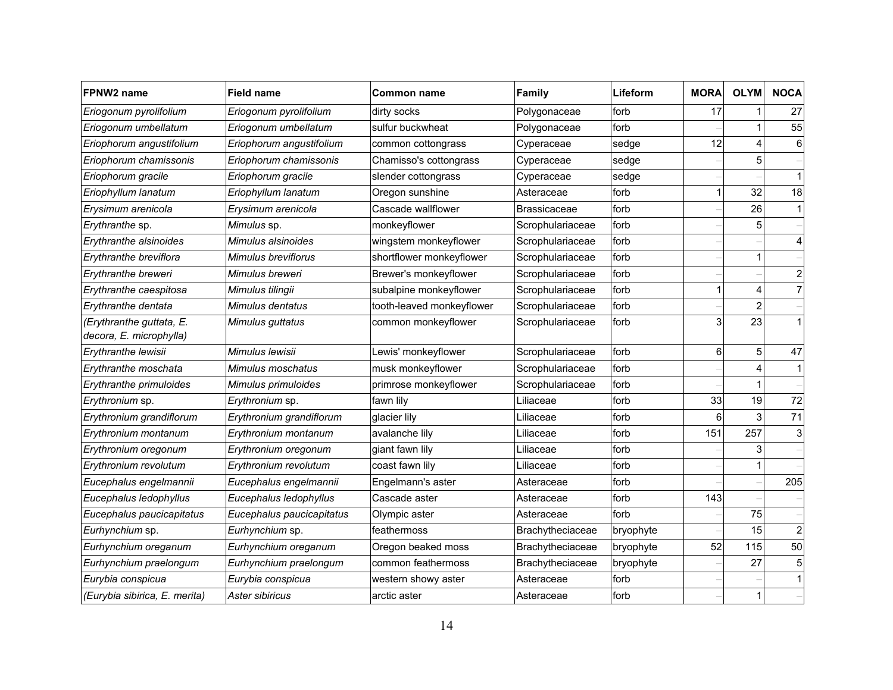| FPNW2 name | Field name | Common name | Family | Lifeform | MORA | OLYM | NOCA |
|---|---|---|---|---|---|---|---|
| *Eriogonum pyrolifolium* | *Eriogonum pyrolifolium* | dirty socks | Polygonaceae | forb | 17 | 1 | 27 |
| *Eriogonum umbellatum* | *Eriogonum umbellatum* | sulfur buckwheat | Polygonaceae | forb | – | 1 | 55 |
| *Eriophorum angustifolium* | *Eriophorum angustifolium* | common cottongrass | Cyperaceae | sedge | 12 | 4 | 6 |
| *Eriophorum chamissonis* | *Eriophorum chamissonis* | Chamisso's cottongrass | Cyperaceae | sedge | – | 5 | – |
| *Eriophorum gracile* | *Eriophorum gracile* | slender cottongrass | Cyperaceae | sedge | – | – | 1 |
| *Eriophyllum lanatum* | *Eriophyllum lanatum* | Oregon sunshine | Asteraceae | forb | 1 | 32 | 18 |
| *Erysimum arenicola* | *Erysimum arenicola* | Cascade wallflower | Brassicaceae | forb | – | 26 | 1 |
| *Erythranthe* sp. | *Mimulus* sp. | monkeyflower | Scrophulariaceae | forb | – | 5 | – |
| *Erythranthe alsinoides* | *Mimulus alsinoides* | wingstem monkeyflower | Scrophulariaceae | forb | – | – | 4 |
| *Erythranthe breviflora* | *Mimulus breviflorus* | shortflower monkeyflower | Scrophulariaceae | forb | – | 1 | – |
| *Erythranthe breweri* | *Mimulus breweri* | Brewer's monkeyflower | Scrophulariaceae | forb | – | – | 2 |
| *Erythranthe caespitosa* | *Mimulus tilingii* | subalpine monkeyflower | Scrophulariaceae | forb | 1 | 4 | 7 |
| *Erythranthe dentata* | *Mimulus dentatus* | tooth-leaved monkeyflower | Scrophulariaceae | forb | – | 2 | – |
| *(Erythranthe guttata, E. decora, E. microphylla)* | *Mimulus guttatus* | common monkeyflower | Scrophulariaceae | forb | 3 | 23 | 1 |
| *Erythranthe lewisii* | *Mimulus lewisii* | Lewis' monkeyflower | Scrophulariaceae | forb | 6 | 5 | 47 |
| *Erythranthe moschata* | *Mimulus moschatus* | musk monkeyflower | Scrophulariaceae | forb | – | 4 | 1 |
| *Erythranthe primuloides* | *Mimulus primuloides* | primrose monkeyflower | Scrophulariaceae | forb | – | 1 | – |
| *Erythronium* sp. | *Erythronium* sp. | fawn lily | Liliaceae | forb | 33 | 19 | 72 |
| *Erythronium grandiflorum* | *Erythronium grandiflorum* | glacier lily | Liliaceae | forb | 6 | 3 | 71 |
| *Erythronium montanum* | *Erythronium montanum* | avalanche lily | Liliaceae | forb | 151 | 257 | 3 |
| *Erythronium oregonum* | *Erythronium oregonum* | giant fawn lily | Liliaceae | forb | – | 3 | – |
| *Erythronium revolutum* | *Erythronium revolutum* | coast fawn lily | Liliaceae | forb | – | 1 | – |
| *Eucephalus engelmannii* | *Eucephalus engelmannii* | Engelmann's aster | Asteraceae | forb | – | – | 205 |
| *Eucephalus ledophyllus* | *Eucephalus ledophyllus* | Cascade aster | Asteraceae | forb | 143 | – | – |
| *Eucephalus paucicapitatus* | *Eucephalus paucicapitatus* | Olympic aster | Asteraceae | forb | – | 75 | – |
| *Eurhynchium* sp. | *Eurhynchium* sp. | feathermoss | Brachytheciaceae | bryophyte | – | 15 | 2 |
| *Eurhynchium oreganum* | *Eurhynchium oreganum* | Oregon beaked moss | Brachytheciaceae | bryophyte | 52 | 115 | 50 |
| *Eurhynchium praelongum* | *Eurhynchium praelongum* | common feathermoss | Brachytheciaceae | bryophyte | – | 27 | 5 |
| *Eurybia conspicua* | *Eurybia conspicua* | western showy aster | Asteraceae | forb | – | – | 1 |
| *(Eurybia sibirica, E. merita)* | *Aster sibiricus* | arctic aster | Asteraceae | forb | – | 1 | – |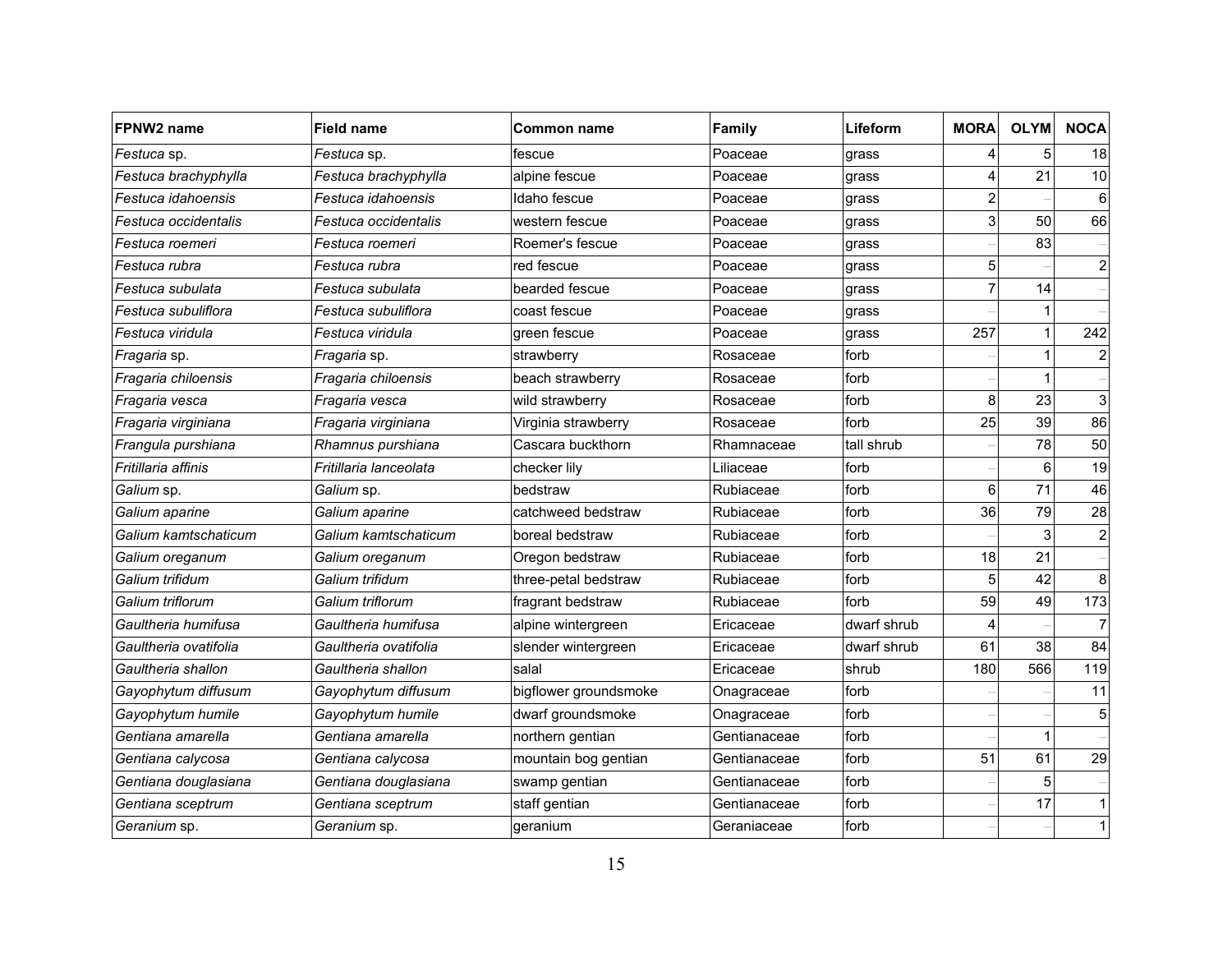| FPNW2 name | Field name | Common name | Family | Lifeform | MORA | OLYM | NOCA |
|---|---|---|---|---|---|---|---|
| *Festuca* sp. | *Festuca* sp. | fescue | Poaceae | grass | 4 | 5 | 18 |
| *Festuca brachyphylla* | *Festuca brachyphylla* | alpine fescue | Poaceae | grass | 4 | 21 | 10 |
| *Festuca idahoensis* | *Festuca idahoensis* | Idaho fescue | Poaceae | grass | 2 | – | 6 |
| *Festuca occidentalis* | *Festuca occidentalis* | western fescue | Poaceae | grass | 3 | 50 | 66 |
| *Festuca roemeri* | *Festuca roemeri* | Roemer's fescue | Poaceae | grass | – | 83 | – |
| *Festuca rubra* | *Festuca rubra* | red fescue | Poaceae | grass | 5 | – | 2 |
| *Festuca subulata* | *Festuca subulata* | bearded fescue | Poaceae | grass | 7 | 14 | – |
| *Festuca subuliflora* | *Festuca subuliflora* | coast fescue | Poaceae | grass | – | 1 | – |
| *Festuca viridula* | *Festuca viridula* | green fescue | Poaceae | grass | 257 | 1 | 242 |
| *Fragaria* sp. | *Fragaria* sp. | strawberry | Rosaceae | forb | – | 1 | 2 |
| *Fragaria chiloensis* | *Fragaria chiloensis* | beach strawberry | Rosaceae | forb | – | 1 | – |
| *Fragaria vesca* | *Fragaria vesca* | wild strawberry | Rosaceae | forb | 8 | 23 | 3 |
| *Fragaria virginiana* | *Fragaria virginiana* | Virginia strawberry | Rosaceae | forb | 25 | 39 | 86 |
| *Frangula purshiana* | *Rhamnus purshiana* | Cascara buckthorn | Rhamnaceae | tall shrub | – | 78 | 50 |
| *Fritillaria affinis* | *Fritillaria lanceolata* | checker lily | Liliaceae | forb | – | 6 | 19 |
| *Galium* sp. | *Galium* sp. | bedstraw | Rubiaceae | forb | 6 | 71 | 46 |
| *Galium aparine* | *Galium aparine* | catchweed bedstraw | Rubiaceae | forb | 36 | 79 | 28 |
| *Galium kamtschaticum* | *Galium kamtschaticum* | boreal bedstraw | Rubiaceae | forb | – | 3 | 2 |
| *Galium oreganum* | *Galium oreganum* | Oregon bedstraw | Rubiaceae | forb | 18 | 21 | – |
| *Galium trifidum* | *Galium trifidum* | three-petal bedstraw | Rubiaceae | forb | 5 | 42 | 8 |
| *Galium triflorum* | *Galium triflorum* | fragrant bedstraw | Rubiaceae | forb | 59 | 49 | 173 |
| *Gaultheria humifusa* | *Gaultheria humifusa* | alpine wintergreen | Ericaceae | dwarf shrub | 4 | – | 7 |
| *Gaultheria ovatifolia* | *Gaultheria ovatifolia* | slender wintergreen | Ericaceae | dwarf shrub | 61 | 38 | 84 |
| *Gaultheria shallon* | *Gaultheria shallon* | salal | Ericaceae | shrub | 180 | 566 | 119 |
| *Gayophytum diffusum* | *Gayophytum diffusum* | bigflower groundsmoke | Onagraceae | forb | – | – | 11 |
| *Gayophytum humile* | *Gayophytum humile* | dwarf groundsmoke | Onagraceae | forb | – | – | 5 |
| *Gentiana amarella* | *Gentiana amarella* | northern gentian | Gentianaceae | forb | – | 1 | – |
| *Gentiana calycosa* | *Gentiana calycosa* | mountain bog gentian | Gentianaceae | forb | 51 | 61 | 29 |
| *Gentiana douglasiana* | *Gentiana douglasiana* | swamp gentian | Gentianaceae | forb | – | 5 | – |
| *Gentiana sceptrum* | *Gentiana sceptrum* | staff gentian | Gentianaceae | forb | – | 17 | 1 |
| *Geranium* sp. | *Geranium* sp. | geranium | Geraniaceae | forb | – | – | 1 |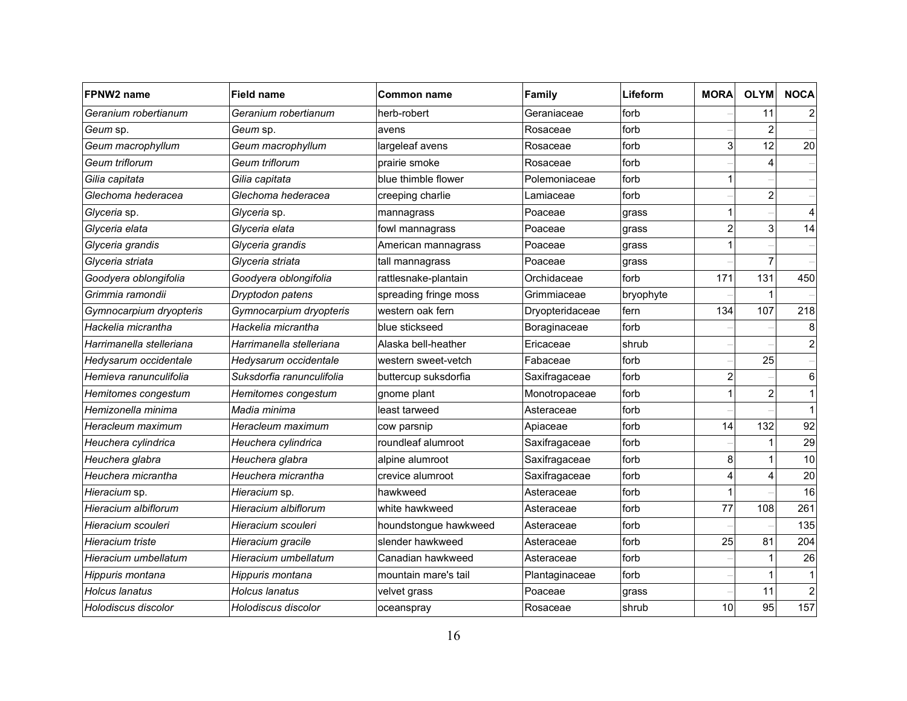| FPNW2 name | Field name | Common name | Family | Lifeform | MORA | OLYM | NOCA |
|---|---|---|---|---|---|---|---|
| *Geranium robertianum* | *Geranium robertianum* | herb-robert | Geraniaceae | forb | – | 11 | 2 |
| *Geum* sp. | *Geum* sp. | avens | Rosaceae | forb | – | 2 | – |
| *Geum macrophyllum* | *Geum macrophyllum* | largeleaf avens | Rosaceae | forb | 3 | 12 | 20 |
| *Geum triflorum* | *Geum triflorum* | prairie smoke | Rosaceae | forb | – | 4 | – |
| *Gilia capitata* | *Gilia capitata* | blue thimble flower | Polemoniaceae | forb | 1 | – | – |
| *Glechoma hederacea* | *Glechoma hederacea* | creeping charlie | Lamiaceae | forb | – | 2 | – |
| *Glyceria* sp. | *Glyceria* sp. | mannagrass | Poaceae | grass | 1 | – | 4 |
| *Glyceria elata* | *Glyceria elata* | fowl mannagrass | Poaceae | grass | 2 | 3 | 14 |
| *Glyceria grandis* | *Glyceria grandis* | American mannagrass | Poaceae | grass | 1 | – | – |
| *Glyceria striata* | *Glyceria striata* | tall mannagrass | Poaceae | grass | – | 7 | – |
| *Goodyera oblongifolia* | *Goodyera oblongifolia* | rattlesnake-plantain | Orchidaceae | forb | 171 | 131 | 450 |
| *Grimmia ramondii* | *Dryptodon patens* | spreading fringe moss | Grimmiaceae | bryophyte | – | 1 | – |
| *Gymnocarpium dryopteris* | *Gymnocarpium dryopteris* | western oak fern | Dryopteridaceae | fern | 134 | 107 | 218 |
| *Hackelia micrantha* | *Hackelia micrantha* | blue stickseed | Boraginaceae | forb | – | – | 8 |
| *Harrimanella stelleriana* | *Harrimanella stelleriana* | Alaska bell-heather | Ericaceae | shrub | – | – | 2 |
| *Hedysarum occidentale* | *Hedysarum occidentale* | western sweet-vetch | Fabaceae | forb | – | 25 | – |
| *Hemieva ranunculifolia* | *Suksdorfia ranunculifolia* | buttercup suksdorfia | Saxifragaceae | forb | 2 | – | 6 |
| *Hemitomes congestum* | *Hemitomes congestum* | gnome plant | Monotropaceae | forb | 1 | 2 | 1 |
| *Hemizonella minima* | *Madia minima* | least tarweed | Asteraceae | forb | – | – | 1 |
| *Heracleum maximum* | *Heracleum maximum* | cow parsnip | Apiaceae | forb | 14 | 132 | 92 |
| *Heuchera cylindrica* | *Heuchera cylindrica* | roundleaf alumroot | Saxifragaceae | forb | – | 1 | 29 |
| *Heuchera glabra* | *Heuchera glabra* | alpine alumroot | Saxifragaceae | forb | 8 | 1 | 10 |
| *Heuchera micrantha* | *Heuchera micrantha* | crevice alumroot | Saxifragaceae | forb | 4 | 4 | 20 |
| *Hieracium* sp. | *Hieracium* sp. | hawkweed | Asteraceae | forb | 1 | – | 16 |
| *Hieracium albiflorum* | *Hieracium albiflorum* | white hawkweed | Asteraceae | forb | 77 | 108 | 261 |
| *Hieracium scouleri* | *Hieracium scouleri* | houndstongue hawkweed | Asteraceae | forb | – | – | 135 |
| *Hieracium triste* | *Hieracium gracile* | slender hawkweed | Asteraceae | forb | 25 | 81 | 204 |
| *Hieracium umbellatum* | *Hieracium umbellatum* | Canadian hawkweed | Asteraceae | forb | – | 1 | 26 |
| *Hippuris montana* | *Hippuris montana* | mountain mare's tail | Plantaginaceae | forb | – | 1 | 1 |
| *Holcus lanatus* | *Holcus lanatus* | velvet grass | Poaceae | grass | – | 11 | 2 |
| *Holodiscus discolor* | *Holodiscus discolor* | oceanspray | Rosaceae | shrub | 10 | 95 | 157 |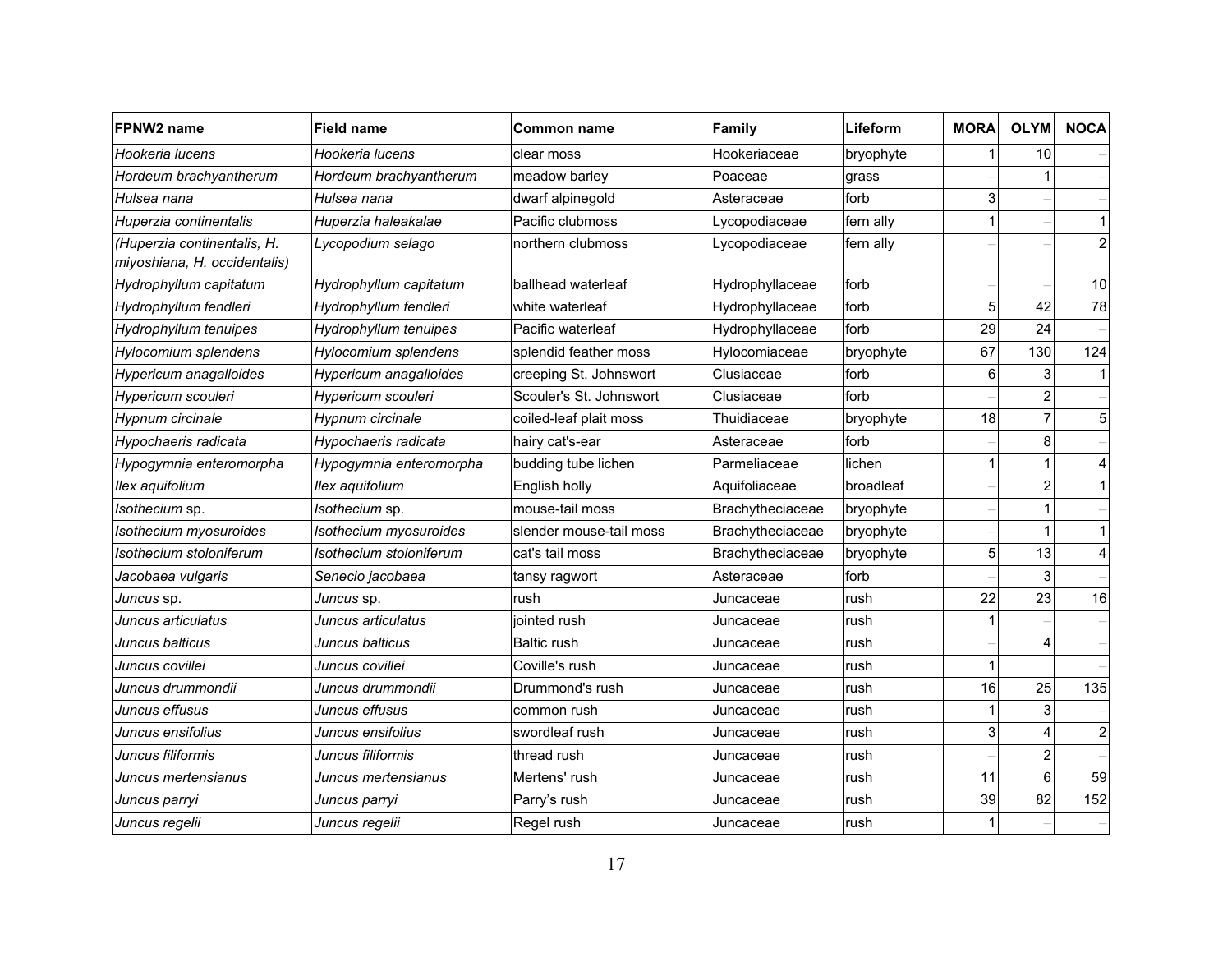| FPNW2 name | Field name | Common name | Family | Lifeform | MORA | OLYM | NOCA |
|---|---|---|---|---|---|---|---|
| *Hookeria lucens* | *Hookeria lucens* | clear moss | Hookeriaceae | bryophyte | 1 | 10 | – |
| *Hordeum brachyantherum* | *Hordeum brachyantherum* | meadow barley | Poaceae | grass | – | 1 | – |
| *Hulsea nana* | *Hulsea nana* | dwarf alpinegold | Asteraceae | forb | 3 | – | – |
| *Huperzia continentalis* | *Huperzia haleakalae* | Pacific clubmoss | Lycopodiaceae | fern ally | 1 | – | 1 |
| *(Huperzia continentalis, H. miyoshiana, H. occidentalis)* | *Lycopodium selago* | northern clubmoss | Lycopodiaceae | fern ally | – | – | 2 |
| *Hydrophyllum capitatum* | *Hydrophyllum capitatum* | ballhead waterleaf | Hydrophyllaceae | forb | – | – | 10 |
| *Hydrophyllum fendleri* | *Hydrophyllum fendleri* | white waterleaf | Hydrophyllaceae | forb | 5 | 42 | 78 |
| *Hydrophyllum tenuipes* | *Hydrophyllum tenuipes* | Pacific waterleaf | Hydrophyllaceae | forb | 29 | 24 | – |
| *Hylocomium splendens* | *Hylocomium splendens* | splendid feather moss | Hylocomiaceae | bryophyte | 67 | 130 | 124 |
| *Hypericum anagalloides* | *Hypericum anagalloides* | creeping St. Johnswort | Clusiaceae | forb | 6 | 3 | 1 |
| *Hypericum scouleri* | *Hypericum scouleri* | Scouler's St. Johnswort | Clusiaceae | forb | – | 2 | – |
| *Hypnum circinale* | *Hypnum circinale* | coiled-leaf plait moss | Thuidiaceae | bryophyte | 18 | 7 | 5 |
| *Hypochaeris radicata* | *Hypochaeris radicata* | hairy cat's-ear | Asteraceae | forb | – | 8 | – |
| *Hypogymnia enteromorpha* | *Hypogymnia enteromorpha* | budding tube lichen | Parmeliaceae | lichen | 1 | 1 | 4 |
| *Ilex aquifolium* | *Ilex aquifolium* | English holly | Aquifoliaceae | broadleaf | – | 2 | 1 |
| *Isothecium* sp. | *Isothecium* sp. | mouse-tail moss | Brachytheciaceae | bryophyte | – | 1 | – |
| *Isothecium myosuroides* | *Isothecium myosuroides* | slender mouse-tail moss | Brachytheciaceae | bryophyte | – | 1 | 1 |
| *Isothecium stoloniferum* | *Isothecium stoloniferum* | cat's tail moss | Brachytheciaceae | bryophyte | 5 | 13 | 4 |
| *Jacobaea vulgaris* | *Senecio jacobaea* | tansy ragwort | Asteraceae | forb | – | 3 | – |
| *Juncus* sp. | *Juncus* sp. | rush | Juncaceae | rush | 22 | 23 | 16 |
| *Juncus articulatus* | *Juncus articulatus* | jointed rush | Juncaceae | rush | 1 | – | – |
| *Juncus balticus* | *Juncus balticus* | Baltic rush | Juncaceae | rush | – | 4 | – |
| *Juncus covillei* | *Juncus covillei* | Coville's rush | Juncaceae | rush | 1 | | – |
| *Juncus drummondii* | *Juncus drummondii* | Drummond's rush | Juncaceae | rush | 16 | 25 | 135 |
| *Juncus effusus* | *Juncus effusus* | common rush | Juncaceae | rush | 1 | 3 | – |
| *Juncus ensifolius* | *Juncus ensifolius* | swordleaf rush | Juncaceae | rush | 3 | 4 | 2 |
| *Juncus filiformis* | *Juncus filiformis* | thread rush | Juncaceae | rush | – | 2 | – |
| *Juncus mertensianus* | *Juncus mertensianus* | Mertens' rush | Juncaceae | rush | 11 | 6 | 59 |
| *Juncus parryi* | *Juncus parryi* | Parry's rush | Juncaceae | rush | 39 | 82 | 152 |
| *Juncus regelii* | *Juncus regelii* | Regel rush | Juncaceae | rush | 1 | – | – |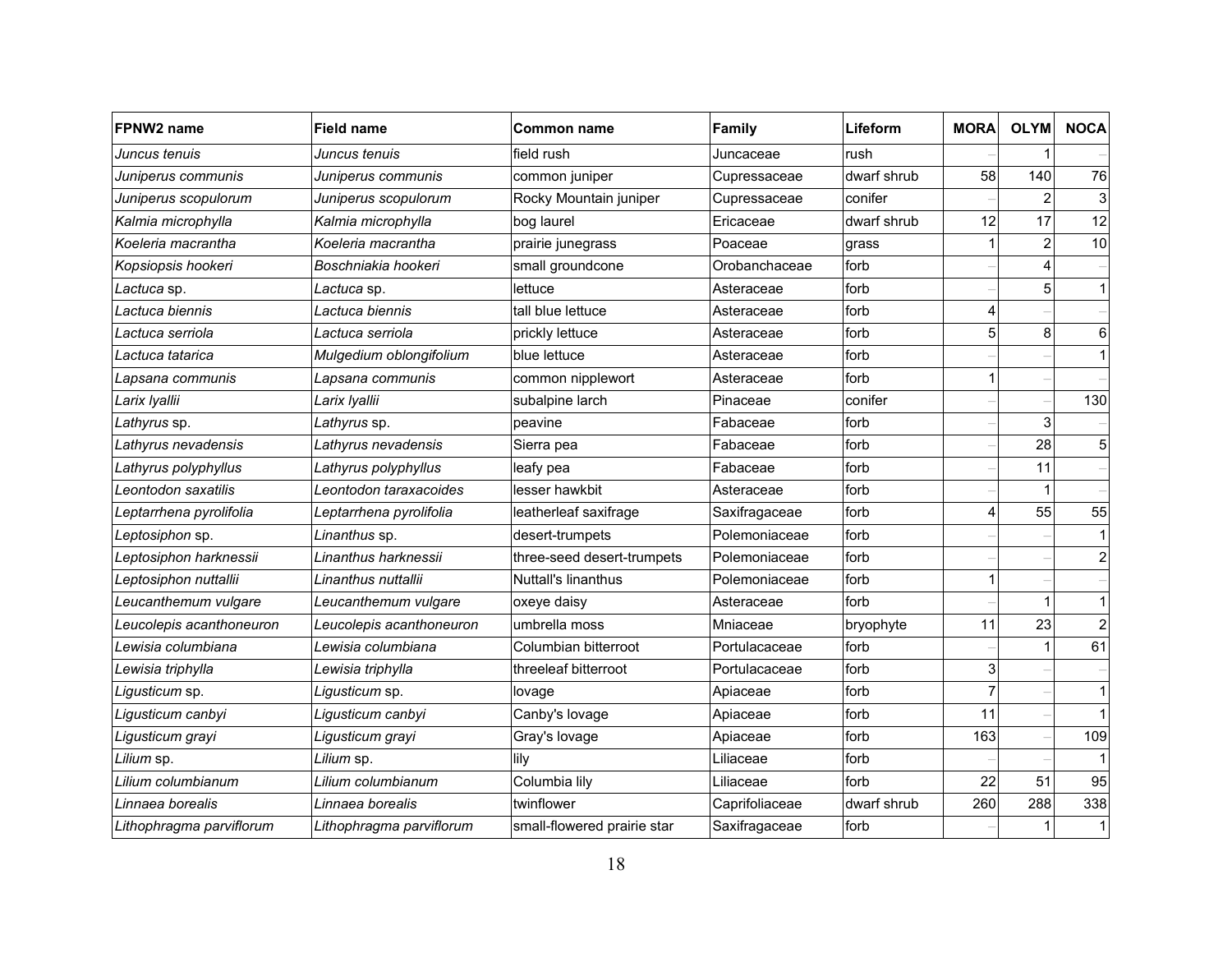| FPNW2 name | Field name | Common name | Family | Lifeform | MORA | OLYM | NOCA |
|---|---|---|---|---|---|---|---|
| *Juncus tenuis* | *Juncus tenuis* | field rush | Juncaceae | rush | – | 1 | – |
| *Juniperus communis* | *Juniperus communis* | common juniper | Cupressaceae | dwarf shrub | 58 | 140 | 76 |
| *Juniperus scopulorum* | *Juniperus scopulorum* | Rocky Mountain juniper | Cupressaceae | conifer | – | 2 | 3 |
| *Kalmia microphylla* | *Kalmia microphylla* | bog laurel | Ericaceae | dwarf shrub | 12 | 17 | 12 |
| *Koeleria macrantha* | *Koeleria macrantha* | prairie junegrass | Poaceae | grass | 1 | 2 | 10 |
| *Kopsiopsis hookeri* | *Boschniakia hookeri* | small groundcone | Orobanchaceae | forb | – | 4 | – |
| *Lactuca* sp. | *Lactuca* sp. | lettuce | Asteraceae | forb | – | 5 | 1 |
| *Lactuca biennis* | *Lactuca biennis* | tall blue lettuce | Asteraceae | forb | 4 | – | – |
| *Lactuca serriola* | *Lactuca serriola* | prickly lettuce | Asteraceae | forb | 5 | 8 | 6 |
| *Lactuca tatarica* | *Mulgedium oblongifolium* | blue lettuce | Asteraceae | forb | – | – | 1 |
| *Lapsana communis* | *Lapsana communis* | common nipplewort | Asteraceae | forb | 1 | – | – |
| *Larix lyallii* | *Larix lyallii* | subalpine larch | Pinaceae | conifer | – | – | 130 |
| *Lathyrus* sp. | *Lathyrus* sp. | peavine | Fabaceae | forb | – | 3 | – |
| *Lathyrus nevadensis* | *Lathyrus nevadensis* | Sierra pea | Fabaceae | forb | – | 28 | 5 |
| *Lathyrus polyphyllus* | *Lathyrus polyphyllus* | leafy pea | Fabaceae | forb | – | 11 | – |
| *Leontodon saxatilis* | *Leontodon taraxacoides* | lesser hawkbit | Asteraceae | forb | – | 1 | – |
| *Leptarrhena pyrolifolia* | *Leptarrhena pyrolifolia* | leatherleaf saxifrage | Saxifragaceae | forb | 4 | 55 | 55 |
| *Leptosiphon* sp. | *Linanthus* sp. | desert-trumpets | Polemoniaceae | forb | – | – | 1 |
| *Leptosiphon harknessii* | *Linanthus harknessii* | three-seed desert-trumpets | Polemoniaceae | forb | – | – | 2 |
| *Leptosiphon nuttallii* | *Linanthus nuttallii* | Nuttall's linanthus | Polemoniaceae | forb | 1 | – | – |
| *Leucanthemum vulgare* | *Leucanthemum vulgare* | oxeye daisy | Asteraceae | forb | – | 1 | 1 |
| *Leucolepis acanthoneuron* | *Leucolepis acanthoneuron* | umbrella moss | Mniaceae | bryophyte | 11 | 23 | 2 |
| *Lewisia columbiana* | *Lewisia columbiana* | Columbian bitterroot | Portulacaceae | forb | – | 1 | 61 |
| *Lewisia triphylla* | *Lewisia triphylla* | threeleaf bitterroot | Portulacaceae | forb | 3 | – | – |
| *Ligusticum* sp. | *Ligusticum* sp. | lovage | Apiaceae | forb | 7 | – | 1 |
| *Ligusticum canbyi* | *Ligusticum canbyi* | Canby's lovage | Apiaceae | forb | 11 | – | 1 |
| *Ligusticum grayi* | *Ligusticum grayi* | Gray's lovage | Apiaceae | forb | 163 | – | 109 |
| *Lilium* sp. | *Lilium* sp. | lily | Liliaceae | forb | – | – | 1 |
| *Lilium columbianum* | *Lilium columbianum* | Columbia lily | Liliaceae | forb | 22 | 51 | 95 |
| *Linnaea borealis* | *Linnaea borealis* | twinflower | Caprifoliaceae | dwarf shrub | 260 | 288 | 338 |
| *Lithophragma parviflorum* | *Lithophragma parviflorum* | small-flowered prairie star | Saxifragaceae | forb | – | 1 | 1 |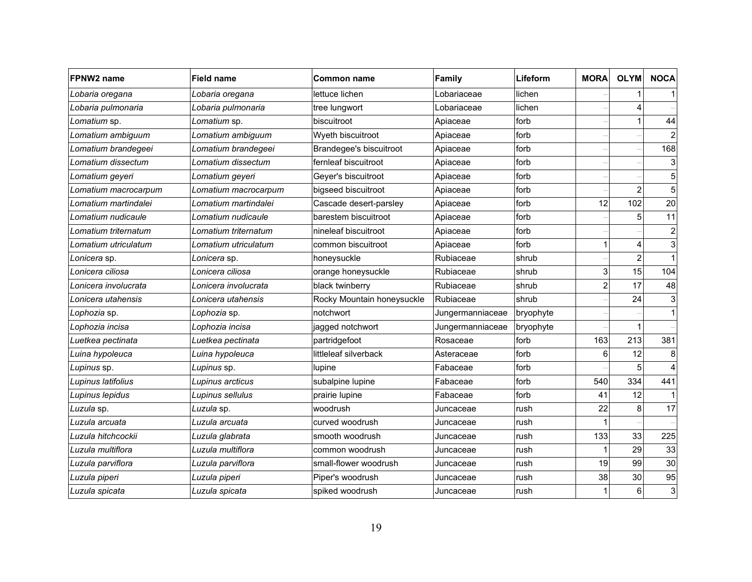| FPNW2 name | Field name | Common name | Family | Lifeform | MORA | OLYM | NOCA |
|---|---|---|---|---|---|---|---|
| *Lobaria oregana* | *Lobaria oregana* | lettuce lichen | Lobariaceae | lichen | – | 1 | 1 |
| *Lobaria pulmonaria* | *Lobaria pulmonaria* | tree lungwort | Lobariaceae | lichen | – | 4 | – |
| *Lomatium* sp. | *Lomatium* sp. | biscuitroot | Apiaceae | forb | – | 1 | 44 |
| *Lomatium ambiguum* | *Lomatium ambiguum* | Wyeth biscuitroot | Apiaceae | forb | – | – | 2 |
| *Lomatium brandegeei* | *Lomatium brandegeei* | Brandegee's biscuitroot | Apiaceae | forb | – | – | 168 |
| *Lomatium dissectum* | *Lomatium dissectum* | fernleaf biscuitroot | Apiaceae | forb | – | – | 3 |
| *Lomatium geyeri* | *Lomatium geyeri* | Geyer's biscuitroot | Apiaceae | forb | – | – | 5 |
| *Lomatium macrocarpum* | *Lomatium macrocarpum* | bigseed biscuitroot | Apiaceae | forb | – | 2 | 5 |
| *Lomatium martindalei* | *Lomatium martindalei* | Cascade desert-parsley | Apiaceae | forb | 12 | 102 | 20 |
| *Lomatium nudicaule* | *Lomatium nudicaule* | barestem biscuitroot | Apiaceae | forb | – | 5 | 11 |
| *Lomatium triternatum* | *Lomatium triternatum* | nineleaf biscuitroot | Apiaceae | forb | – | – | 2 |
| *Lomatium utriculatum* | *Lomatium utriculatum* | common biscuitroot | Apiaceae | forb | 1 | 4 | 3 |
| *Lonicera* sp. | *Lonicera* sp. | honeysuckle | Rubiaceae | shrub | – | 2 | 1 |
| *Lonicera ciliosa* | *Lonicera ciliosa* | orange honeysuckle | Rubiaceae | shrub | 3 | 15 | 104 |
| *Lonicera involucrata* | *Lonicera involucrata* | black twinberry | Rubiaceae | shrub | 2 | 17 | 48 |
| *Lonicera utahensis* | *Lonicera utahensis* | Rocky Mountain honeysuckle | Rubiaceae | shrub | – | 24 | 3 |
| *Lophozia* sp. | *Lophozia* sp. | notchwort | Jungermanniaceae | bryophyte | – | – | 1 |
| *Lophozia incisa* | *Lophozia incisa* | jagged notchwort | Jungermanniaceae | bryophyte | – | 1 | – |
| *Luetkea pectinata* | *Luetkea pectinata* | partridgefoot | Rosaceae | forb | 163 | 213 | 381 |
| *Luina hypoleuca* | *Luina hypoleuca* | littleleaf silverback | Asteraceae | forb | 6 | 12 | 8 |
| *Lupinus* sp. | *Lupinus* sp. | lupine | Fabaceae | forb | – | 5 | 4 |
| *Lupinus latifolius* | *Lupinus arcticus* | subalpine lupine | Fabaceae | forb | 540 | 334 | 441 |
| *Lupinus lepidus* | *Lupinus sellulus* | prairie lupine | Fabaceae | forb | 41 | 12 | 1 |
| *Luzula* sp. | *Luzula* sp. | woodrush | Juncaceae | rush | 22 | 8 | 17 |
| *Luzula arcuata* | *Luzula arcuata* | curved woodrush | Juncaceae | rush | 1 | – | – |
| *Luzula hitchcockii* | *Luzula glabrata* | smooth woodrush | Juncaceae | rush | 133 | 33 | 225 |
| *Luzula multiflora* | *Luzula multiflora* | common woodrush | Juncaceae | rush | 1 | 29 | 33 |
| *Luzula parviflora* | *Luzula parviflora* | small-flower woodrush | Juncaceae | rush | 19 | 99 | 30 |
| *Luzula piperi* | *Luzula piperi* | Piper's woodrush | Juncaceae | rush | 38 | 30 | 95 |
| *Luzula spicata* | *Luzula spicata* | spiked woodrush | Juncaceae | rush | 1 | 6 | 3 |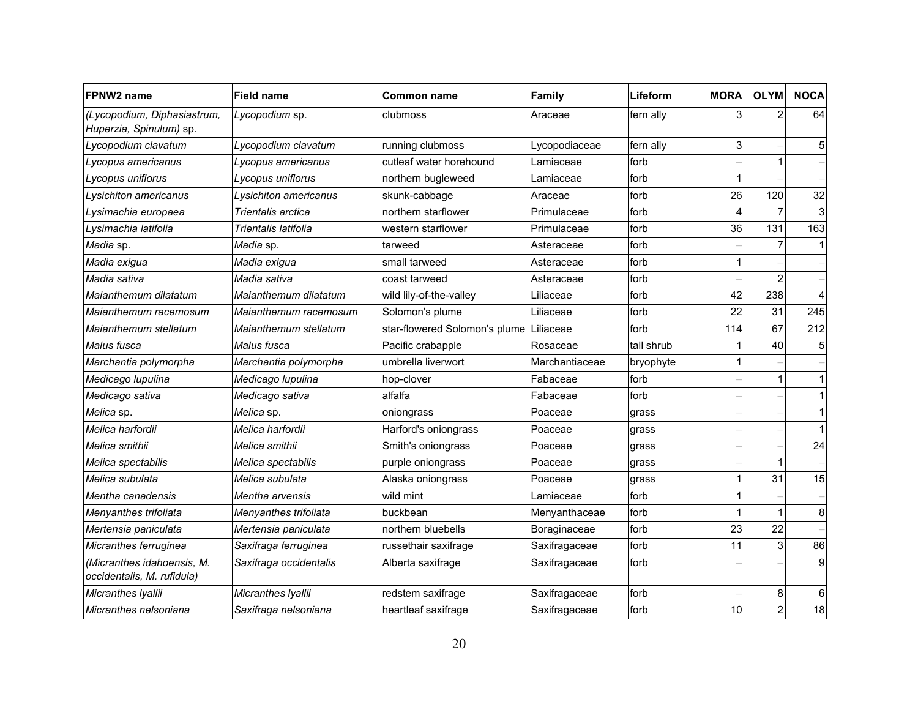| FPNW2 name | Field name | Common name | Family | Lifeform | MORA | OLYM | NOCA |
|---|---|---|---|---|---|---|---|
| *(Lycopodium, Diphasiastrum, Huperzia, Spinulum)* sp. | *Lycopodium* sp. | clubmoss | Araceae | fern ally | 3 | 2 | 64 |
| *Lycopodium clavatum* | *Lycopodium clavatum* | running clubmoss | Lycopodiaceae | fern ally | 3 | – | 5 |
| *Lycopus americanus* | *Lycopus americanus* | cutleaf water horehound | Lamiaceae | forb | – | 1 | – |
| *Lycopus uniflorus* | *Lycopus uniflorus* | northern bugleweed | Lamiaceae | forb | 1 | – | – |
| *Lysichiton americanus* | *Lysichiton americanus* | skunk-cabbage | Araceae | forb | 26 | 120 | 32 |
| *Lysimachia europaea* | *Trientalis arctica* | northern starflower | Primulaceae | forb | 4 | 7 | 3 |
| *Lysimachia latifolia* | *Trientalis latifolia* | western starflower | Primulaceae | forb | 36 | 131 | 163 |
| *Madia* sp. | *Madia* sp. | tarweed | Asteraceae | forb | – | 7 | 1 |
| *Madia exigua* | *Madia exigua* | small tarweed | Asteraceae | forb | 1 | – | – |
| *Madia sativa* | *Madia sativa* | coast tarweed | Asteraceae | forb | – | 2 | – |
| *Maianthemum dilatatum* | *Maianthemum dilatatum* | wild lily-of-the-valley | Liliaceae | forb | 42 | 238 | 4 |
| *Maianthemum racemosum* | *Maianthemum racemosum* | Solomon's plume | Liliaceae | forb | 22 | 31 | 245 |
| *Maianthemum stellatum* | *Maianthemum stellatum* | star-flowered Solomon's plume | Liliaceae | forb | 114 | 67 | 212 |
| *Malus fusca* | *Malus fusca* | Pacific crabapple | Rosaceae | tall shrub | 1 | 40 | 5 |
| *Marchantia polymorpha* | *Marchantia polymorpha* | umbrella liverwort | Marchantiaceae | bryophyte | 1 | – | – |
| *Medicago lupulina* | *Medicago lupulina* | hop-clover | Fabaceae | forb | – | 1 | 1 |
| *Medicago sativa* | *Medicago sativa* | alfalfa | Fabaceae | forb | – | – | 1 |
| *Melica* sp. | *Melica* sp. | oniongrass | Poaceae | grass | – | – | 1 |
| *Melica harfordii* | *Melica harfordii* | Harford's oniongrass | Poaceae | grass | – | – | 1 |
| *Melica smithii* | *Melica smithii* | Smith's oniongrass | Poaceae | grass | – | – | 24 |
| *Melica spectabilis* | *Melica spectabilis* | purple oniongrass | Poaceae | grass | – | 1 | – |
| *Melica subulata* | *Melica subulata* | Alaska oniongrass | Poaceae | grass | 1 | 31 | 15 |
| *Mentha canadensis* | *Mentha arvensis* | wild mint | Lamiaceae | forb | 1 | – | – |
| *Menyanthes trifoliata* | *Menyanthes trifoliata* | buckbean | Menyanthaceae | forb | 1 | 1 | 8 |
| *Mertensia paniculata* | *Mertensia paniculata* | northern bluebells | Boraginaceae | forb | 23 | 22 | – |
| *Micranthes ferruginea* | *Saxifraga ferruginea* | russethair saxifrage | Saxifragaceae | forb | 11 | 3 | 86 |
| *(Micranthes idahoensis, M. occidentalis, M. rufidula)* | *Saxifraga occidentalis* | Alberta saxifrage | Saxifragaceae | forb | – | – | 9 |
| *Micranthes lyallii* | *Micranthes lyallii* | redstem saxifrage | Saxifragaceae | forb | – | 8 | 6 |
| *Micranthes nelsoniana* | *Saxifraga nelsoniana* | heartleaf saxifrage | Saxifragaceae | forb | 10 | 2 | 18 |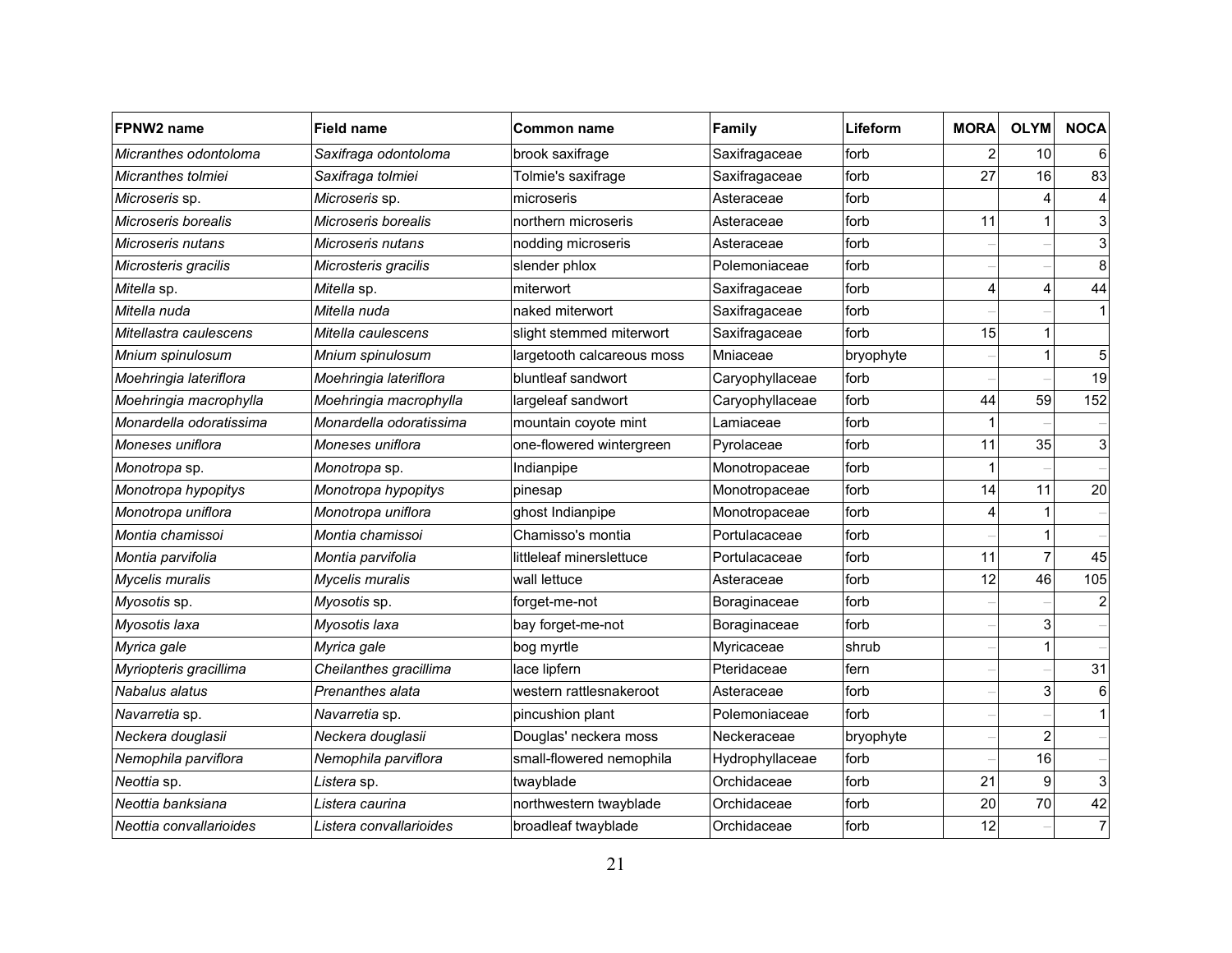| FPNW2 name | Field name | Common name | Family | Lifeform | MORA | OLYM | NOCA |
|---|---|---|---|---|---|---|---|
| *Micranthes odontoloma* | *Saxifraga odontoloma* | brook saxifrage | Saxifragaceae | forb | 2 | 10 | 6 |
| *Micranthes tolmiei* | *Saxifraga tolmiei* | Tolmie's saxifrage | Saxifragaceae | forb | 27 | 16 | 83 |
| *Microseris* sp. | *Microseris* sp. | microseris | Asteraceae | forb | | 4 | 4 |
| *Microseris borealis* | *Microseris borealis* | northern microseris | Asteraceae | forb | 11 | 1 | 3 |
| *Microseris nutans* | *Microseris nutans* | nodding microseris | Asteraceae | forb | – | – | 3 |
| *Microsteris gracilis* | *Microsteris gracilis* | slender phlox | Polemoniaceae | forb | – | – | 8 |
| *Mitella* sp. | *Mitella* sp. | miterwort | Saxifragaceae | forb | 4 | 4 | 44 |
| *Mitella nuda* | *Mitella nuda* | naked miterwort | Saxifragaceae | forb | – | – | 1 |
| *Mitellastra caulescens* | *Mitella caulescens* | slight stemmed miterwort | Saxifragaceae | forb | 15 | 1 | |
| *Mnium spinulosum* | *Mnium spinulosum* | largetooth calcareous moss | Mniaceae | bryophyte | – | 1 | 5 |
| *Moehringia lateriflora* | *Moehringia lateriflora* | bluntleaf sandwort | Caryophyllaceae | forb | – | – | 19 |
| *Moehringia macrophylla* | *Moehringia macrophylla* | largeleaf sandwort | Caryophyllaceae | forb | 44 | 59 | 152 |
| *Monardella odoratissima* | *Monardella odoratissima* | mountain coyote mint | Lamiaceae | forb | 1 | – | – |
| *Moneses uniflora* | *Moneses uniflora* | one-flowered wintergreen | Pyrolaceae | forb | 11 | 35 | 3 |
| *Monotropa* sp. | *Monotropa* sp. | Indianpipe | Monotropaceae | forb | 1 | – | – |
| *Monotropa hypopitys* | *Monotropa hypopitys* | pinesap | Monotropaceae | forb | 14 | 11 | 20 |
| *Monotropa uniflora* | *Monotropa uniflora* | ghost Indianpipe | Monotropaceae | forb | 4 | 1 | – |
| *Montia chamissoi* | *Montia chamissoi* | Chamisso's montia | Portulacaceae | forb | – | 1 | – |
| *Montia parvifolia* | *Montia parvifolia* | littleleaf minerslettuce | Portulacaceae | forb | 11 | 7 | 45 |
| *Mycelis muralis* | *Mycelis muralis* | wall lettuce | Asteraceae | forb | 12 | 46 | 105 |
| *Myosotis* sp. | *Myosotis* sp. | forget-me-not | Boraginaceae | forb | – | – | 2 |
| *Myosotis laxa* | *Myosotis laxa* | bay forget-me-not | Boraginaceae | forb | – | 3 | – |
| *Myrica gale* | *Myrica gale* | bog myrtle | Myricaceae | shrub | – | 1 | – |
| *Myriopteris gracillima* | *Cheilanthes gracillima* | lace lipfern | Pteridaceae | fern | – | – | 31 |
| *Nabalus alatus* | *Prenanthes alata* | western rattlesnakeroot | Asteraceae | forb | – | 3 | 6 |
| *Navarretia* sp. | *Navarretia* sp. | pincushion plant | Polemoniaceae | forb | – | – | 1 |
| *Neckera douglasii* | *Neckera douglasii* | Douglas' neckera moss | Neckeraceae | bryophyte | – | 2 | – |
| *Nemophila parviflora* | *Nemophila parviflora* | small-flowered nemophila | Hydrophyllaceae | forb | – | 16 | – |
| *Neottia* sp. | *Listera* sp. | twayblade | Orchidaceae | forb | 21 | 9 | 3 |
| *Neottia banksiana* | *Listera caurina* | northwestern twayblade | Orchidaceae | forb | 20 | 70 | 42 |
| *Neottia convallarioides* | *Listera convallarioides* | broadleaf twayblade | Orchidaceae | forb | 12 | – | 7 |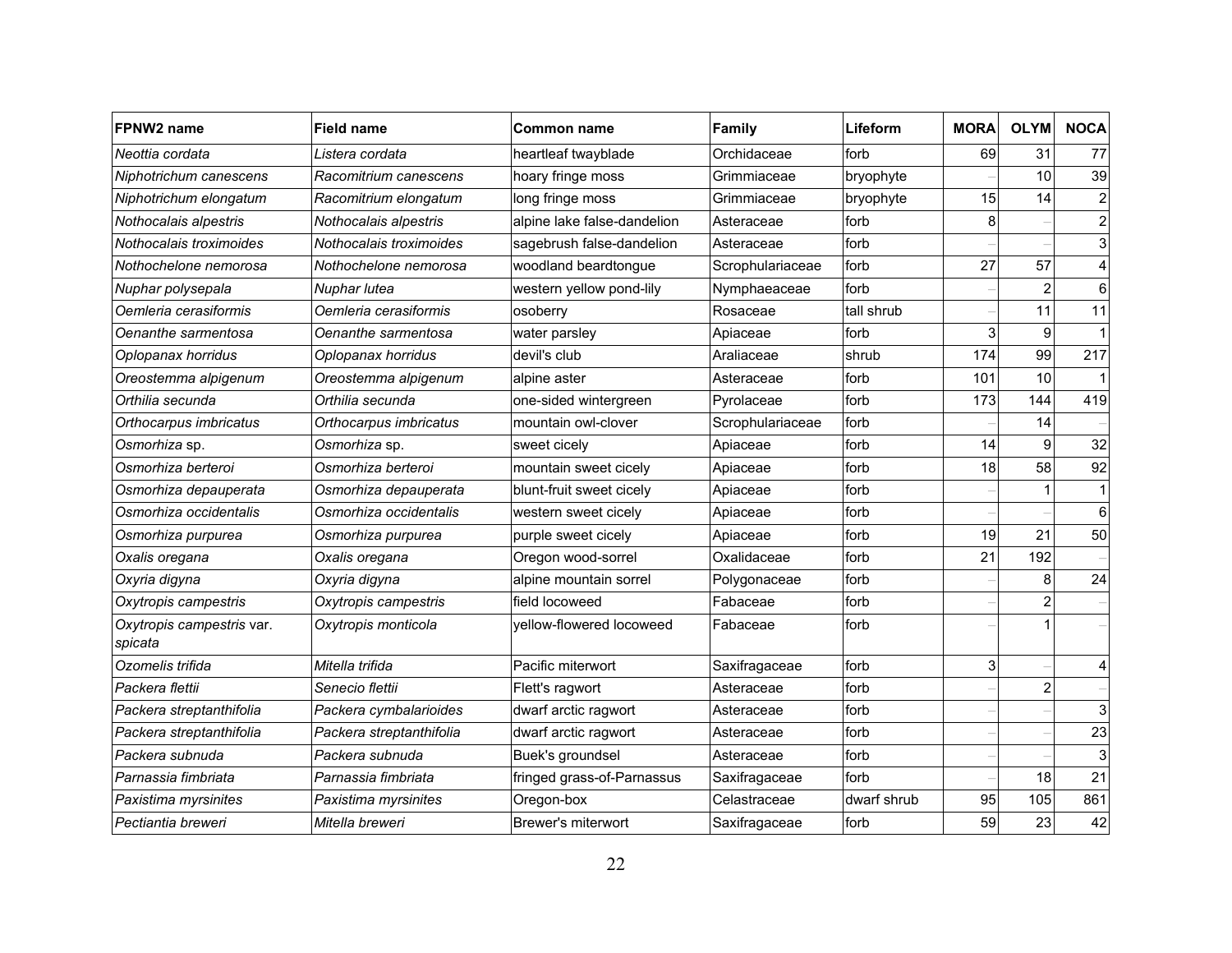| FPNW2 name | Field name | Common name | Family | Lifeform | MORA | OLYM | NOCA |
|---|---|---|---|---|---|---|---|
| *Neottia cordata* | *Listera cordata* | heartleaf twayblade | Orchidaceae | forb | 69 | 31 | 77 |
| *Niphotrichum canescens* | *Racomitrium canescens* | hoary fringe moss | Grimmiaceae | bryophyte | – | 10 | 39 |
| *Niphotrichum elongatum* | *Racomitrium elongatum* | long fringe moss | Grimmiaceae | bryophyte | 15 | 14 | 2 |
| *Nothocalais alpestris* | *Nothocalais alpestris* | alpine lake false-dandelion | Asteraceae | forb | 8 | – | 2 |
| *Nothocalais troximoides* | *Nothocalais troximoides* | sagebrush false-dandelion | Asteraceae | forb | – | – | 3 |
| *Nothochelone nemorosa* | *Nothochelone nemorosa* | woodland beardtongue | Scrophulariaceae | forb | 27 | 57 | 4 |
| *Nuphar polysepala* | *Nuphar lutea* | western yellow pond-lily | Nymphaeaceae | forb | – | 2 | 6 |
| *Oemleria cerasiformis* | *Oemleria cerasiformis* | osoberry | Rosaceae | tall shrub | – | 11 | 11 |
| *Oenanthe sarmentosa* | *Oenanthe sarmentosa* | water parsley | Apiaceae | forb | 3 | 9 | 1 |
| *Oplopanax horridus* | *Oplopanax horridus* | devil's club | Araliaceae | shrub | 174 | 99 | 217 |
| *Oreostemma alpigenum* | *Oreostemma alpigenum* | alpine aster | Asteraceae | forb | 101 | 10 | 1 |
| *Orthilia secunda* | *Orthilia secunda* | one-sided wintergreen | Pyrolaceae | forb | 173 | 144 | 419 |
| *Orthocarpus imbricatus* | *Orthocarpus imbricatus* | mountain owl-clover | Scrophulariaceae | forb | – | 14 | – |
| *Osmorhiza* sp. | *Osmorhiza* sp. | sweet cicely | Apiaceae | forb | 14 | 9 | 32 |
| *Osmorhiza berteroi* | *Osmorhiza berteroi* | mountain sweet cicely | Apiaceae | forb | 18 | 58 | 92 |
| *Osmorhiza depauperata* | *Osmorhiza depauperata* | blunt-fruit sweet cicely | Apiaceae | forb | – | 1 | 1 |
| *Osmorhiza occidentalis* | *Osmorhiza occidentalis* | western sweet cicely | Apiaceae | forb | – | – | 6 |
| *Osmorhiza purpurea* | *Osmorhiza purpurea* | purple sweet cicely | Apiaceae | forb | 19 | 21 | 50 |
| *Oxalis oregana* | *Oxalis oregana* | Oregon wood-sorrel | Oxalidaceae | forb | 21 | 192 | – |
| *Oxyria digyna* | *Oxyria digyna* | alpine mountain sorrel | Polygonaceae | forb | – | 8 | 24 |
| *Oxytropis campestris* | *Oxytropis campestris* | field locoweed | Fabaceae | forb | – | 2 | – |
| *Oxytropis campestris* var. *spicata* | *Oxytropis monticola* | yellow-flowered locoweed | Fabaceae | forb | – | 1 | – |
| *Ozomelis trifida* | *Mitella trifida* | Pacific miterwort | Saxifragaceae | forb | 3 | – | 4 |
| *Packera flettii* | *Senecio flettii* | Flett's ragwort | Asteraceae | forb | – | 2 | – |
| *Packera streptanthifolia* | *Packera cymbalarioides* | dwarf arctic ragwort | Asteraceae | forb | – | – | 3 |
| *Packera streptanthifolia* | *Packera streptanthifolia* | dwarf arctic ragwort | Asteraceae | forb | – | – | 23 |
| *Packera subnuda* | *Packera subnuda* | Buek's groundsel | Asteraceae | forb | – | – | 3 |
| *Parnassia fimbriata* | *Parnassia fimbriata* | fringed grass-of-Parnassus | Saxifragaceae | forb | – | 18 | 21 |
| *Paxistima myrsinites* | *Paxistima myrsinites* | Oregon-box | Celastraceae | dwarf shrub | 95 | 105 | 861 |
| *Pectiantia breweri* | *Mitella breweri* | Brewer's miterwort | Saxifragaceae | forb | 59 | 23 | 42 |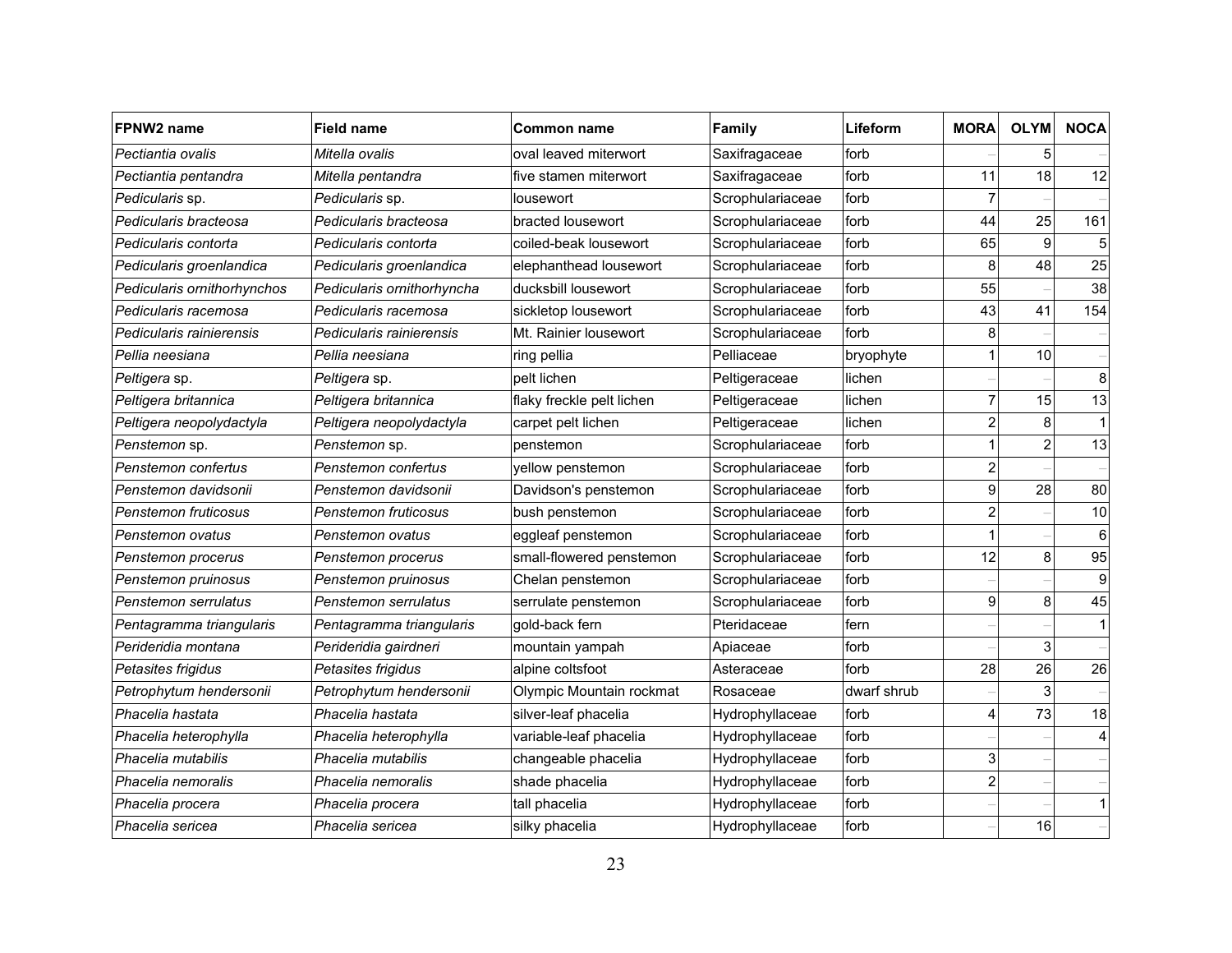| FPNW2 name | Field name | Common name | Family | Lifeform | MORA | OLYM | NOCA |
|---|---|---|---|---|---|---|---|
| *Pectiantia ovalis* | *Mitella ovalis* | oval leaved miterwort | Saxifragaceae | forb | – | 5 | – |
| *Pectiantia pentandra* | *Mitella pentandra* | five stamen miterwort | Saxifragaceae | forb | 11 | 18 | 12 |
| *Pedicularis* sp. | *Pedicularis* sp. | lousewort | Scrophulariaceae | forb | 7 | – | – |
| *Pedicularis bracteosa* | *Pedicularis bracteosa* | bracted lousewort | Scrophulariaceae | forb | 44 | 25 | 161 |
| *Pedicularis contorta* | *Pedicularis contorta* | coiled-beak lousewort | Scrophulariaceae | forb | 65 | 9 | 5 |
| *Pedicularis groenlandica* | *Pedicularis groenlandica* | elephanthead lousewort | Scrophulariaceae | forb | 8 | 48 | 25 |
| *Pedicularis ornithorhynchos* | *Pedicularis ornithorhyncha* | ducksbill lousewort | Scrophulariaceae | forb | 55 | – | 38 |
| *Pedicularis racemosa* | *Pedicularis racemosa* | sickletop lousewort | Scrophulariaceae | forb | 43 | 41 | 154 |
| *Pedicularis rainierensis* | *Pedicularis rainierensis* | Mt. Rainier lousewort | Scrophulariaceae | forb | 8 | – | – |
| *Pellia neesiana* | *Pellia neesiana* | ring pellia | Pelliaceae | bryophyte | 1 | 10 | – |
| *Peltigera* sp. | *Peltigera* sp. | pelt lichen | Peltigeraceae | lichen | – | – | 8 |
| *Peltigera britannica* | *Peltigera britannica* | flaky freckle pelt lichen | Peltigeraceae | lichen | 7 | 15 | 13 |
| *Peltigera neopolydactyla* | *Peltigera neopolydactyla* | carpet pelt lichen | Peltigeraceae | lichen | 2 | 8 | 1 |
| *Penstemon* sp. | *Penstemon* sp. | penstemon | Scrophulariaceae | forb | 1 | 2 | 13 |
| *Penstemon confertus* | *Penstemon confertus* | yellow penstemon | Scrophulariaceae | forb | 2 | – | – |
| *Penstemon davidsonii* | *Penstemon davidsonii* | Davidson's penstemon | Scrophulariaceae | forb | 9 | 28 | 80 |
| *Penstemon fruticosus* | *Penstemon fruticosus* | bush penstemon | Scrophulariaceae | forb | 2 | – | 10 |
| *Penstemon ovatus* | *Penstemon ovatus* | eggleaf penstemon | Scrophulariaceae | forb | 1 | – | 6 |
| *Penstemon procerus* | *Penstemon procerus* | small-flowered penstemon | Scrophulariaceae | forb | 12 | 8 | 95 |
| *Penstemon pruinosus* | *Penstemon pruinosus* | Chelan penstemon | Scrophulariaceae | forb | – | – | 9 |
| *Penstemon serrulatus* | *Penstemon serrulatus* | serrulate penstemon | Scrophulariaceae | forb | 9 | 8 | 45 |
| *Pentagramma triangularis* | *Pentagramma triangularis* | gold-back fern | Pteridaceae | fern | – | – | 1 |
| *Perideridia montana* | *Perideridia gairdneri* | mountain yampah | Apiaceae | forb | – | 3 | – |
| *Petasites frigidus* | *Petasites frigidus* | alpine coltsfoot | Asteraceae | forb | 28 | 26 | 26 |
| *Petrophytum hendersonii* | *Petrophytum hendersonii* | Olympic Mountain rockmat | Rosaceae | dwarf shrub | – | 3 | – |
| *Phacelia hastata* | *Phacelia hastata* | silver-leaf phacelia | Hydrophyllaceae | forb | 4 | 73 | 18 |
| *Phacelia heterophylla* | *Phacelia heterophylla* | variable-leaf phacelia | Hydrophyllaceae | forb | – | – | 4 |
| *Phacelia mutabilis* | *Phacelia mutabilis* | changeable phacelia | Hydrophyllaceae | forb | 3 | – | – |
| *Phacelia nemoralis* | *Phacelia nemoralis* | shade phacelia | Hydrophyllaceae | forb | 2 | – | – |
| *Phacelia procera* | *Phacelia procera* | tall phacelia | Hydrophyllaceae | forb | – | – | 1 |
| *Phacelia sericea* | *Phacelia sericea* | silky phacelia | Hydrophyllaceae | forb | – | 16 | – |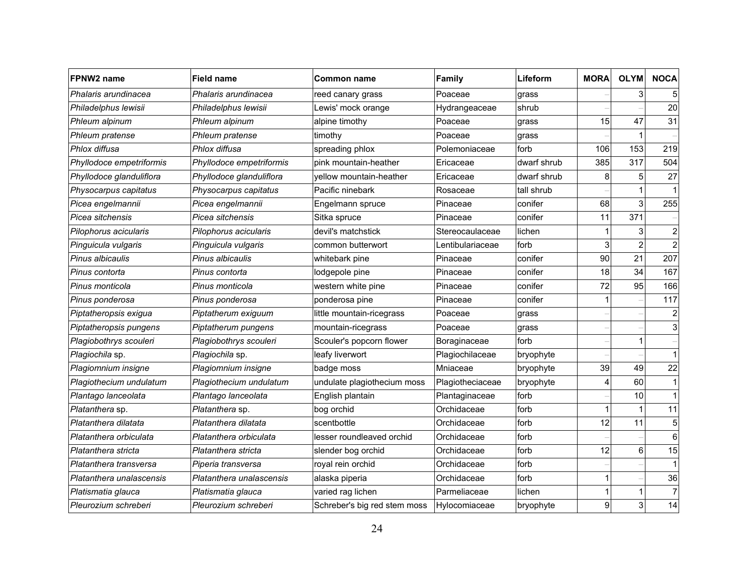| FPNW2 name | Field name | Common name | Family | Lifeform | MORA | OLYM | NOCA |
|---|---|---|---|---|---|---|---|
| *Phalaris arundinacea* | *Phalaris arundinacea* | reed canary grass | Poaceae | grass | – | 3 | 5 |
| *Philadelphus lewisii* | *Philadelphus lewisii* | Lewis' mock orange | Hydrangeaceae | shrub | – | – | 20 |
| *Phleum alpinum* | *Phleum alpinum* | alpine timothy | Poaceae | grass | 15 | 47 | 31 |
| *Phleum pratense* | *Phleum pratense* | timothy | Poaceae | grass | – | 1 | – |
| *Phlox diffusa* | *Phlox diffusa* | spreading phlox | Polemoniaceae | forb | 106 | 153 | 219 |
| *Phyllodoce empetriformis* | *Phyllodoce empetriformis* | pink mountain-heather | Ericaceae | dwarf shrub | 385 | 317 | 504 |
| *Phyllodoce glanduliflora* | *Phyllodoce glanduliflora* | yellow mountain-heather | Ericaceae | dwarf shrub | 8 | 5 | 27 |
| *Physocarpus capitatus* | *Physocarpus capitatus* | Pacific ninebark | Rosaceae | tall shrub | – | 1 | 1 |
| *Picea engelmannii* | *Picea engelmannii* | Engelmann spruce | Pinaceae | conifer | 68 | 3 | 255 |
| *Picea sitchensis* | *Picea sitchensis* | Sitka spruce | Pinaceae | conifer | 11 | 371 | – |
| *Pilophorus acicularis* | *Pilophorus acicularis* | devil's matchstick | Stereocaulaceae | lichen | 1 | 3 | 2 |
| *Pinguicula vulgaris* | *Pinguicula vulgaris* | common butterwort | Lentibulariaceae | forb | 3 | 2 | 2 |
| *Pinus albicaulis* | *Pinus albicaulis* | whitebark pine | Pinaceae | conifer | 90 | 21 | 207 |
| *Pinus contorta* | *Pinus contorta* | lodgepole pine | Pinaceae | conifer | 18 | 34 | 167 |
| *Pinus monticola* | *Pinus monticola* | western white pine | Pinaceae | conifer | 72 | 95 | 166 |
| *Pinus ponderosa* | *Pinus ponderosa* | ponderosa pine | Pinaceae | conifer | 1 | – | 117 |
| *Piptatheropsis exigua* | *Piptatherum exiguum* | little mountain-ricegrass | Poaceae | grass | – | – | 2 |
| *Piptatheropsis pungens* | *Piptatherum pungens* | mountain-ricegrass | Poaceae | grass | – | – | 3 |
| *Plagiobothrys scouleri* | *Plagiobothrys scouleri* | Scouler's popcorn flower | Boraginaceae | forb | – | 1 | – |
| *Plagiochila* sp. | *Plagiochila* sp. | leafy liverwort | Plagiochilaceae | bryophyte | – | – | 1 |
| *Plagiomnium insigne* | *Plagiomnium insigne* | badge moss | Mniaceae | bryophyte | 39 | 49 | 22 |
| *Plagiothecium undulatum* | *Plagiothecium undulatum* | undulate plagiothecium moss | Plagiotheciaceae | bryophyte | 4 | 60 | 1 |
| *Plantago lanceolata* | *Plantago lanceolata* | English plantain | Plantaginaceae | forb | – | 10 | 1 |
| *Platanthera* sp. | *Platanthera* sp. | bog orchid | Orchidaceae | forb | 1 | 1 | 11 |
| *Platanthera dilatata* | *Platanthera dilatata* | scentbottle | Orchidaceae | forb | 12 | 11 | 5 |
| *Platanthera orbiculata* | *Platanthera orbiculata* | lesser roundleaved orchid | Orchidaceae | forb | – | – | 6 |
| *Platanthera stricta* | *Platanthera stricta* | slender bog orchid | Orchidaceae | forb | 12 | 6 | 15 |
| *Platanthera transversa* | *Piperia transversa* | royal rein orchid | Orchidaceae | forb | – | – | 1 |
| *Platanthera unalascensis* | *Platanthera unalascensis* | alaska piperia | Orchidaceae | forb | 1 | – | 36 |
| *Platismatia glauca* | *Platismatia glauca* | varied rag lichen | Parmeliaceae | lichen | 1 | 1 | 7 |
| *Pleurozium schreberi* | *Pleurozium schreberi* | Schreber's big red stem moss | Hylocomiaceae | bryophyte | 9 | 3 | 14 |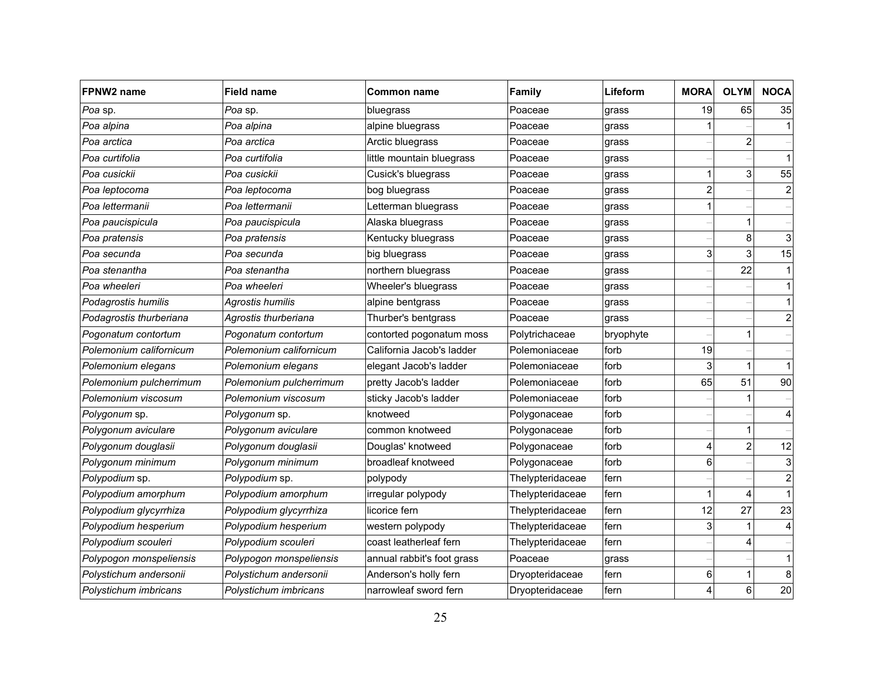| FPNW2 name | Field name | Common name | Family | Lifeform | MORA | OLYM | NOCA |
|---|---|---|---|---|---|---|---|
| *Poa* sp. | *Poa* sp. | bluegrass | Poaceae | grass | 19 | 65 | 35 |
| *Poa alpina* | *Poa alpina* | alpine bluegrass | Poaceae | grass | 1 | – | 1 |
| *Poa arctica* | *Poa arctica* | Arctic bluegrass | Poaceae | grass | – | 2 | – |
| *Poa curtifolia* | *Poa curtifolia* | little mountain bluegrass | Poaceae | grass | – | – | 1 |
| *Poa cusickii* | *Poa cusickii* | Cusick's bluegrass | Poaceae | grass | 1 | 3 | 55 |
| *Poa leptocoma* | *Poa leptocoma* | bog bluegrass | Poaceae | grass | 2 | – | 2 |
| *Poa lettermanii* | *Poa lettermanii* | Letterman bluegrass | Poaceae | grass | 1 | – | – |
| *Poa paucispicula* | *Poa paucispicula* | Alaska bluegrass | Poaceae | grass | – | 1 | – |
| *Poa pratensis* | *Poa pratensis* | Kentucky bluegrass | Poaceae | grass | – | 8 | 3 |
| *Poa secunda* | *Poa secunda* | big bluegrass | Poaceae | grass | 3 | 3 | 15 |
| *Poa stenantha* | *Poa stenantha* | northern bluegrass | Poaceae | grass | – | 22 | 1 |
| *Poa wheeleri* | *Poa wheeleri* | Wheeler's bluegrass | Poaceae | grass | – | – | 1 |
| *Podagrostis humilis* | *Agrostis humilis* | alpine bentgrass | Poaceae | grass | – | – | 1 |
| *Podagrostis thurberiana* | *Agrostis thurberiana* | Thurber's bentgrass | Poaceae | grass | – | – | 2 |
| *Pogonatum contortum* | *Pogonatum contortum* | contorted pogonatum moss | Polytrichaceae | bryophyte | – | 1 | – |
| *Polemonium californicum* | *Polemonium californicum* | California Jacob's ladder | Polemoniaceae | forb | 19 | – | – |
| *Polemonium elegans* | *Polemonium elegans* | elegant Jacob's ladder | Polemoniaceae | forb | 3 | 1 | 1 |
| *Polemonium pulcherrimum* | *Polemonium pulcherrimum* | pretty Jacob's ladder | Polemoniaceae | forb | 65 | 51 | 90 |
| *Polemonium viscosum* | *Polemonium viscosum* | sticky Jacob's ladder | Polemoniaceae | forb | – | 1 | – |
| *Polygonum* sp. | *Polygonum* sp. | knotweed | Polygonaceae | forb | – | – | 4 |
| *Polygonum aviculare* | *Polygonum aviculare* | common knotweed | Polygonaceae | forb | – | 1 | – |
| *Polygonum douglasii* | *Polygonum douglasii* | Douglas' knotweed | Polygonaceae | forb | 4 | 2 | 12 |
| *Polygonum minimum* | *Polygonum minimum* | broadleaf knotweed | Polygonaceae | forb | 6 | – | 3 |
| *Polypodium* sp. | *Polypodium* sp. | polypody | Thelypteridaceae | fern | – | – | 2 |
| *Polypodium amorphum* | *Polypodium amorphum* | irregular polypody | Thelypteridaceae | fern | 1 | 4 | 1 |
| *Polypodium glycyrrhiza* | *Polypodium glycyrrhiza* | licorice fern | Thelypteridaceae | fern | 12 | 27 | 23 |
| *Polypodium hesperium* | *Polypodium hesperium* | western polypody | Thelypteridaceae | fern | 3 | 1 | 4 |
| *Polypodium scouleri* | *Polypodium scouleri* | coast leatherleaf fern | Thelypteridaceae | fern | – | 4 | – |
| *Polypogon monspeliensis* | *Polypogon monspeliensis* | annual rabbit's foot grass | Poaceae | grass | – | – | 1 |
| *Polystichum andersonii* | *Polystichum andersonii* | Anderson's holly fern | Dryopteridaceae | fern | 6 | 1 | 8 |
| *Polystichum imbricans* | *Polystichum imbricans* | narrowleaf sword fern | Dryopteridaceae | fern | 4 | 6 | 20 |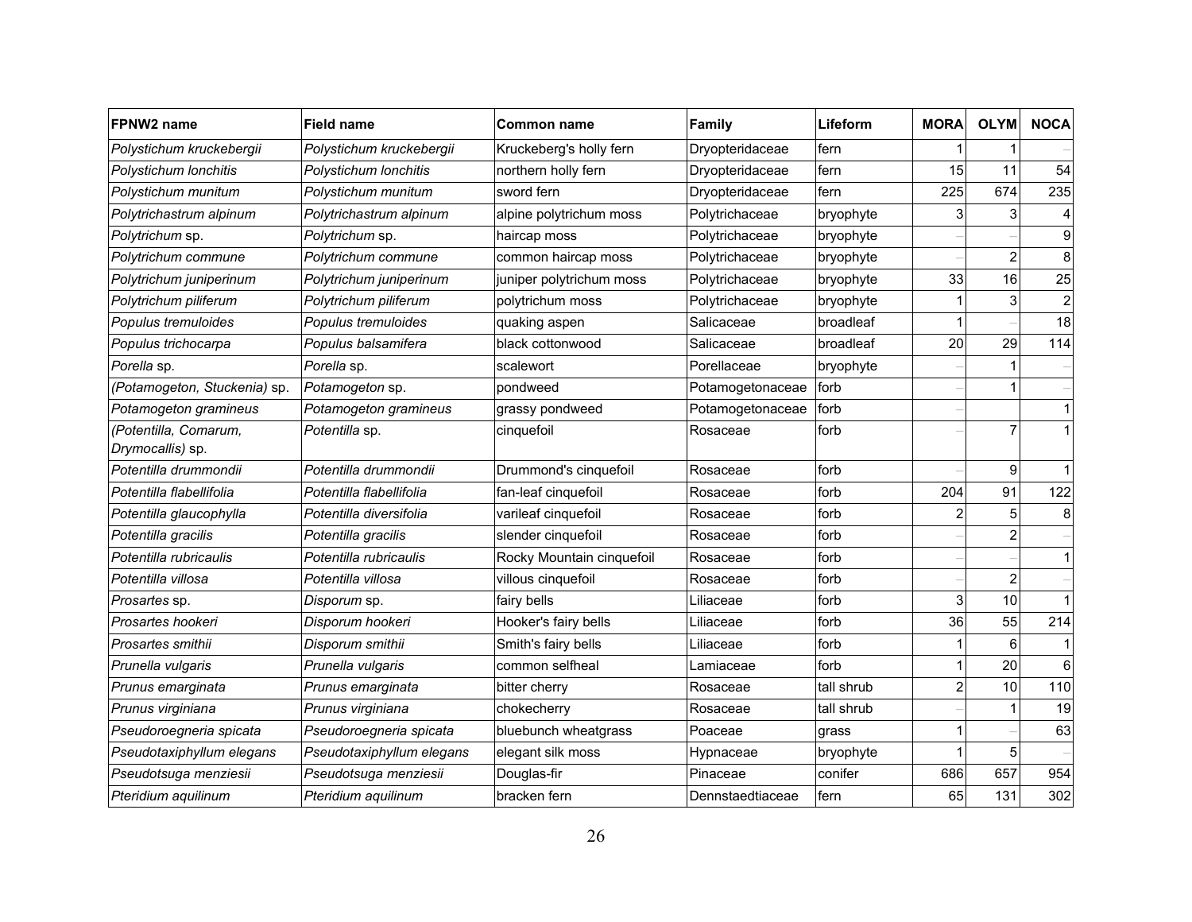| FPNW2 name | Field name | Common name | Family | Lifeform | MORA | OLYM | NOCA |
|---|---|---|---|---|---|---|---|
| *Polystichum kruckebergii* | *Polystichum kruckebergii* | Kruckeberg's holly fern | Dryopteridaceae | fern | 1 | 1 | – |
| *Polystichum lonchitis* | *Polystichum lonchitis* | northern holly fern | Dryopteridaceae | fern | 15 | 11 | 54 |
| *Polystichum munitum* | *Polystichum munitum* | sword fern | Dryopteridaceae | fern | 225 | 674 | 235 |
| *Polytrichastrum alpinum* | *Polytrichastrum alpinum* | alpine polytrichum moss | Polytrichaceae | bryophyte | 3 | 3 | 4 |
| *Polytrichum* sp. | *Polytrichum* sp. | haircap moss | Polytrichaceae | bryophyte | – | – | 9 |
| *Polytrichum commune* | *Polytrichum commune* | common haircap moss | Polytrichaceae | bryophyte | – | 2 | 8 |
| *Polytrichum juniperinum* | *Polytrichum juniperinum* | juniper polytrichum moss | Polytrichaceae | bryophyte | 33 | 16 | 25 |
| *Polytrichum piliferum* | *Polytrichum piliferum* | polytrichum moss | Polytrichaceae | bryophyte | 1 | 3 | 2 |
| *Populus tremuloides* | *Populus tremuloides* | quaking aspen | Salicaceae | broadleaf | 1 | – | 18 |
| *Populus trichocarpa* | *Populus balsamifera* | black cottonwood | Salicaceae | broadleaf | 20 | 29 | 114 |
| *Porella* sp. | *Porella* sp. | scalewort | Porellaceae | bryophyte | – | 1 | – |
| *(Potamogeton, Stuckenia)* sp. | *Potamogeton* sp. | pondweed | Potamogetonaceae | forb | – | 1 | – |
| *Potamogeton gramineus* | *Potamogeton gramineus* | grassy pondweed | Potamogetonaceae | forb | – | | 1 |
| *(Potentilla, Comarum, Drymocallis)* sp. | *Potentilla* sp. | cinquefoil | Rosaceae | forb | – | 7 | 1 |
| *Potentilla drummondii* | *Potentilla drummondii* | Drummond's cinquefoil | Rosaceae | forb | – | 9 | 1 |
| *Potentilla flabellifolia* | *Potentilla flabellifolia* | fan-leaf cinquefoil | Rosaceae | forb | 204 | 91 | 122 |
| *Potentilla glaucophylla* | *Potentilla diversifolia* | varileaf cinquefoil | Rosaceae | forb | 2 | 5 | 8 |
| *Potentilla gracilis* | *Potentilla gracilis* | slender cinquefoil | Rosaceae | forb | – | 2 | – |
| *Potentilla rubricaulis* | *Potentilla rubricaulis* | Rocky Mountain cinquefoil | Rosaceae | forb | – | – | 1 |
| *Potentilla villosa* | *Potentilla villosa* | villous cinquefoil | Rosaceae | forb | – | 2 | – |
| *Prosartes* sp. | *Disporum* sp. | fairy bells | Liliaceae | forb | 3 | 10 | 1 |
| *Prosartes hookeri* | *Disporum hookeri* | Hooker's fairy bells | Liliaceae | forb | 36 | 55 | 214 |
| *Prosartes smithii* | *Disporum smithii* | Smith's fairy bells | Liliaceae | forb | 1 | 6 | 1 |
| *Prunella vulgaris* | *Prunella vulgaris* | common selfheal | Lamiaceae | forb | 1 | 20 | 6 |
| *Prunus emarginata* | *Prunus emarginata* | bitter cherry | Rosaceae | tall shrub | 2 | 10 | 110 |
| *Prunus virginiana* | *Prunus virginiana* | chokecherry | Rosaceae | tall shrub | – | 1 | 19 |
| *Pseudoroegneria spicata* | *Pseudoroegneria spicata* | bluebunch wheatgrass | Poaceae | grass | 1 | – | 63 |
| *Pseudotaxiphyllum elegans* | *Pseudotaxiphyllum elegans* | elegant silk moss | Hypnaceae | bryophyte | 1 | 5 | – |
| *Pseudotsuga menziesii* | *Pseudotsuga menziesii* | Douglas-fir | Pinaceae | conifer | 686 | 657 | 954 |
| *Pteridium aquilinum* | *Pteridium aquilinum* | bracken fern | Dennstaedtiaceae | fern | 65 | 131 | 302 |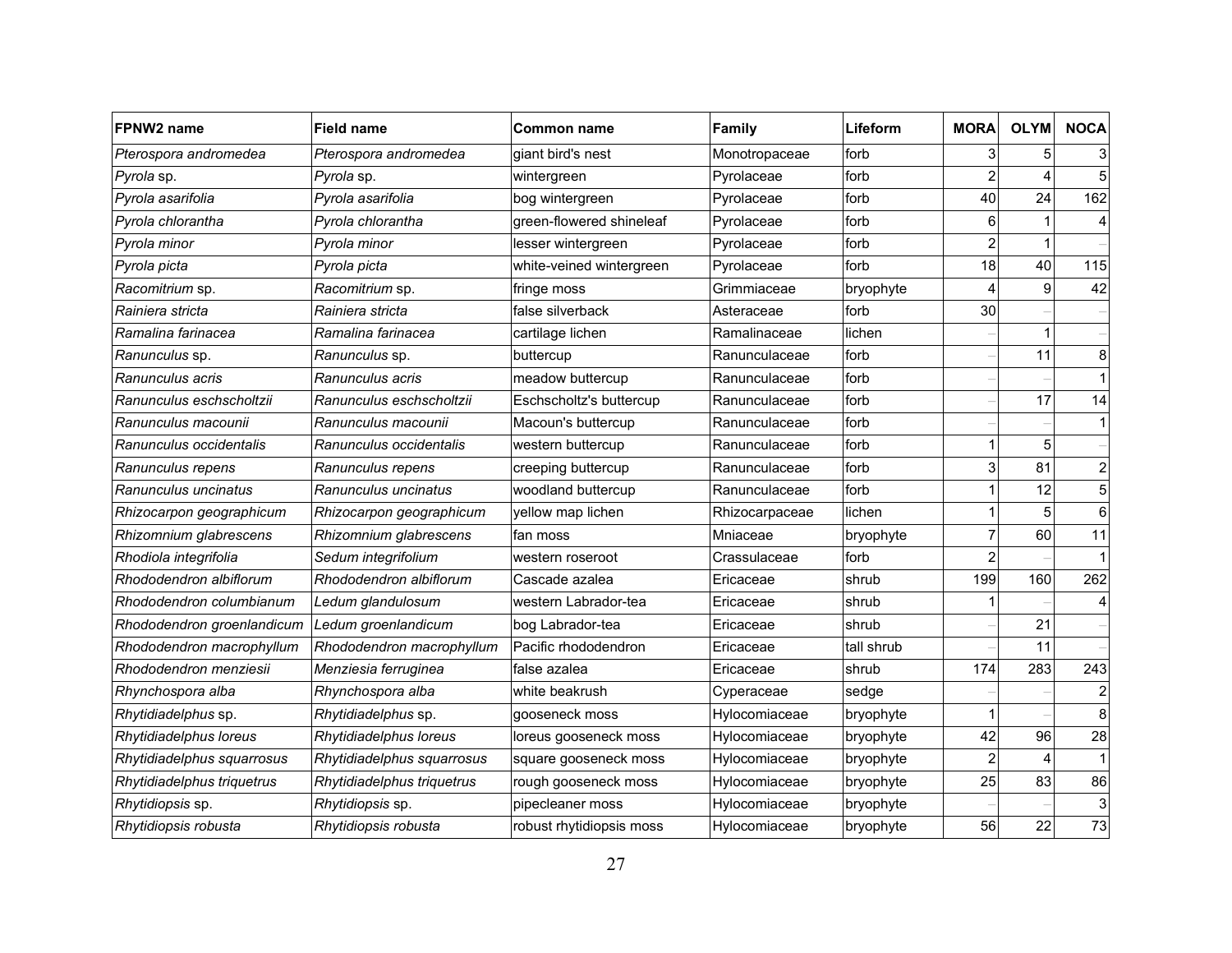| FPNW2 name | Field name | Common name | Family | Lifeform | MORA | OLYM | NOCA |
|---|---|---|---|---|---|---|---|
| *Pterospora andromedea* | *Pterospora andromedea* | giant bird's nest | Monotropaceae | forb | 3 | 5 | 3 |
| *Pyrola* sp. | *Pyrola* sp. | wintergreen | Pyrolaceae | forb | 2 | 4 | 5 |
| *Pyrola asarifolia* | *Pyrola asarifolia* | bog wintergreen | Pyrolaceae | forb | 40 | 24 | 162 |
| *Pyrola chlorantha* | *Pyrola chlorantha* | green-flowered shineleaf | Pyrolaceae | forb | 6 | 1 | 4 |
| *Pyrola minor* | *Pyrola minor* | lesser wintergreen | Pyrolaceae | forb | 2 | 1 | – |
| *Pyrola picta* | *Pyrola picta* | white-veined wintergreen | Pyrolaceae | forb | 18 | 40 | 115 |
| *Racomitrium* sp. | *Racomitrium* sp. | fringe moss | Grimmiaceae | bryophyte | 4 | 9 | 42 |
| *Rainiera stricta* | *Rainiera stricta* | false silverback | Asteraceae | forb | 30 | – | – |
| *Ramalina farinacea* | *Ramalina farinacea* | cartilage lichen | Ramalinaceae | lichen | – | 1 | – |
| *Ranunculus* sp. | *Ranunculus* sp. | buttercup | Ranunculaceae | forb | – | 11 | 8 |
| *Ranunculus acris* | *Ranunculus acris* | meadow buttercup | Ranunculaceae | forb | – | – | 1 |
| *Ranunculus eschscholtzii* | *Ranunculus eschscholtzii* | Eschscholtz's buttercup | Ranunculaceae | forb | – | 17 | 14 |
| *Ranunculus macounii* | *Ranunculus macounii* | Macoun's buttercup | Ranunculaceae | forb | – | – | 1 |
| *Ranunculus occidentalis* | *Ranunculus occidentalis* | western buttercup | Ranunculaceae | forb | 1 | 5 | – |
| *Ranunculus repens* | *Ranunculus repens* | creeping buttercup | Ranunculaceae | forb | 3 | 81 | 2 |
| *Ranunculus uncinatus* | *Ranunculus uncinatus* | woodland buttercup | Ranunculaceae | forb | 1 | 12 | 5 |
| *Rhizocarpon geographicum* | *Rhizocarpon geographicum* | yellow map lichen | Rhizocarpaceae | lichen | 1 | 5 | 6 |
| *Rhizomnium glabrescens* | *Rhizomnium glabrescens* | fan moss | Mniaceae | bryophyte | 7 | 60 | 11 |
| *Rhodiola integrifolia* | *Sedum integrifolium* | western roseroot | Crassulaceae | forb | 2 | – | 1 |
| *Rhododendron albiflorum* | *Rhododendron albiflorum* | Cascade azalea | Ericaceae | shrub | 199 | 160 | 262 |
| *Rhododendron columbianum* | *Ledum glandulosum* | western Labrador-tea | Ericaceae | shrub | 1 | – | 4 |
| *Rhododendron groenlandicum* | *Ledum groenlandicum* | bog Labrador-tea | Ericaceae | shrub | – | 21 | – |
| *Rhododendron macrophyllum* | *Rhododendron macrophyllum* | Pacific rhododendron | Ericaceae | tall shrub | – | 11 | – |
| *Rhododendron menziesii* | *Menziesia ferruginea* | false azalea | Ericaceae | shrub | 174 | 283 | 243 |
| *Rhynchospora alba* | *Rhynchospora alba* | white beakrush | Cyperaceae | sedge | – | – | 2 |
| *Rhytidiadelphus* sp. | *Rhytidiadelphus* sp. | gooseneck moss | Hylocomiaceae | bryophyte | 1 | – | 8 |
| *Rhytidiadelphus loreus* | *Rhytidiadelphus loreus* | loreus gooseneck moss | Hylocomiaceae | bryophyte | 42 | 96 | 28 |
| *Rhytidiadelphus squarrosus* | *Rhytidiadelphus squarrosus* | square gooseneck moss | Hylocomiaceae | bryophyte | 2 | 4 | 1 |
| *Rhytidiadelphus triquetrus* | *Rhytidiadelphus triquetrus* | rough gooseneck moss | Hylocomiaceae | bryophyte | 25 | 83 | 86 |
| *Rhytidiopsis* sp. | *Rhytidiopsis* sp. | pipecleaner moss | Hylocomiaceae | bryophyte | – | – | 3 |
| *Rhytidiopsis robusta* | *Rhytidiopsis robusta* | robust rhytidiopsis moss | Hylocomiaceae | bryophyte | 56 | 22 | 73 |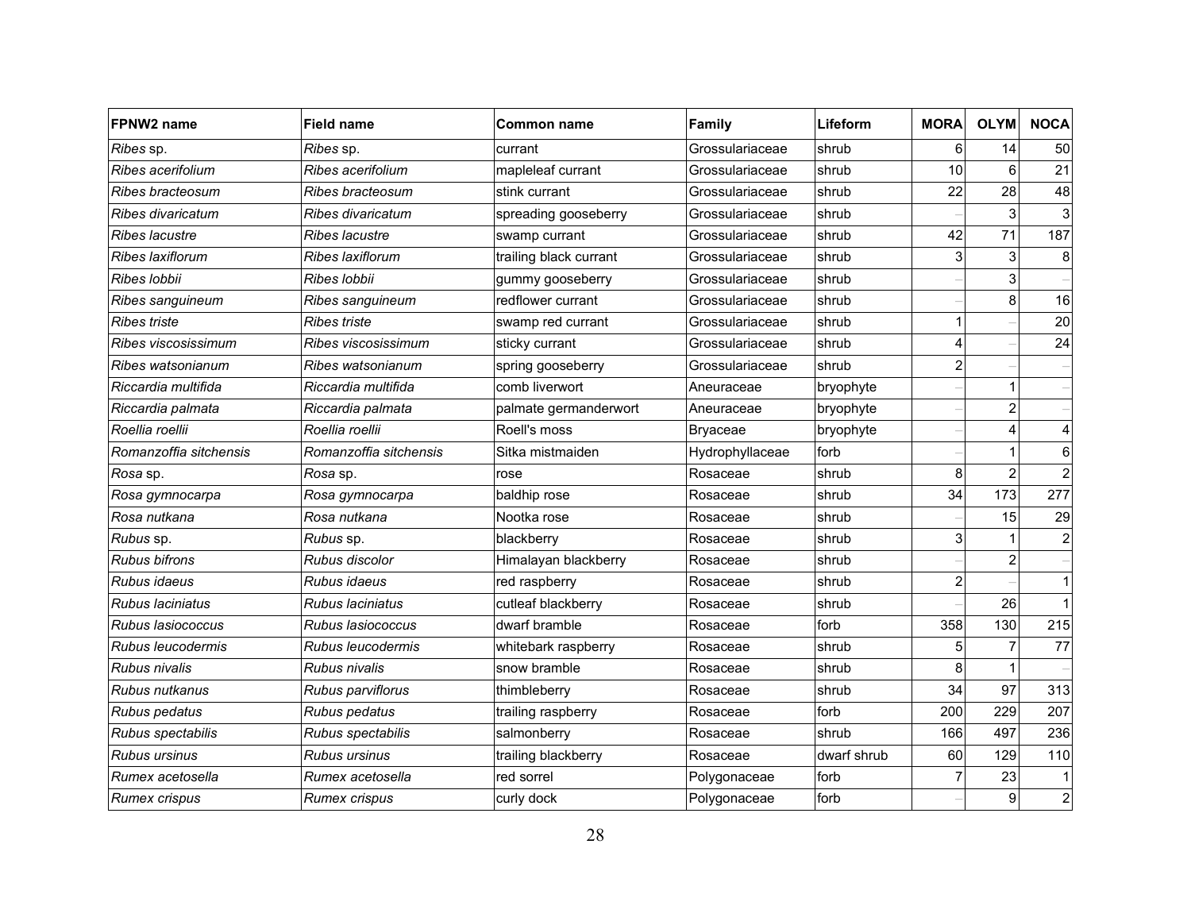| FPNW2 name | Field name | Common name | Family | Lifeform | MORA | OLYM | NOCA |
|---|---|---|---|---|---|---|---|
| *Ribes* sp. | *Ribes* sp. | currant | Grossulariaceae | shrub | 6 | 14 | 50 |
| *Ribes acerifolium* | *Ribes acerifolium* | mapleleaf currant | Grossulariaceae | shrub | 10 | 6 | 21 |
| *Ribes bracteosum* | *Ribes bracteosum* | stink currant | Grossulariaceae | shrub | 22 | 28 | 48 |
| *Ribes divaricatum* | *Ribes divaricatum* | spreading gooseberry | Grossulariaceae | shrub | – | 3 | 3 |
| *Ribes lacustre* | *Ribes lacustre* | swamp currant | Grossulariaceae | shrub | 42 | 71 | 187 |
| *Ribes laxiflorum* | *Ribes laxiflorum* | trailing black currant | Grossulariaceae | shrub | 3 | 3 | 8 |
| *Ribes lobbii* | *Ribes lobbii* | gummy gooseberry | Grossulariaceae | shrub | – | 3 | – |
| *Ribes sanguineum* | *Ribes sanguineum* | redflower currant | Grossulariaceae | shrub | – | 8 | 16 |
| *Ribes triste* | *Ribes triste* | swamp red currant | Grossulariaceae | shrub | 1 | – | 20 |
| *Ribes viscosissimum* | *Ribes viscosissimum* | sticky currant | Grossulariaceae | shrub | 4 | – | 24 |
| *Ribes watsonianum* | *Ribes watsonianum* | spring gooseberry | Grossulariaceae | shrub | 2 | – | – |
| *Riccardia multifida* | *Riccardia multifida* | comb liverwort | Aneuraceae | bryophyte | – | 1 | – |
| *Riccardia palmata* | *Riccardia palmata* | palmate germanderwort | Aneuraceae | bryophyte | – | 2 | – |
| *Roellia roellii* | *Roellia roellii* | Roell's moss | Bryaceae | bryophyte | – | 4 | 4 |
| *Romanzoffia sitchensis* | *Romanzoffia sitchensis* | Sitka mistmaiden | Hydrophyllaceae | forb | – | 1 | 6 |
| *Rosa* sp. | *Rosa* sp. | rose | Rosaceae | shrub | 8 | 2 | 2 |
| *Rosa gymnocarpa* | *Rosa gymnocarpa* | baldhip rose | Rosaceae | shrub | 34 | 173 | 277 |
| *Rosa nutkana* | *Rosa nutkana* | Nootka rose | Rosaceae | shrub | – | 15 | 29 |
| *Rubus* sp. | *Rubus* sp. | blackberry | Rosaceae | shrub | 3 | 1 | 2 |
| *Rubus bifrons* | *Rubus discolor* | Himalayan blackberry | Rosaceae | shrub | – | 2 | – |
| *Rubus idaeus* | *Rubus idaeus* | red raspberry | Rosaceae | shrub | 2 | – | 1 |
| *Rubus laciniatus* | *Rubus laciniatus* | cutleaf blackberry | Rosaceae | shrub | – | 26 | 1 |
| *Rubus lasiococcus* | *Rubus lasiococcus* | dwarf bramble | Rosaceae | forb | 358 | 130 | 215 |
| *Rubus leucodermis* | *Rubus leucodermis* | whitebark raspberry | Rosaceae | shrub | 5 | 7 | 77 |
| *Rubus nivalis* | *Rubus nivalis* | snow bramble | Rosaceae | shrub | 8 | 1 | – |
| *Rubus nutkanus* | *Rubus parviflorus* | thimbleberry | Rosaceae | shrub | 34 | 97 | 313 |
| *Rubus pedatus* | *Rubus pedatus* | trailing raspberry | Rosaceae | forb | 200 | 229 | 207 |
| *Rubus spectabilis* | *Rubus spectabilis* | salmonberry | Rosaceae | shrub | 166 | 497 | 236 |
| *Rubus ursinus* | *Rubus ursinus* | trailing blackberry | Rosaceae | dwarf shrub | 60 | 129 | 110 |
| *Rumex acetosella* | *Rumex acetosella* | red sorrel | Polygonaceae | forb | 7 | 23 | 1 |
| *Rumex crispus* | *Rumex crispus* | curly dock | Polygonaceae | forb | – | 9 | 2 |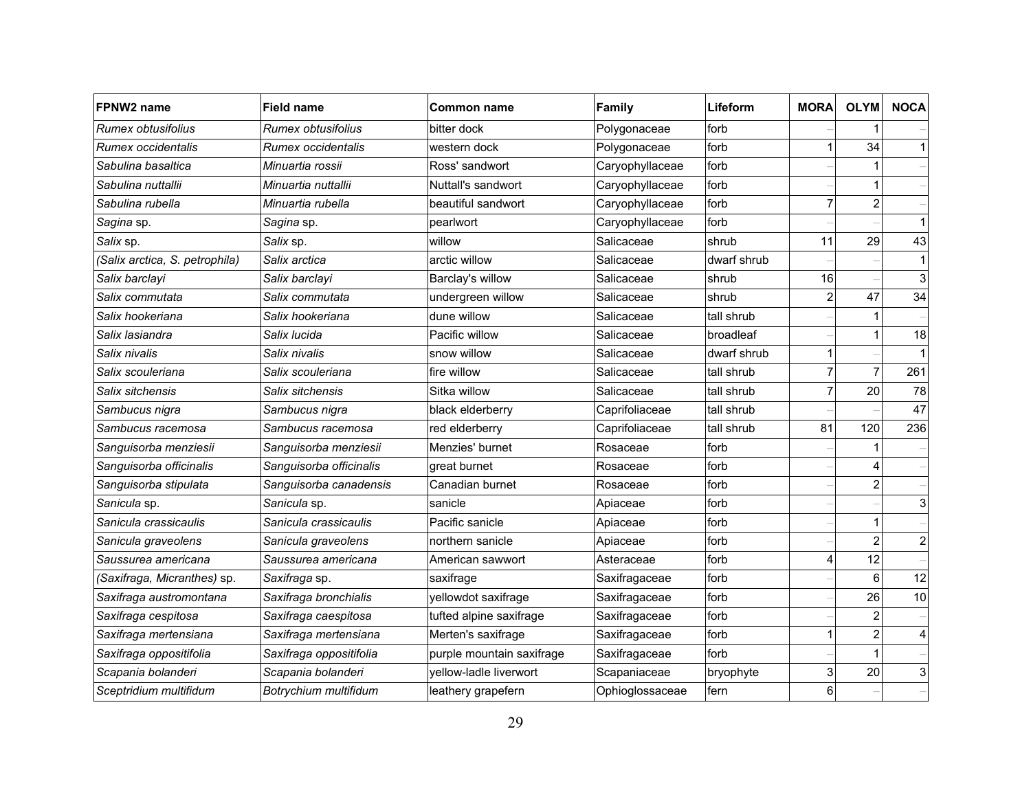| FPNW2 name | Field name | Common name | Family | Lifeform | MORA | OLYM | NOCA |
|---|---|---|---|---|---|---|---|
| *Rumex obtusifolius* | *Rumex obtusifolius* | bitter dock | Polygonaceae | forb | – | 1 | – |
| *Rumex occidentalis* | *Rumex occidentalis* | western dock | Polygonaceae | forb | 1 | 34 | 1 |
| *Sabulina basaltica* | *Minuartia rossii* | Ross' sandwort | Caryophyllaceae | forb | – | 1 | – |
| *Sabulina nuttallii* | *Minuartia nuttallii* | Nuttall's sandwort | Caryophyllaceae | forb | – | 1 | – |
| *Sabulina rubella* | *Minuartia rubella* | beautiful sandwort | Caryophyllaceae | forb | 7 | 2 | – |
| *Sagina* sp. | *Sagina* sp. | pearlwort | Caryophyllaceae | forb | – | – | 1 |
| *Salix* sp. | *Salix* sp. | willow | Salicaceae | shrub | 11 | 29 | 43 |
| *(Salix arctica, S. petrophila)* | *Salix arctica* | arctic willow | Salicaceae | dwarf shrub | – | – | 1 |
| *Salix barclayi* | *Salix barclayi* | Barclay's willow | Salicaceae | shrub | 16 | – | 3 |
| *Salix commutata* | *Salix commutata* | undergreen willow | Salicaceae | shrub | 2 | 47 | 34 |
| *Salix hookeriana* | *Salix hookeriana* | dune willow | Salicaceae | tall shrub | – | 1 | – |
| *Salix lasiandra* | *Salix lucida* | Pacific willow | Salicaceae | broadleaf | – | 1 | 18 |
| *Salix nivalis* | *Salix nivalis* | snow willow | Salicaceae | dwarf shrub | 1 | – | 1 |
| *Salix scouleriana* | *Salix scouleriana* | fire willow | Salicaceae | tall shrub | 7 | 7 | 261 |
| *Salix sitchensis* | *Salix sitchensis* | Sitka willow | Salicaceae | tall shrub | 7 | 20 | 78 |
| *Sambucus nigra* | *Sambucus nigra* | black elderberry | Caprifoliaceae | tall shrub | – | – | 47 |
| *Sambucus racemosa* | *Sambucus racemosa* | red elderberry | Caprifoliaceae | tall shrub | 81 | 120 | 236 |
| *Sanguisorba menziesii* | *Sanguisorba menziesii* | Menzies' burnet | Rosaceae | forb | – | 1 | – |
| *Sanguisorba officinalis* | *Sanguisorba officinalis* | great burnet | Rosaceae | forb | – | 4 | – |
| *Sanguisorba stipulata* | *Sanguisorba canadensis* | Canadian burnet | Rosaceae | forb | – | 2 | – |
| *Sanicula* sp. | *Sanicula* sp. | sanicle | Apiaceae | forb | – | – | 3 |
| *Sanicula crassicaulis* | *Sanicula crassicaulis* | Pacific sanicle | Apiaceae | forb | – | 1 | – |
| *Sanicula graveolens* | *Sanicula graveolens* | northern sanicle | Apiaceae | forb | – | 2 | 2 |
| *Saussurea americana* | *Saussurea americana* | American sawwort | Asteraceae | forb | 4 | 12 | – |
| *(Saxifraga, Micranthes)* sp. | *Saxifraga* sp. | saxifrage | Saxifragaceae | forb | – | 6 | 12 |
| *Saxifraga austromontana* | *Saxifraga bronchialis* | yellowdot saxifrage | Saxifragaceae | forb | – | 26 | 10 |
| *Saxifraga cespitosa* | *Saxifraga caespitosa* | tufted alpine saxifrage | Saxifragaceae | forb | – | 2 | – |
| *Saxifraga mertensiana* | *Saxifraga mertensiana* | Merten's saxifrage | Saxifragaceae | forb | 1 | 2 | 4 |
| *Saxifraga oppositifolia* | *Saxifraga oppositifolia* | purple mountain saxifrage | Saxifragaceae | forb | – | 1 | – |
| *Scapania bolanderi* | *Scapania bolanderi* | yellow-ladle liverwort | Scapaniaceae | bryophyte | 3 | 20 | 3 |
| *Sceptridium multifidum* | *Botrychium multifidum* | leathery grapefern | Ophioglossaceae | fern | 6 | – | – |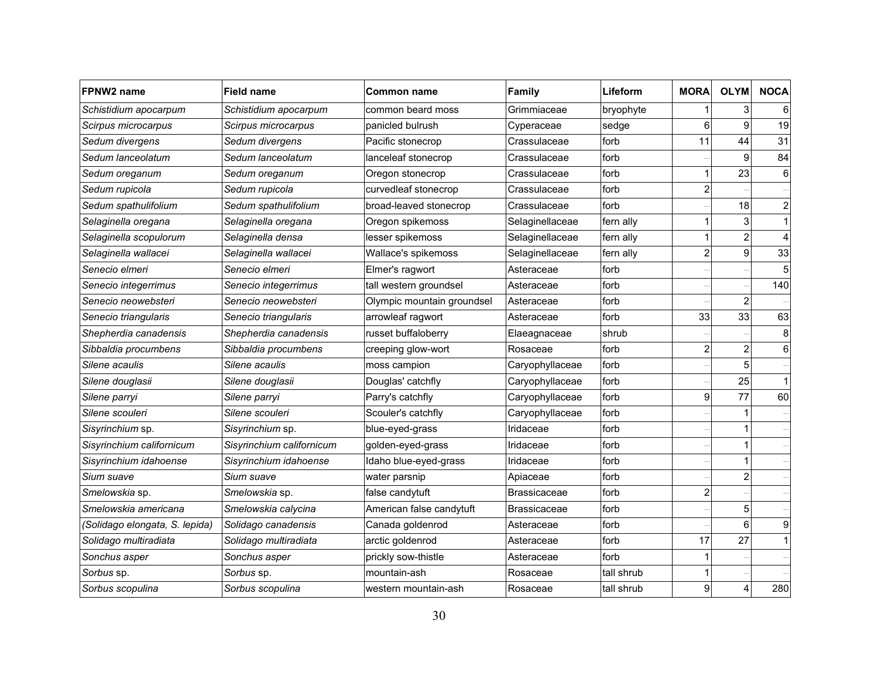| FPNW2 name | Field name | Common name | Family | Lifeform | MORA | OLYM | NOCA |
|---|---|---|---|---|---|---|---|
| *Schistidium apocarpum* | *Schistidium apocarpum* | common beard moss | Grimmiaceae | bryophyte | 1 | 3 | 6 |
| *Scirpus microcarpus* | *Scirpus microcarpus* | panicled bulrush | Cyperaceae | sedge | 6 | 9 | 19 |
| *Sedum divergens* | *Sedum divergens* | Pacific stonecrop | Crassulaceae | forb | 11 | 44 | 31 |
| *Sedum lanceolatum* | *Sedum lanceolatum* | lanceleaf stonecrop | Crassulaceae | forb | – | 9 | 84 |
| *Sedum oreganum* | *Sedum oreganum* | Oregon stonecrop | Crassulaceae | forb | 1 | 23 | 6 |
| *Sedum rupicola* | *Sedum rupicola* | curvedleaf stonecrop | Crassulaceae | forb | 2 | – | – |
| *Sedum spathulifolium* | *Sedum spathulifolium* | broad-leaved stonecrop | Crassulaceae | forb | – | 18 | 2 |
| *Selaginella oregana* | *Selaginella oregana* | Oregon spikemoss | Selaginellaceae | fern ally | 1 | 3 | 1 |
| *Selaginella scopulorum* | *Selaginella densa* | lesser spikemoss | Selaginellaceae | fern ally | 1 | 2 | 4 |
| *Selaginella wallacei* | *Selaginella wallacei* | Wallace's spikemoss | Selaginellaceae | fern ally | 2 | 9 | 33 |
| *Senecio elmeri* | *Senecio elmeri* | Elmer's ragwort | Asteraceae | forb | – | – | 5 |
| *Senecio integerrimus* | *Senecio integerrimus* | tall western groundsel | Asteraceae | forb | – | – | 140 |
| *Senecio neowebsteri* | *Senecio neowebsteri* | Olympic mountain groundsel | Asteraceae | forb | – | 2 | – |
| *Senecio triangularis* | *Senecio triangularis* | arrowleaf ragwort | Asteraceae | forb | 33 | 33 | 63 |
| *Shepherdia canadensis* | *Shepherdia canadensis* | russet buffaloberry | Elaeagnaceae | shrub | – | – | 8 |
| *Sibbaldia procumbens* | *Sibbaldia procumbens* | creeping glow-wort | Rosaceae | forb | 2 | 2 | 6 |
| *Silene acaulis* | *Silene acaulis* | moss campion | Caryophyllaceae | forb | – | 5 | – |
| *Silene douglasii* | *Silene douglasii* | Douglas' catchfly | Caryophyllaceae | forb | – | 25 | 1 |
| *Silene parryi* | *Silene parryi* | Parry's catchfly | Caryophyllaceae | forb | 9 | 77 | 60 |
| *Silene scouleri* | *Silene scouleri* | Scouler's catchfly | Caryophyllaceae | forb | – | 1 | – |
| *Sisyrinchium* sp. | *Sisyrinchium* sp. | blue-eyed-grass | Iridaceae | forb | – | 1 | – |
| *Sisyrinchium californicum* | *Sisyrinchium californicum* | golden-eyed-grass | Iridaceae | forb | – | 1 | – |
| *Sisyrinchium idahoense* | *Sisyrinchium idahoense* | Idaho blue-eyed-grass | Iridaceae | forb | – | 1 | – |
| *Sium suave* | *Sium suave* | water parsnip | Apiaceae | forb | – | 2 | – |
| *Smelowskia* sp. | *Smelowskia* sp. | false candytuft | Brassicaceae | forb | 2 | – | – |
| *Smelowskia americana* | *Smelowskia calycina* | American false candytuft | Brassicaceae | forb | – | 5 | – |
| *(Solidago elongata, S. lepida)* | *Solidago canadensis* | Canada goldenrod | Asteraceae | forb | – | 6 | 9 |
| *Solidago multiradiata* | *Solidago multiradiata* | arctic goldenrod | Asteraceae | forb | 17 | 27 | 1 |
| *Sonchus asper* | *Sonchus asper* | prickly sow-thistle | Asteraceae | forb | 1 | – | – |
| *Sorbus* sp. | *Sorbus* sp. | mountain-ash | Rosaceae | tall shrub | 1 | – | – |
| *Sorbus scopulina* | *Sorbus scopulina* | western mountain-ash | Rosaceae | tall shrub | 9 | 4 | 280 |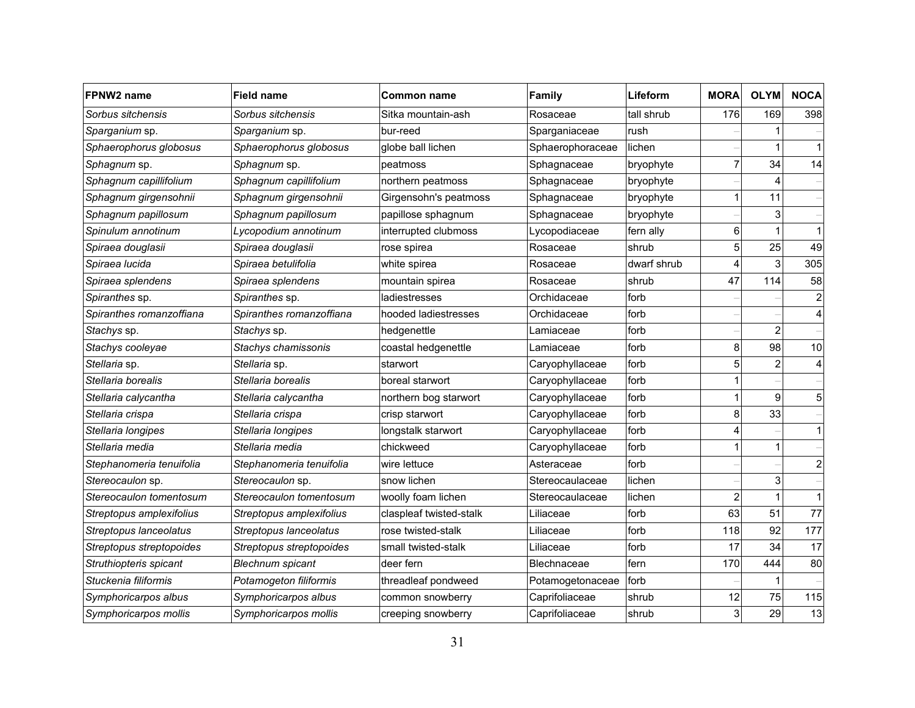| FPNW2 name | Field name | Common name | Family | Lifeform | MORA | OLYM | NOCA |
|---|---|---|---|---|---|---|---|
| *Sorbus sitchensis* | *Sorbus sitchensis* | Sitka mountain-ash | Rosaceae | tall shrub | 176 | 169 | 398 |
| *Sparganium* sp. | *Sparganium* sp. | bur-reed | Sparganiaceae | rush | – | 1 | – |
| *Sphaerophorus globosus* | *Sphaerophorus globosus* | globe ball lichen | Sphaerophoraceae | lichen | – | 1 | 1 |
| *Sphagnum* sp. | *Sphagnum* sp. | peatmoss | Sphagnaceae | bryophyte | 7 | 34 | 14 |
| *Sphagnum capillifolium* | *Sphagnum capillifolium* | northern peatmoss | Sphagnaceae | bryophyte | – | 4 | – |
| *Sphagnum girgensohnii* | *Sphagnum girgensohnii* | Girgensohn's peatmoss | Sphagnaceae | bryophyte | 1 | 11 | – |
| *Sphagnum papillosum* | *Sphagnum papillosum* | papillose sphagnum | Sphagnaceae | bryophyte | – | 3 | – |
| *Spinulum annotinum* | *Lycopodium annotinum* | interrupted clubmoss | Lycopodiaceae | fern ally | 6 | 1 | 1 |
| *Spiraea douglasii* | *Spiraea douglasii* | rose spirea | Rosaceae | shrub | 5 | 25 | 49 |
| *Spiraea lucida* | *Spiraea betulifolia* | white spirea | Rosaceae | dwarf shrub | 4 | 3 | 305 |
| *Spiraea splendens* | *Spiraea splendens* | mountain spirea | Rosaceae | shrub | 47 | 114 | 58 |
| *Spiranthes* sp. | *Spiranthes* sp. | ladiestresses | Orchidaceae | forb | – | – | 2 |
| *Spiranthes romanzoffiana* | *Spiranthes romanzoffiana* | hooded ladiestresses | Orchidaceae | forb | – | – | 4 |
| *Stachys* sp. | *Stachys* sp. | hedgenettle | Lamiaceae | forb | – | 2 | – |
| *Stachys cooleyae* | *Stachys chamissonis* | coastal hedgenettle | Lamiaceae | forb | 8 | 98 | 10 |
| *Stellaria* sp. | *Stellaria* sp. | starwort | Caryophyllaceae | forb | 5 | 2 | 4 |
| *Stellaria borealis* | *Stellaria borealis* | boreal starwort | Caryophyllaceae | forb | 1 | – | – |
| *Stellaria calycantha* | *Stellaria calycantha* | northern bog starwort | Caryophyllaceae | forb | 1 | 9 | 5 |
| *Stellaria crispa* | *Stellaria crispa* | crisp starwort | Caryophyllaceae | forb | 8 | 33 | – |
| *Stellaria longipes* | *Stellaria longipes* | longstalk starwort | Caryophyllaceae | forb | 4 | – | 1 |
| *Stellaria media* | *Stellaria media* | chickweed | Caryophyllaceae | forb | 1 | 1 | – |
| *Stephanomeria tenuifolia* | *Stephanomeria tenuifolia* | wire lettuce | Asteraceae | forb | – | – | 2 |
| *Stereocaulon* sp. | *Stereocaulon* sp. | snow lichen | Stereocaulaceae | lichen | – | 3 | – |
| *Stereocaulon tomentosum* | *Stereocaulon tomentosum* | woolly foam lichen | Stereocaulaceae | lichen | 2 | 1 | 1 |
| *Streptopus amplexifolius* | *Streptopus amplexifolius* | claspleaf twisted-stalk | Liliaceae | forb | 63 | 51 | 77 |
| *Streptopus lanceolatus* | *Streptopus lanceolatus* | rose twisted-stalk | Liliaceae | forb | 118 | 92 | 177 |
| *Streptopus streptopoides* | *Streptopus streptopoides* | small twisted-stalk | Liliaceae | forb | 17 | 34 | 17 |
| *Struthiopteris spicant* | *Blechnum spicant* | deer fern | Blechnaceae | fern | 170 | 444 | 80 |
| *Stuckenia filiformis* | *Potamogeton filiformis* | threadleaf pondweed | Potamogetonaceae | forb | – | 1 | – |
| *Symphoricarpos albus* | *Symphoricarpos albus* | common snowberry | Caprifoliaceae | shrub | 12 | 75 | 115 |
| *Symphoricarpos mollis* | *Symphoricarpos mollis* | creeping snowberry | Caprifoliaceae | shrub | 3 | 29 | 13 |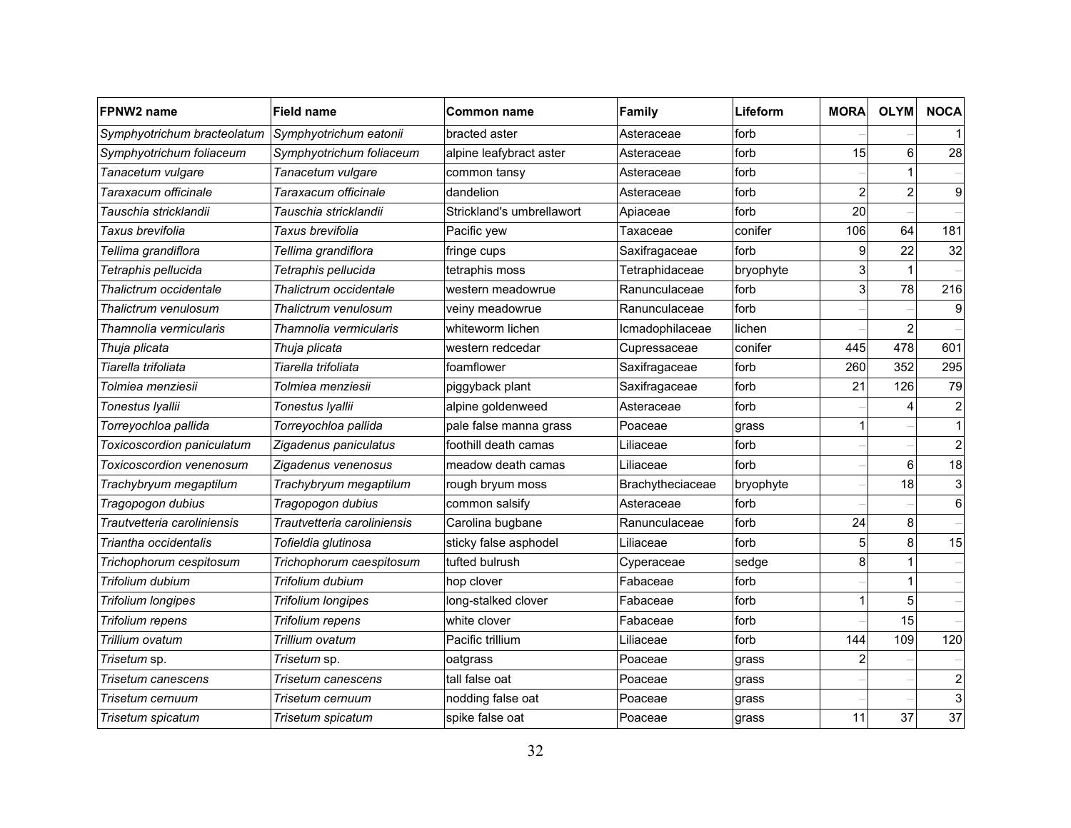| FPNW2 name | Field name | Common name | Family | Lifeform | MORA | OLYM | NOCA |
|---|---|---|---|---|---|---|---|
| *Symphyotrichum bracteolatum* | *Symphyotrichum eatonii* | bracted aster | Asteraceae | forb | – | – | 1 |
| *Symphyotrichum foliaceum* | *Symphyotrichum foliaceum* | alpine leafybract aster | Asteraceae | forb | 15 | 6 | 28 |
| *Tanacetum vulgare* | *Tanacetum vulgare* | common tansy | Asteraceae | forb | – | 1 | – |
| *Taraxacum officinale* | *Taraxacum officinale* | dandelion | Asteraceae | forb | 2 | 2 | 9 |
| *Tauschia stricklandii* | *Tauschia stricklandii* | Strickland's umbrellawort | Apiaceae | forb | 20 | – | – |
| *Taxus brevifolia* | *Taxus brevifolia* | Pacific yew | Taxaceae | conifer | 106 | 64 | 181 |
| *Tellima grandiflora* | *Tellima grandiflora* | fringe cups | Saxifragaceae | forb | 9 | 22 | 32 |
| *Tetraphis pellucida* | *Tetraphis pellucida* | tetraphis moss | Tetraphidaceae | bryophyte | 3 | 1 | – |
| *Thalictrum occidentale* | *Thalictrum occidentale* | western meadowrue | Ranunculaceae | forb | 3 | 78 | 216 |
| *Thalictrum venulosum* | *Thalictrum venulosum* | veiny meadowrue | Ranunculaceae | forb | – | – | 9 |
| *Thamnolia vermicularis* | *Thamnolia vermicularis* | whiteworm lichen | Icmadophilaceae | lichen | – | 2 | – |
| *Thuja plicata* | *Thuja plicata* | western redcedar | Cupressaceae | conifer | 445 | 478 | 601 |
| *Tiarella trifoliata* | *Tiarella trifoliata* | foamflower | Saxifragaceae | forb | 260 | 352 | 295 |
| *Tolmiea menziesii* | *Tolmiea menziesii* | piggyback plant | Saxifragaceae | forb | 21 | 126 | 79 |
| *Tonestus lyallii* | *Tonestus lyallii* | alpine goldenweed | Asteraceae | forb | – | 4 | 2 |
| *Torreyochloa pallida* | *Torreyochloa pallida* | pale false manna grass | Poaceae | grass | 1 | – | 1 |
| *Toxicoscordion paniculatum* | *Zigadenus paniculatus* | foothill death camas | Liliaceae | forb | – | – | 2 |
| *Toxicoscordion venenosum* | *Zigadenus venenosus* | meadow death camas | Liliaceae | forb | – | 6 | 18 |
| *Trachybryum megaptilum* | *Trachybryum megaptilum* | rough bryum moss | Brachytheciaceae | bryophyte | – | 18 | 3 |
| *Tragopogon dubius* | *Tragopogon dubius* | common salsify | Asteraceae | forb | – | – | 6 |
| *Trautvetteria caroliniensis* | *Trautvetteria caroliniensis* | Carolina bugbane | Ranunculaceae | forb | 24 | 8 | – |
| *Triantha occidentalis* | *Tofieldia glutinosa* | sticky false asphodel | Liliaceae | forb | 5 | 8 | 15 |
| *Trichophorum cespitosum* | *Trichophorum caespitosum* | tufted bulrush | Cyperaceae | sedge | 8 | 1 | – |
| *Trifolium dubium* | *Trifolium dubium* | hop clover | Fabaceae | forb | – | 1 | – |
| *Trifolium longipes* | *Trifolium longipes* | long-stalked clover | Fabaceae | forb | 1 | 5 | – |
| *Trifolium repens* | *Trifolium repens* | white clover | Fabaceae | forb | – | 15 | – |
| *Trillium ovatum* | *Trillium ovatum* | Pacific trillium | Liliaceae | forb | 144 | 109 | 120 |
| *Trisetum* sp. | *Trisetum* sp. | oatgrass | Poaceae | grass | 2 | – | – |
| *Trisetum canescens* | *Trisetum canescens* | tall false oat | Poaceae | grass | – | – | 2 |
| *Trisetum cernuum* | *Trisetum cernuum* | nodding false oat | Poaceae | grass | – | – | 3 |
| *Trisetum spicatum* | *Trisetum spicatum* | spike false oat | Poaceae | grass | 11 | 37 | 37 |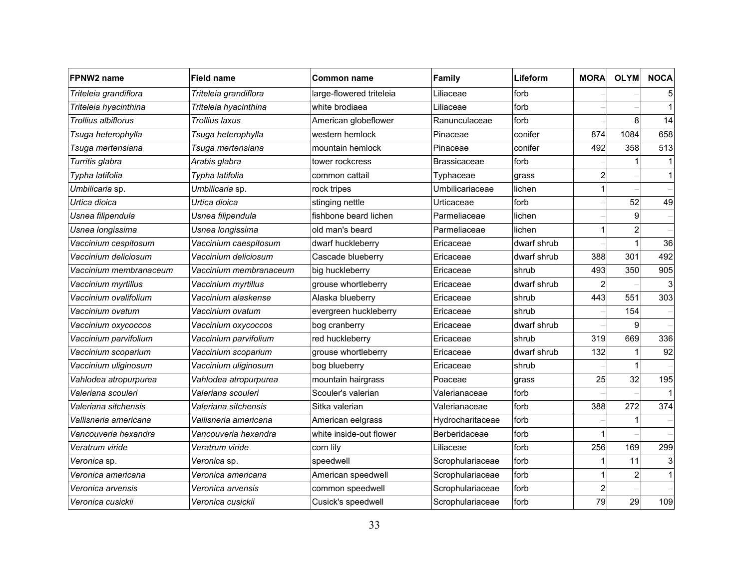| FPNW2 name | Field name | Common name | Family | Lifeform | MORA | OLYM | NOCA |
|---|---|---|---|---|---|---|---|
| *Triteleia grandiflora* | *Triteleia grandiflora* | large-flowered triteleia | Liliaceae | forb | – | – | 5 |
| *Triteleia hyacinthina* | *Triteleia hyacinthina* | white brodiaea | Liliaceae | forb | – | – | 1 |
| *Trollius albiflorus* | *Trollius laxus* | American globeflower | Ranunculaceae | forb | – | 8 | 14 |
| *Tsuga heterophylla* | *Tsuga heterophylla* | western hemlock | Pinaceae | conifer | 874 | 1084 | 658 |
| *Tsuga mertensiana* | *Tsuga mertensiana* | mountain hemlock | Pinaceae | conifer | 492 | 358 | 513 |
| *Turritis glabra* | *Arabis glabra* | tower rockcress | Brassicaceae | forb | – | 1 | 1 |
| *Typha latifolia* | *Typha latifolia* | common cattail | Typhaceae | grass | 2 | – | 1 |
| *Umbilicaria* sp. | *Umbilicaria* sp. | rock tripes | Umbilicariaceae | lichen | 1 | – | – |
| *Urtica dioica* | *Urtica dioica* | stinging nettle | Urticaceae | forb | – | 52 | 49 |
| *Usnea filipendula* | *Usnea filipendula* | fishbone beard lichen | Parmeliaceae | lichen | – | 9 | – |
| *Usnea longissima* | *Usnea longissima* | old man's beard | Parmeliaceae | lichen | 1 | 2 | – |
| *Vaccinium cespitosum* | *Vaccinium caespitosum* | dwarf huckleberry | Ericaceae | dwarf shrub | – | 1 | 36 |
| *Vaccinium deliciosum* | *Vaccinium deliciosum* | Cascade blueberry | Ericaceae | dwarf shrub | 388 | 301 | 492 |
| *Vaccinium membranaceum* | *Vaccinium membranaceum* | big huckleberry | Ericaceae | shrub | 493 | 350 | 905 |
| *Vaccinium myrtillus* | *Vaccinium myrtillus* | grouse whortleberry | Ericaceae | dwarf shrub | 2 | – | 3 |
| *Vaccinium ovalifolium* | *Vaccinium alaskense* | Alaska blueberry | Ericaceae | shrub | 443 | 551 | 303 |
| *Vaccinium ovatum* | *Vaccinium ovatum* | evergreen huckleberry | Ericaceae | shrub | – | 154 | – |
| *Vaccinium oxycoccos* | *Vaccinium oxycoccos* | bog cranberry | Ericaceae | dwarf shrub | – | 9 | – |
| *Vaccinium parvifolium* | *Vaccinium parvifolium* | red huckleberry | Ericaceae | shrub | 319 | 669 | 336 |
| *Vaccinium scoparium* | *Vaccinium scoparium* | grouse whortleberry | Ericaceae | dwarf shrub | 132 | 1 | 92 |
| *Vaccinium uliginosum* | *Vaccinium uliginosum* | bog blueberry | Ericaceae | shrub | – | 1 | – |
| *Vahlodea atropurpurea* | *Vahlodea atropurpurea* | mountain hairgrass | Poaceae | grass | 25 | 32 | 195 |
| *Valeriana scouleri* | *Valeriana scouleri* | Scouler's valerian | Valerianaceae | forb | – | – | 1 |
| *Valeriana sitchensis* | *Valeriana sitchensis* | Sitka valerian | Valerianaceae | forb | 388 | 272 | 374 |
| *Vallisneria americana* | *Vallisneria americana* | American eelgrass | Hydrocharitaceae | forb | – | 1 | – |
| *Vancouveria hexandra* | *Vancouveria hexandra* | white inside-out flower | Berberidaceae | forb | 1 | – | – |
| *Veratrum viride* | *Veratrum viride* | corn lily | Liliaceae | forb | 256 | 169 | 299 |
| *Veronica* sp. | *Veronica* sp. | speedwell | Scrophulariaceae | forb | 1 | 11 | 3 |
| *Veronica americana* | *Veronica americana* | American speedwell | Scrophulariaceae | forb | 1 | 2 | 1 |
| *Veronica arvensis* | *Veronica arvensis* | common speedwell | Scrophulariaceae | forb | 2 | – | – |
| *Veronica cusickii* | *Veronica cusickii* | Cusick's speedwell | Scrophulariaceae | forb | 79 | 29 | 109 |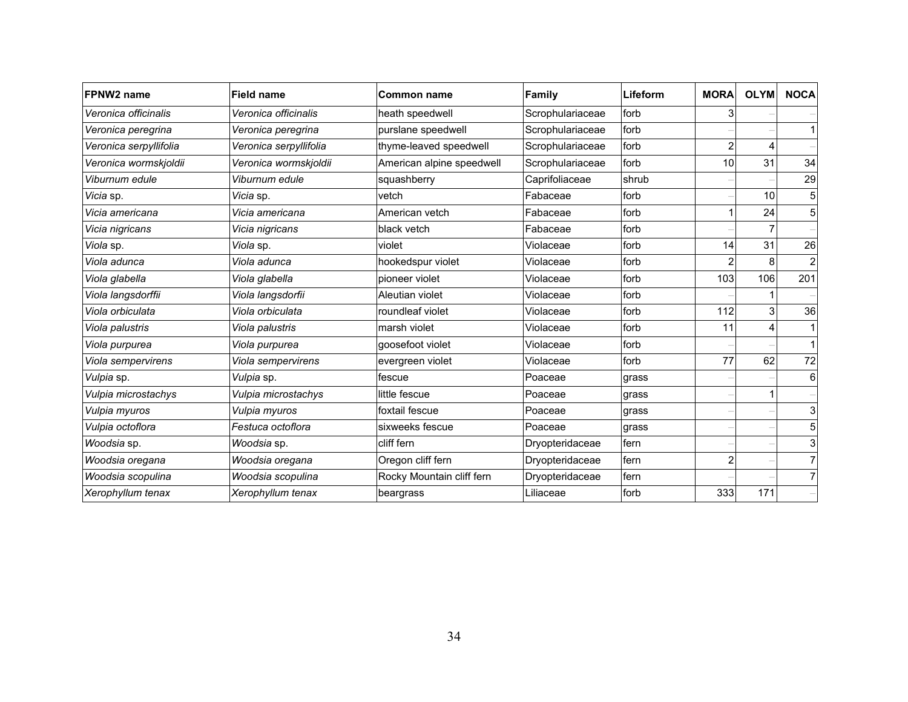| FPNW2 name | Field name | Common name | Family | Lifeform | MORA | OLYM | NOCA |
|---|---|---|---|---|---|---|---|
| *Veronica officinalis* | *Veronica officinalis* | heath speedwell | Scrophulariaceae | forb | 3 | – | – |
| *Veronica peregrina* | *Veronica peregrina* | purslane speedwell | Scrophulariaceae | forb | – | – | 1 |
| *Veronica serpyllifolia* | *Veronica serpyllifolia* | thyme-leaved speedwell | Scrophulariaceae | forb | 2 | 4 | – |
| *Veronica wormskjoldii* | *Veronica wormskjoldii* | American alpine speedwell | Scrophulariaceae | forb | 10 | 31 | 34 |
| *Viburnum edule* | *Viburnum edule* | squashberry | Caprifoliaceae | shrub | – | – | 29 |
| *Vicia* sp. | *Vicia* sp. | vetch | Fabaceae | forb | – | 10 | 5 |
| *Vicia americana* | *Vicia americana* | American vetch | Fabaceae | forb | 1 | 24 | 5 |
| *Vicia nigricans* | *Vicia nigricans* | black vetch | Fabaceae | forb | – | 7 | – |
| *Viola* sp. | *Viola* sp. | violet | Violaceae | forb | 14 | 31 | 26 |
| *Viola adunca* | *Viola adunca* | hookedspur violet | Violaceae | forb | 2 | 8 | 2 |
| *Viola glabella* | *Viola glabella* | pioneer violet | Violaceae | forb | 103 | 106 | 201 |
| *Viola langsdorffii* | *Viola langsdorfii* | Aleutian violet | Violaceae | forb | – | 1 | – |
| *Viola orbiculata* | *Viola orbiculata* | roundleaf violet | Violaceae | forb | 112 | 3 | 36 |
| *Viola palustris* | *Viola palustris* | marsh violet | Violaceae | forb | 11 | 4 | 1 |
| *Viola purpurea* | *Viola purpurea* | goosefoot violet | Violaceae | forb | – | – | 1 |
| *Viola sempervirens* | *Viola sempervirens* | evergreen violet | Violaceae | forb | 77 | 62 | 72 |
| *Vulpia* sp. | *Vulpia* sp. | fescue | Poaceae | grass | – | – | 6 |
| *Vulpia microstachys* | *Vulpia microstachys* | little fescue | Poaceae | grass | – | 1 | – |
| *Vulpia myuros* | *Vulpia myuros* | foxtail fescue | Poaceae | grass | – | – | 3 |
| *Vulpia octoflora* | *Festuca octoflora* | sixweeks fescue | Poaceae | grass | – | – | 5 |
| *Woodsia* sp. | *Woodsia* sp. | cliff fern | Dryopteridaceae | fern | – | – | 3 |
| *Woodsia oregana* | *Woodsia oregana* | Oregon cliff fern | Dryopteridaceae | fern | 2 | – | 7 |
| *Woodsia scopulina* | *Woodsia scopulina* | Rocky Mountain cliff fern | Dryopteridaceae | fern | – | – | 7 |
| *Xerophyllum tenax* | *Xerophyllum tenax* | beargrass | Liliaceae | forb | 333 | 171 | – |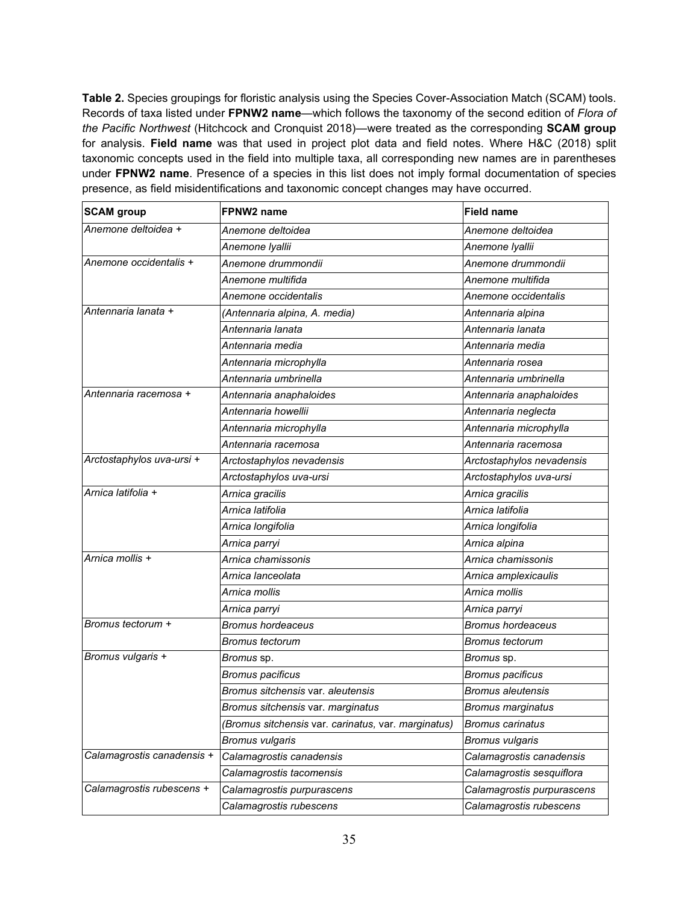**Table 2.** Species groupings for floristic analysis using the Species Cover-Association Match (SCAM) tools. Records of taxa listed under **FPNW2 name**—which follows the taxonomy of the second edition of *Flora of the Pacific Northwest* (Hitchcock and Cronquist 2018)—were treated as the corresponding **SCAM group** for analysis. **Field name** was that used in project plot data and field notes. Where H&C (2018) split taxonomic concepts used in the field into multiple taxa, all corresponding new names are in parentheses under **FPNW2 name**. Presence of a species in this list does not imply formal documentation of species presence, as field misidentifications and taxonomic concept changes may have occurred.

| SCAM group | FPNW2 name | Field name |
|---|---|---|
| *Anemone deltoidea +* | *Anemone deltoidea* | *Anemone deltoidea* |
| | *Anemone lyallii* | *Anemone lyallii* |
| *Anemone occidentalis +* | *Anemone drummondii* | *Anemone drummondii* |
| | *Anemone multifida* | *Anemone multifida* |
| | *Anemone occidentalis* | *Anemone occidentalis* |
| *Antennaria lanata +* | *(Antennaria alpina, A. media)* | *Antennaria alpina* |
| | *Antennaria lanata* | *Antennaria lanata* |
| | *Antennaria media* | *Antennaria media* |
| | *Antennaria microphylla* | *Antennaria rosea* |
| | *Antennaria umbrinella* | *Antennaria umbrinella* |
| *Antennaria racemosa +* | *Antennaria anaphaloides* | *Antennaria anaphaloides* |
| | *Antennaria howellii* | *Antennaria neglecta* |
| | *Antennaria microphylla* | *Antennaria microphylla* |
| | *Antennaria racemosa* | *Antennaria racemosa* |
| *Arctostaphylos uva-ursi +* | *Arctostaphylos nevadensis* | *Arctostaphylos nevadensis* |
| | *Arctostaphylos uva-ursi* | *Arctostaphylos uva-ursi* |
| *Arnica latifolia +* | *Arnica gracilis* | *Arnica gracilis* |
| | *Arnica latifolia* | *Arnica latifolia* |
| | *Arnica longifolia* | *Arnica longifolia* |
| | *Arnica parryi* | *Arnica alpina* |
| *Arnica mollis +* | *Arnica chamissonis* | *Arnica chamissonis* |
| | *Arnica lanceolata* | *Arnica amplexicaulis* |
| | *Arnica mollis* | *Arnica mollis* |
| | *Arnica parryi* | *Arnica parryi* |
| *Bromus tectorum +* | *Bromus hordeaceus* | *Bromus hordeaceus* |
| | *Bromus tectorum* | *Bromus tectorum* |
| *Bromus vulgaris +* | *Bromus* sp. | *Bromus* sp. |
| | *Bromus pacificus* | *Bromus pacificus* |
| | *Bromus sitchensis* var. *aleutensis* | *Bromus aleutensis* |
| | *Bromus sitchensis* var. *marginatus* | *Bromus marginatus* |
| | *(Bromus sitchensis* var. *carinatus*, var. *marginatus)* | *Bromus carinatus* |
| | *Bromus vulgaris* | *Bromus vulgaris* |
| *Calamagrostis canadensis +* | *Calamagrostis canadensis* | *Calamagrostis canadensis* |
| | *Calamagrostis tacomensis* | *Calamagrostis sesquiflora* |
| *Calamagrostis rubescens +* | *Calamagrostis purpurascens* | *Calamagrostis purpurascens* |
| | *Calamagrostis rubescens* | *Calamagrostis rubescens* |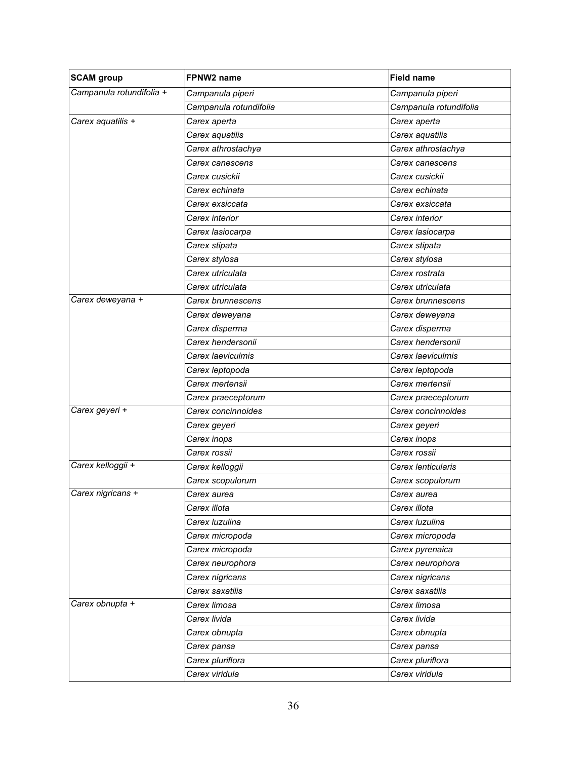| **SCAM group** | **FPNW2 name** | **Field name** |
|---|---|---|
| *Campanula rotundifolia +* | *Campanula piperi* | *Campanula piperi* |
| | *Campanula rotundifolia* | *Campanula rotundifolia* |
| *Carex aquatilis +* | *Carex aperta* | *Carex aperta* |
| | *Carex aquatilis* | *Carex aquatilis* |
| | *Carex athrostachya* | *Carex athrostachya* |
| | *Carex canescens* | *Carex canescens* |
| | *Carex cusickii* | *Carex cusickii* |
| | *Carex echinata* | *Carex echinata* |
| | *Carex exsiccata* | *Carex exsiccata* |
| | *Carex interior* | *Carex interior* |
| | *Carex lasiocarpa* | *Carex lasiocarpa* |
| | *Carex stipata* | *Carex stipata* |
| | *Carex stylosa* | *Carex stylosa* |
| | *Carex utriculata* | *Carex rostrata* |
| | *Carex utriculata* | *Carex utriculata* |
| *Carex deweyana +* | *Carex brunnescens* | *Carex brunnescens* |
| | *Carex deweyana* | *Carex deweyana* |
| | *Carex disperma* | *Carex disperma* |
| | *Carex hendersonii* | *Carex hendersonii* |
| | *Carex laeviculmis* | *Carex laeviculmis* |
| | *Carex leptopoda* | *Carex leptopoda* |
| | *Carex mertensii* | *Carex mertensii* |
| | *Carex praeceptorum* | *Carex praeceptorum* |
| *Carex geyeri +* | *Carex concinnoides* | *Carex concinnoides* |
| | *Carex geyeri* | *Carex geyeri* |
| | *Carex inops* | *Carex inops* |
| | *Carex rossii* | *Carex rossii* |
| *Carex kelloggii +* | *Carex kelloggii* | *Carex lenticularis* |
| | *Carex scopulorum* | *Carex scopulorum* |
| *Carex nigricans +* | *Carex aurea* | *Carex aurea* |
| | *Carex illota* | *Carex illota* |
| | *Carex luzulina* | *Carex luzulina* |
| | *Carex micropoda* | *Carex micropoda* |
| | *Carex micropoda* | *Carex pyrenaica* |
| | *Carex neurophora* | *Carex neurophora* |
| | *Carex nigricans* | *Carex nigricans* |
| | *Carex saxatilis* | *Carex saxatilis* |
| *Carex obnupta +* | *Carex limosa* | *Carex limosa* |
| | *Carex livida* | *Carex livida* |
| | *Carex obnupta* | *Carex obnupta* |
| | *Carex pansa* | *Carex pansa* |
| | *Carex pluriflora* | *Carex pluriflora* |
| | *Carex viridula* | *Carex viridula* |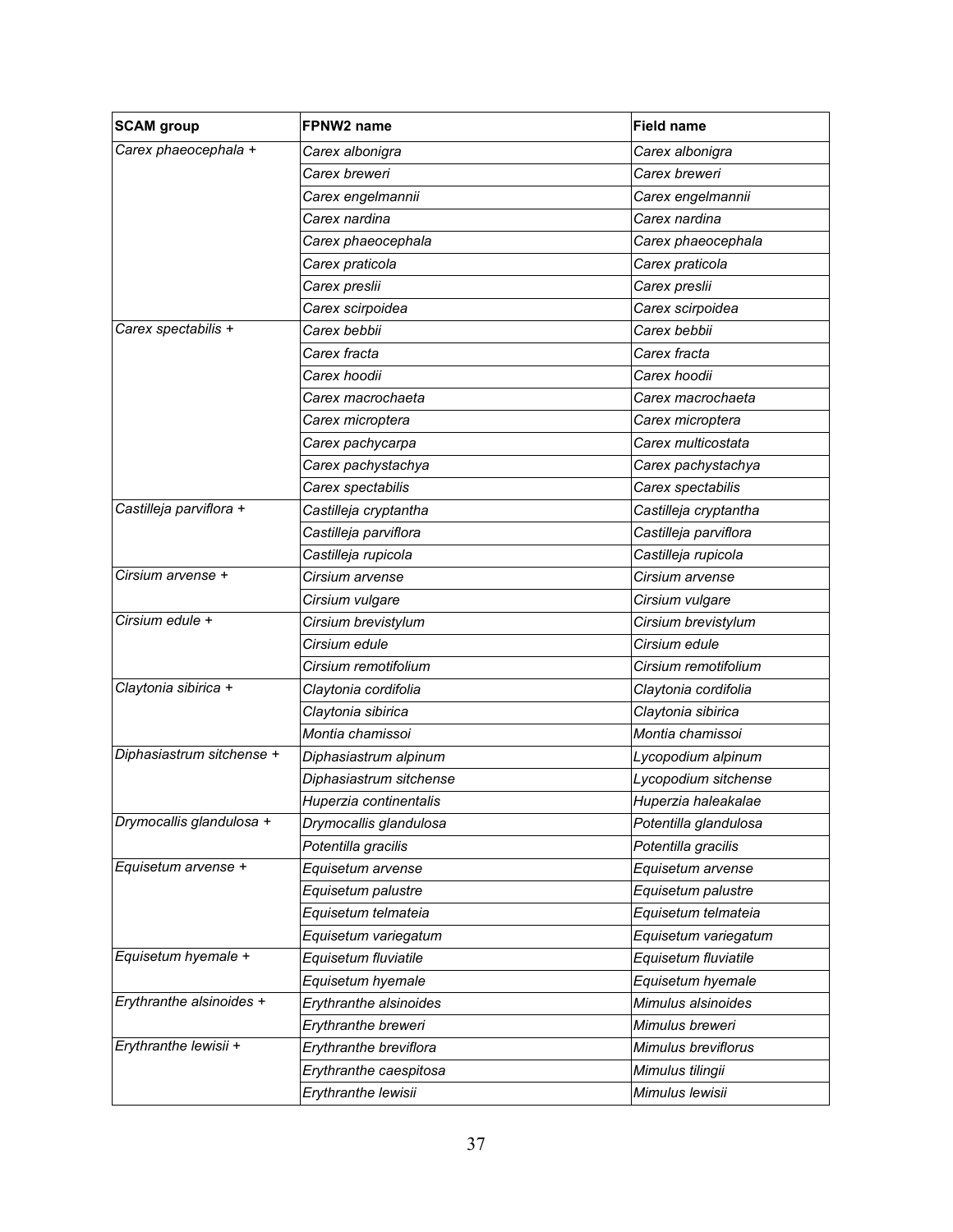| SCAM group | FPNW2 name | Field name |
|---|---|---|
| *Carex phaeocephala +* | *Carex albonigra* | *Carex albonigra* |
| | *Carex breweri* | *Carex breweri* |
| | *Carex engelmannii* | *Carex engelmannii* |
| | *Carex nardina* | *Carex nardina* |
| | *Carex phaeocephala* | *Carex phaeocephala* |
| | *Carex praticola* | *Carex praticola* |
| | *Carex preslii* | *Carex preslii* |
| | *Carex scirpoidea* | *Carex scirpoidea* |
| *Carex spectabilis +* | *Carex bebbii* | *Carex bebbii* |
| | *Carex fracta* | *Carex fracta* |
| | *Carex hoodii* | *Carex hoodii* |
| | *Carex macrochaeta* | *Carex macrochaeta* |
| | *Carex microptera* | *Carex microptera* |
| | *Carex pachycarpa* | *Carex multicostata* |
| | *Carex pachystachya* | *Carex pachystachya* |
| | *Carex spectabilis* | *Carex spectabilis* |
| *Castilleja parviflora +* | *Castilleja cryptantha* | *Castilleja cryptantha* |
| | *Castilleja parviflora* | *Castilleja parviflora* |
| | *Castilleja rupicola* | *Castilleja rupicola* |
| *Cirsium arvense +* | *Cirsium arvense* | *Cirsium arvense* |
| | *Cirsium vulgare* | *Cirsium vulgare* |
| *Cirsium edule +* | *Cirsium brevistylum* | *Cirsium brevistylum* |
| | *Cirsium edule* | *Cirsium edule* |
| | *Cirsium remotifolium* | *Cirsium remotifolium* |
| *Claytonia sibirica +* | *Claytonia cordifolia* | *Claytonia cordifolia* |
| | *Claytonia sibirica* | *Claytonia sibirica* |
| | *Montia chamissoi* | *Montia chamissoi* |
| *Diphasiastrum sitchense +* | *Diphasiastrum alpinum* | *Lycopodium alpinum* |
| | *Diphasiastrum sitchense* | *Lycopodium sitchense* |
| | *Huperzia continentalis* | *Huperzia haleakalae* |
| *Drymocallis glandulosa +* | *Drymocallis glandulosa* | *Potentilla glandulosa* |
| | *Potentilla gracilis* | *Potentilla gracilis* |
| *Equisetum arvense +* | *Equisetum arvense* | *Equisetum arvense* |
| | *Equisetum palustre* | *Equisetum palustre* |
| | *Equisetum telmateia* | *Equisetum telmateia* |
| | *Equisetum variegatum* | *Equisetum variegatum* |
| *Equisetum hyemale +* | *Equisetum fluviatile* | *Equisetum fluviatile* |
| | *Equisetum hyemale* | *Equisetum hyemale* |
| *Erythranthe alsinoides +* | *Erythranthe alsinoides* | *Mimulus alsinoides* |
| | *Erythranthe breweri* | *Mimulus breweri* |
| *Erythranthe lewisii +* | *Erythranthe breviflora* | *Mimulus breviflorus* |
| | *Erythranthe caespitosa* | *Mimulus tilingii* |
| | *Erythranthe lewisii* | *Mimulus lewisii* |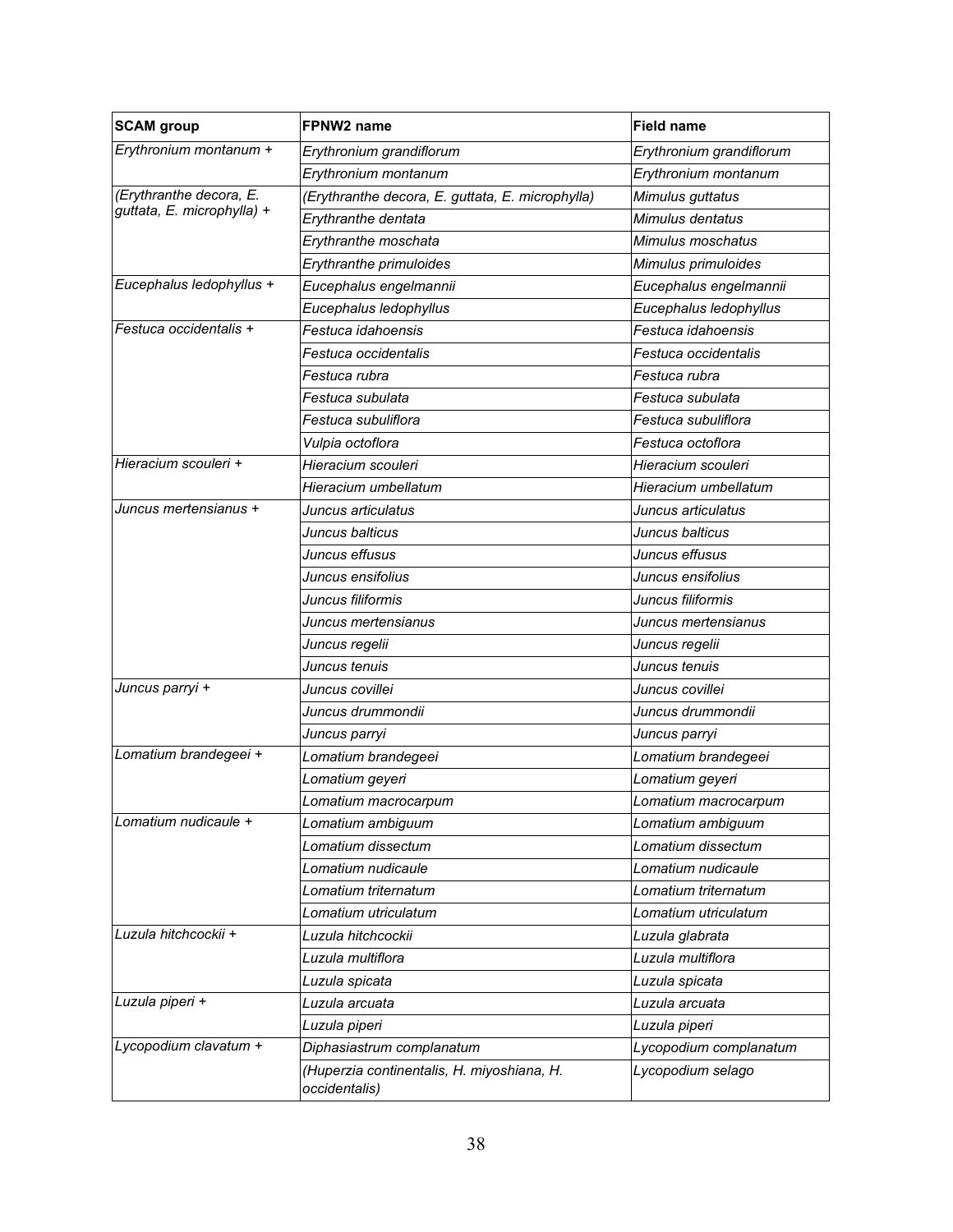| SCAM group | FPNW2 name | Field name |
| --- | --- | --- |
| *Erythronium montanum +* | *Erythronium grandiflorum* | *Erythronium grandiflorum* |
| | *Erythronium montanum* | *Erythronium montanum* |
| *(Erythranthe decora, E. guttata, E. microphylla) +* | *(Erythranthe decora, E. guttata, E. microphylla)* | *Mimulus guttatus* |
| | *Erythranthe dentata* | *Mimulus dentatus* |
| | *Erythranthe moschata* | *Mimulus moschatus* |
| | *Erythranthe primuloides* | *Mimulus primuloides* |
| *Eucephalus ledophyllus +* | *Eucephalus engelmannii* | *Eucephalus engelmannii* |
| | *Eucephalus ledophyllus* | *Eucephalus ledophyllus* |
| *Festuca occidentalis +* | *Festuca idahoensis* | *Festuca idahoensis* |
| | *Festuca occidentalis* | *Festuca occidentalis* |
| | *Festuca rubra* | *Festuca rubra* |
| | *Festuca subulata* | *Festuca subulata* |
| | *Festuca subuliflora* | *Festuca subuliflora* |
| | *Vulpia octoflora* | *Festuca octoflora* |
| *Hieracium scouleri +* | *Hieracium scouleri* | *Hieracium scouleri* |
| | *Hieracium umbellatum* | *Hieracium umbellatum* |
| *Juncus mertensianus +* | *Juncus articulatus* | *Juncus articulatus* |
| | *Juncus balticus* | *Juncus balticus* |
| | *Juncus effusus* | *Juncus effusus* |
| | *Juncus ensifolius* | *Juncus ensifolius* |
| | *Juncus filiformis* | *Juncus filiformis* |
| | *Juncus mertensianus* | *Juncus mertensianus* |
| | *Juncus regelii* | *Juncus regelii* |
| | *Juncus tenuis* | *Juncus tenuis* |
| *Juncus parryi +* | *Juncus covillei* | *Juncus covillei* |
| | *Juncus drummondii* | *Juncus drummondii* |
| | *Juncus parryi* | *Juncus parryi* |
| *Lomatium brandegeei +* | *Lomatium brandegeei* | *Lomatium brandegeei* |
| | *Lomatium geyeri* | *Lomatium geyeri* |
| | *Lomatium macrocarpum* | *Lomatium macrocarpum* |
| *Lomatium nudicaule +* | *Lomatium ambiguum* | *Lomatium ambiguum* |
| | *Lomatium dissectum* | *Lomatium dissectum* |
| | *Lomatium nudicaule* | *Lomatium nudicaule* |
| | *Lomatium triternatum* | *Lomatium triternatum* |
| | *Lomatium utriculatum* | *Lomatium utriculatum* |
| *Luzula hitchcockii +* | *Luzula hitchcockii* | *Luzula glabrata* |
| | *Luzula multiflora* | *Luzula multiflora* |
| | *Luzula spicata* | *Luzula spicata* |
| *Luzula piperi +* | *Luzula arcuata* | *Luzula arcuata* |
| | *Luzula piperi* | *Luzula piperi* |
| *Lycopodium clavatum +* | *Diphasiastrum complanatum* | *Lycopodium complanatum* |
| | *(Huperzia continentalis, H. miyoshiana, H. occidentalis)* | *Lycopodium selago* |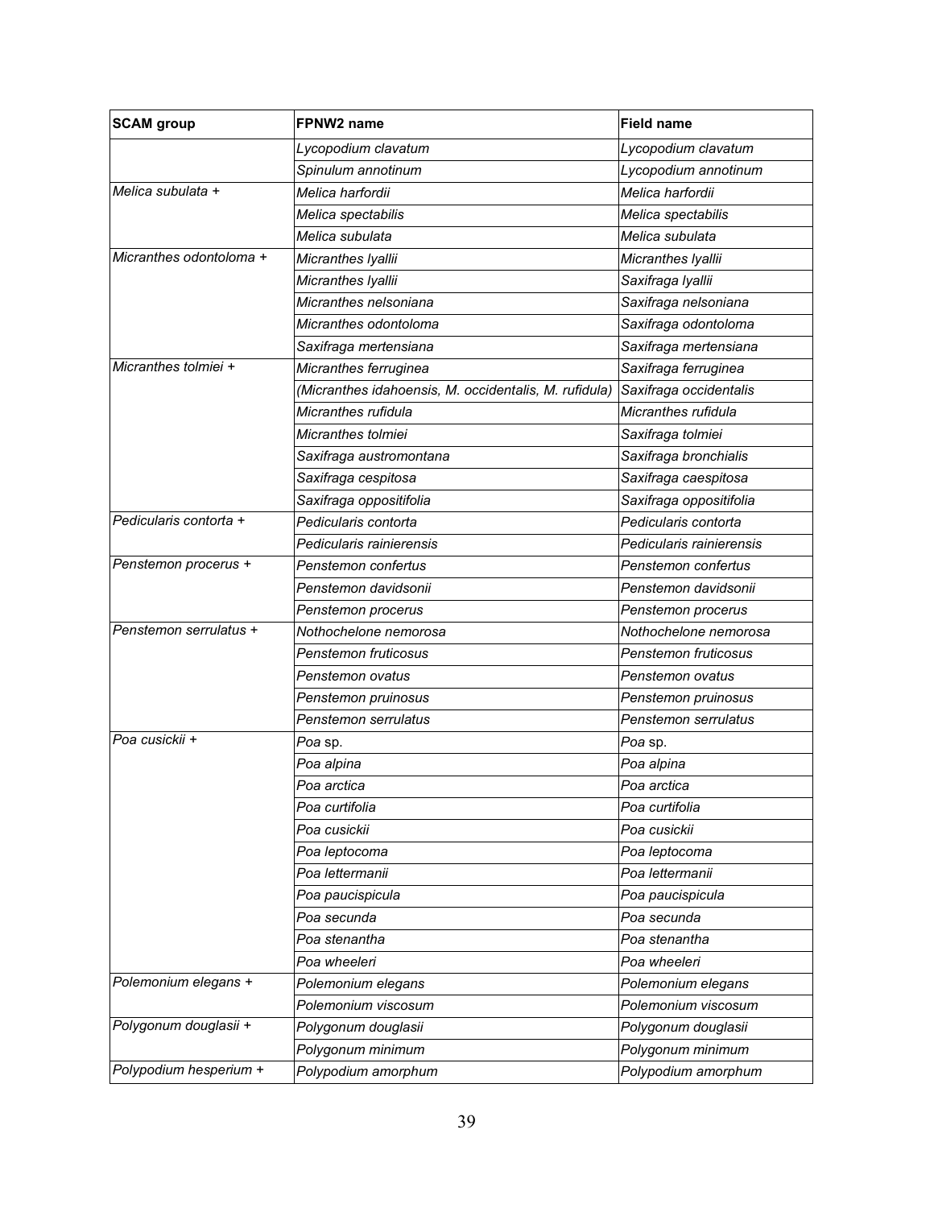| SCAM group | FPNW2 name | Field name |
|---|---|---|
| | *Lycopodium clavatum* | *Lycopodium clavatum* |
| | *Spinulum annotinum* | *Lycopodium annotinum* |
| *Melica subulata +* | *Melica harfordii* | *Melica harfordii* |
| | *Melica spectabilis* | *Melica spectabilis* |
| | *Melica subulata* | *Melica subulata* |
| *Micranthes odontoloma +* | *Micranthes lyallii* | *Micranthes lyallii* |
| | *Micranthes lyallii* | *Saxifraga lyallii* |
| | *Micranthes nelsoniana* | *Saxifraga nelsoniana* |
| | *Micranthes odontoloma* | *Saxifraga odontoloma* |
| | *Saxifraga mertensiana* | *Saxifraga mertensiana* |
| *Micranthes tolmiei +* | *Micranthes ferruginea* | *Saxifraga ferruginea* |
| | *(Micranthes idahoensis, M. occidentalis, M. rufidula)* | *Saxifraga occidentalis* |
| | *Micranthes rufidula* | *Micranthes rufidula* |
| | *Micranthes tolmiei* | *Saxifraga tolmiei* |
| | *Saxifraga austromontana* | *Saxifraga bronchialis* |
| | *Saxifraga cespitosa* | *Saxifraga caespitosa* |
| | *Saxifraga oppositifolia* | *Saxifraga oppositifolia* |
| *Pedicularis contorta +* | *Pedicularis contorta* | *Pedicularis contorta* |
| | *Pedicularis rainierensis* | *Pedicularis rainierensis* |
| *Penstemon procerus +* | *Penstemon confertus* | *Penstemon confertus* |
| | *Penstemon davidsonii* | *Penstemon davidsonii* |
| | *Penstemon procerus* | *Penstemon procerus* |
| *Penstemon serrulatus +* | *Nothochelone nemorosa* | *Nothochelone nemorosa* |
| | *Penstemon fruticosus* | *Penstemon fruticosus* |
| | *Penstemon ovatus* | *Penstemon ovatus* |
| | *Penstemon pruinosus* | *Penstemon pruinosus* |
| | *Penstemon serrulatus* | *Penstemon serrulatus* |
| *Poa cusickii +* | *Poa* sp. | *Poa* sp. |
| | *Poa alpina* | *Poa alpina* |
| | *Poa arctica* | *Poa arctica* |
| | *Poa curtifolia* | *Poa curtifolia* |
| | *Poa cusickii* | *Poa cusickii* |
| | *Poa leptocoma* | *Poa leptocoma* |
| | *Poa lettermanii* | *Poa lettermanii* |
| | *Poa paucispicula* | *Poa paucispicula* |
| | *Poa secunda* | *Poa secunda* |
| | *Poa stenantha* | *Poa stenantha* |
| | *Poa wheeleri* | *Poa wheeleri* |
| *Polemonium elegans +* | *Polemonium elegans* | *Polemonium elegans* |
| | *Polemonium viscosum* | *Polemonium viscosum* |
| *Polygonum douglasii +* | *Polygonum douglasii* | *Polygonum douglasii* |
| | *Polygonum minimum* | *Polygonum minimum* |
| *Polypodium hesperium +* | *Polypodium amorphum* | *Polypodium amorphum* |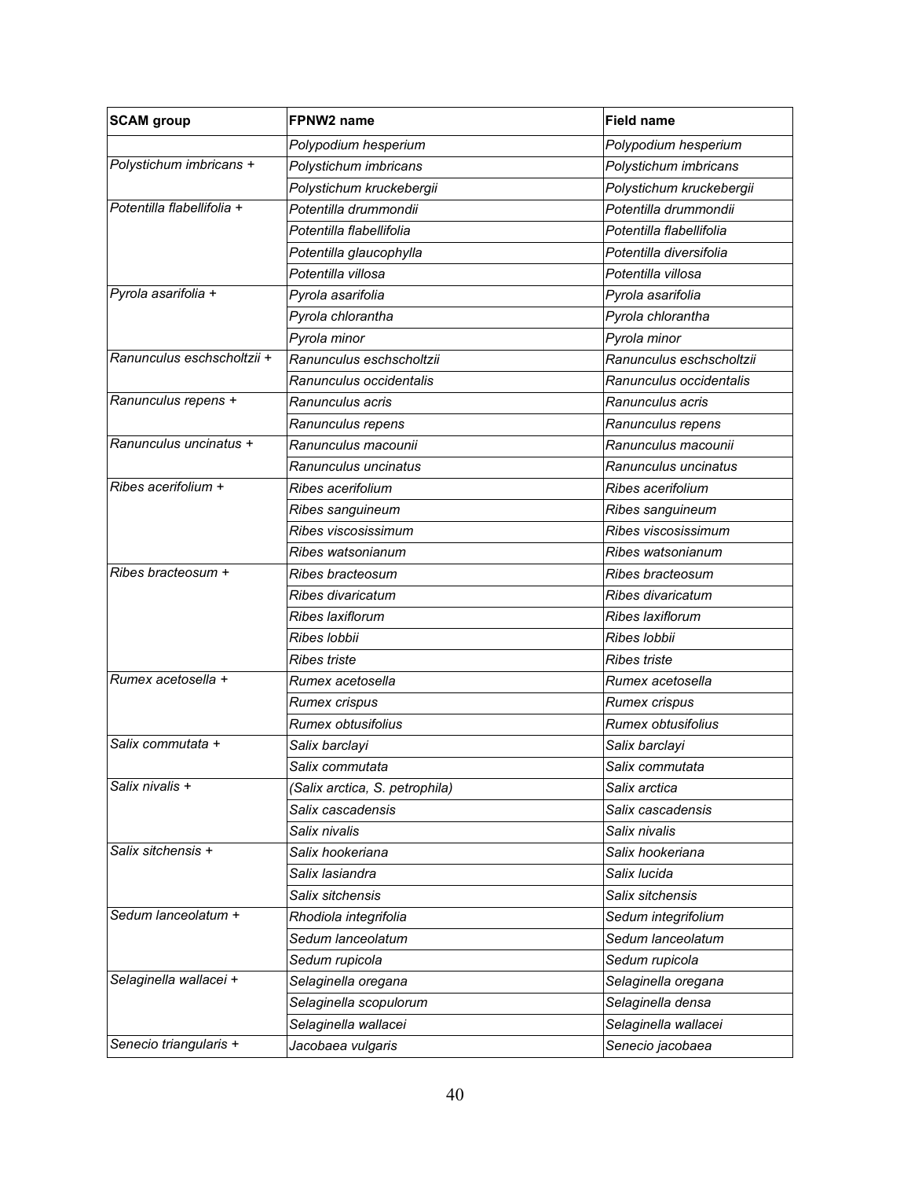| SCAM group | FPNW2 name | Field name |
|---|---|---|
| | *Polypodium hesperium* | *Polypodium hesperium* |
| *Polystichum imbricans +* | *Polystichum imbricans* | *Polystichum imbricans* |
| | *Polystichum kruckebergii* | *Polystichum kruckebergii* |
| *Potentilla flabellifolia +* | *Potentilla drummondii* | *Potentilla drummondii* |
| | *Potentilla flabellifolia* | *Potentilla flabellifolia* |
| | *Potentilla glaucophylla* | *Potentilla diversifolia* |
| | *Potentilla villosa* | *Potentilla villosa* |
| *Pyrola asarifolia +* | *Pyrola asarifolia* | *Pyrola asarifolia* |
| | *Pyrola chlorantha* | *Pyrola chlorantha* |
| | *Pyrola minor* | *Pyrola minor* |
| *Ranunculus eschscholtzii +* | *Ranunculus eschscholtzii* | *Ranunculus eschscholtzii* |
| | *Ranunculus occidentalis* | *Ranunculus occidentalis* |
| *Ranunculus repens +* | *Ranunculus acris* | *Ranunculus acris* |
| | *Ranunculus repens* | *Ranunculus repens* |
| *Ranunculus uncinatus +* | *Ranunculus macounii* | *Ranunculus macounii* |
| | *Ranunculus uncinatus* | *Ranunculus uncinatus* |
| *Ribes acerifolium +* | *Ribes acerifolium* | *Ribes acerifolium* |
| | *Ribes sanguineum* | *Ribes sanguineum* |
| | *Ribes viscosissimum* | *Ribes viscosissimum* |
| | *Ribes watsonianum* | *Ribes watsonianum* |
| *Ribes bracteosum +* | *Ribes bracteosum* | *Ribes bracteosum* |
| | *Ribes divaricatum* | *Ribes divaricatum* |
| | *Ribes laxiflorum* | *Ribes laxiflorum* |
| | *Ribes lobbii* | *Ribes lobbii* |
| | *Ribes triste* | *Ribes triste* |
| *Rumex acetosella +* | *Rumex acetosella* | *Rumex acetosella* |
| | *Rumex crispus* | *Rumex crispus* |
| | *Rumex obtusifolius* | *Rumex obtusifolius* |
| *Salix commutata +* | *Salix barclayi* | *Salix barclayi* |
| | *Salix commutata* | *Salix commutata* |
| *Salix nivalis +* | *(Salix arctica, S. petrophila)* | *Salix arctica* |
| | *Salix cascadensis* | *Salix cascadensis* |
| | *Salix nivalis* | *Salix nivalis* |
| *Salix sitchensis +* | *Salix hookeriana* | *Salix hookeriana* |
| | *Salix lasiandra* | *Salix lucida* |
| | *Salix sitchensis* | *Salix sitchensis* |
| *Sedum lanceolatum +* | *Rhodiola integrifolia* | *Sedum integrifolium* |
| | *Sedum lanceolatum* | *Sedum lanceolatum* |
| | *Sedum rupicola* | *Sedum rupicola* |
| *Selaginella wallacei +* | *Selaginella oregana* | *Selaginella oregana* |
| | *Selaginella scopulorum* | *Selaginella densa* |
| | *Selaginella wallacei* | *Selaginella wallacei* |
| *Senecio triangularis +* | *Jacobaea vulgaris* | *Senecio jacobaea* |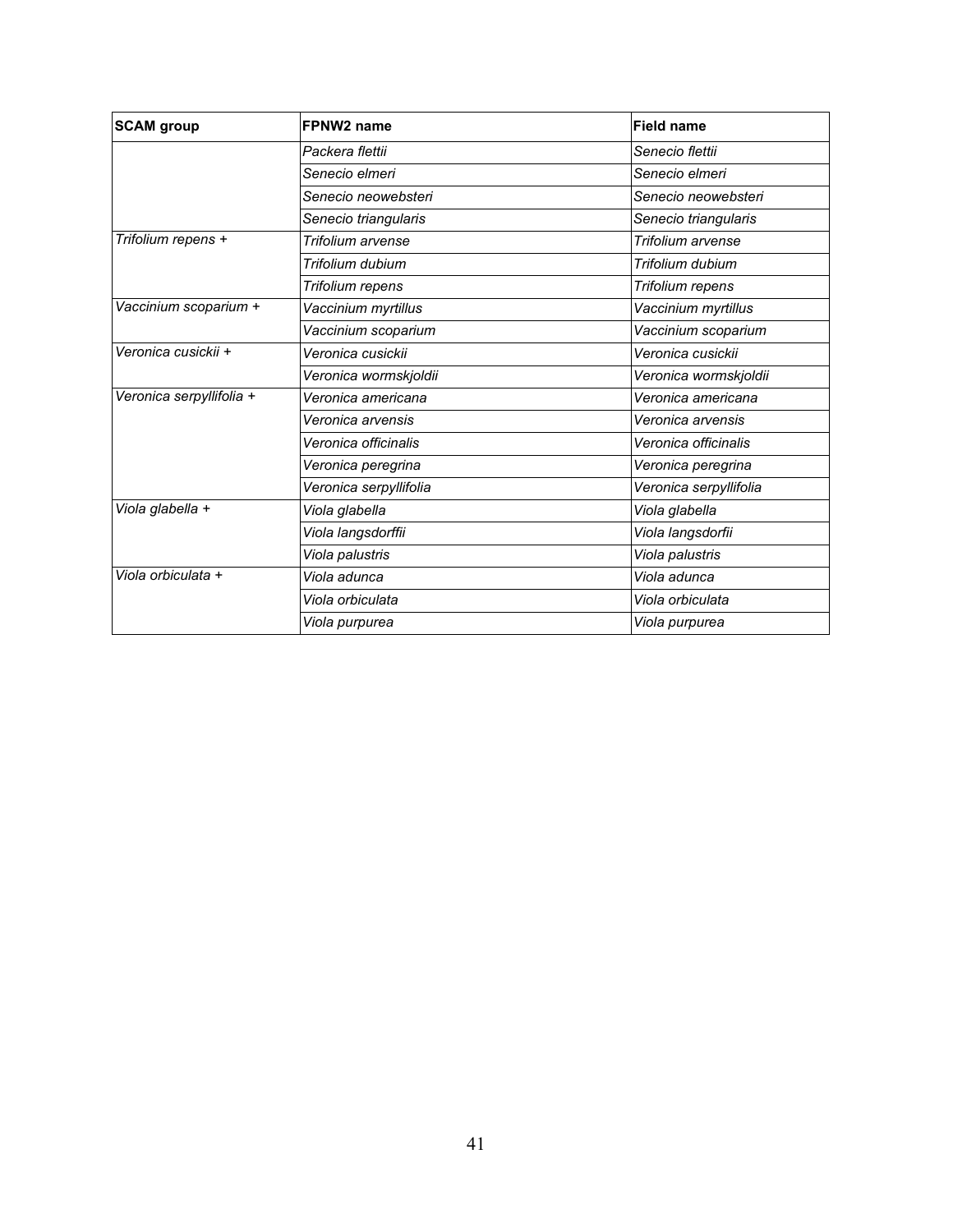| **SCAM group** | **FPNW2 name** | **Field name** |
|---|---|---|
| | *Packera flettii* | *Senecio flettii* |
| | *Senecio elmeri* | *Senecio elmeri* |
| | *Senecio neowebsteri* | *Senecio neowebsteri* |
| | *Senecio triangularis* | *Senecio triangularis* |
| *Trifolium repens +* | *Trifolium arvense* | *Trifolium arvense* |
| | *Trifolium dubium* | *Trifolium dubium* |
| | *Trifolium repens* | *Trifolium repens* |
| *Vaccinium scoparium +* | *Vaccinium myrtillus* | *Vaccinium myrtillus* |
| | *Vaccinium scoparium* | *Vaccinium scoparium* |
| *Veronica cusickii +* | *Veronica cusickii* | *Veronica cusickii* |
| | *Veronica wormskjoldii* | *Veronica wormskjoldii* |
| *Veronica serpyllifolia +* | *Veronica americana* | *Veronica americana* |
| | *Veronica arvensis* | *Veronica arvensis* |
| | *Veronica officinalis* | *Veronica officinalis* |
| | *Veronica peregrina* | *Veronica peregrina* |
| | *Veronica serpyllifolia* | *Veronica serpyllifolia* |
| *Viola glabella +* | *Viola glabella* | *Viola glabella* |
| | *Viola langsdorffii* | *Viola langsdorfii* |
| | *Viola palustris* | *Viola palustris* |
| *Viola orbiculata +* | *Viola adunca* | *Viola adunca* |
| | *Viola orbiculata* | *Viola orbiculata* |
| | *Viola purpurea* | *Viola purpurea* |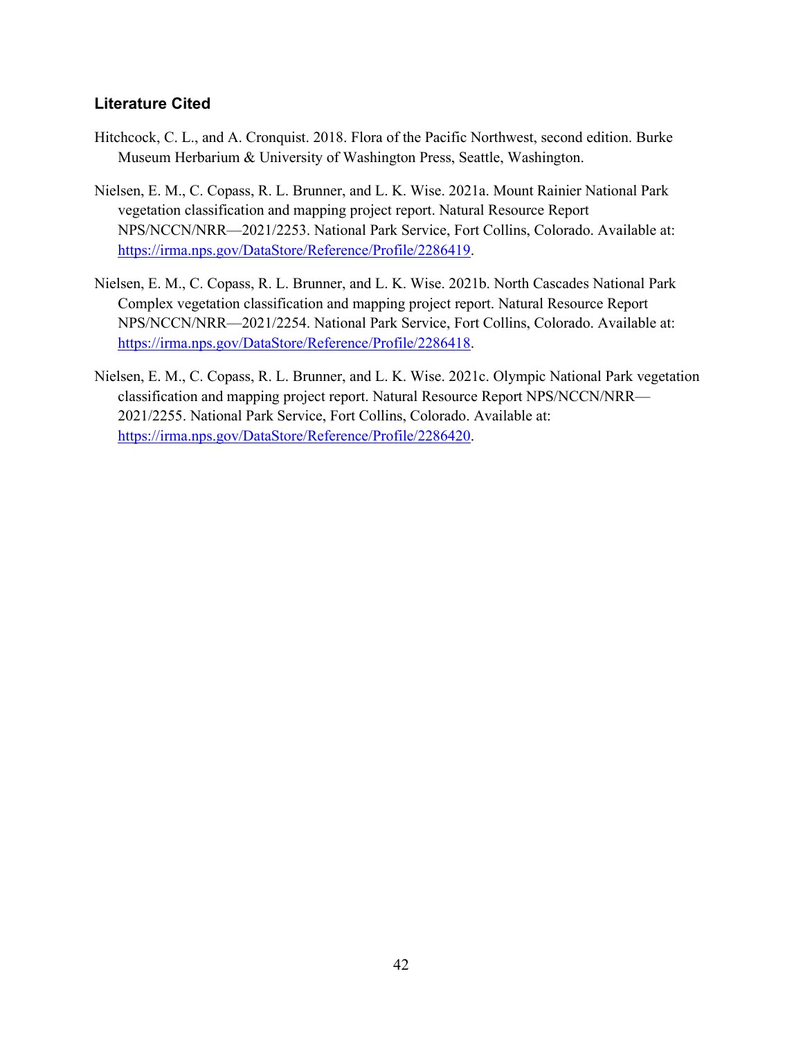### Literature Cited

Hitchcock, C. L., and A. Cronquist. 2018. Flora of the Pacific Northwest, second edition. Burke Museum Herbarium & University of Washington Press, Seattle, Washington.

Nielsen, E. M., C. Copass, R. L. Brunner, and L. K. Wise. 2021a. Mount Rainier National Park vegetation classification and mapping project report. Natural Resource Report NPS/NCCN/NRR—2021/2253. National Park Service, Fort Collins, Colorado. Available at: https://irma.nps.gov/DataStore/Reference/Profile/2286419.

Nielsen, E. M., C. Copass, R. L. Brunner, and L. K. Wise. 2021b. North Cascades National Park Complex vegetation classification and mapping project report. Natural Resource Report NPS/NCCN/NRR—2021/2254. National Park Service, Fort Collins, Colorado. Available at: https://irma.nps.gov/DataStore/Reference/Profile/2286418.

Nielsen, E. M., C. Copass, R. L. Brunner, and L. K. Wise. 2021c. Olympic National Park vegetation classification and mapping project report. Natural Resource Report NPS/NCCN/NRR—2021/2255. National Park Service, Fort Collins, Colorado. Available at: https://irma.nps.gov/DataStore/Reference/Profile/2286420.